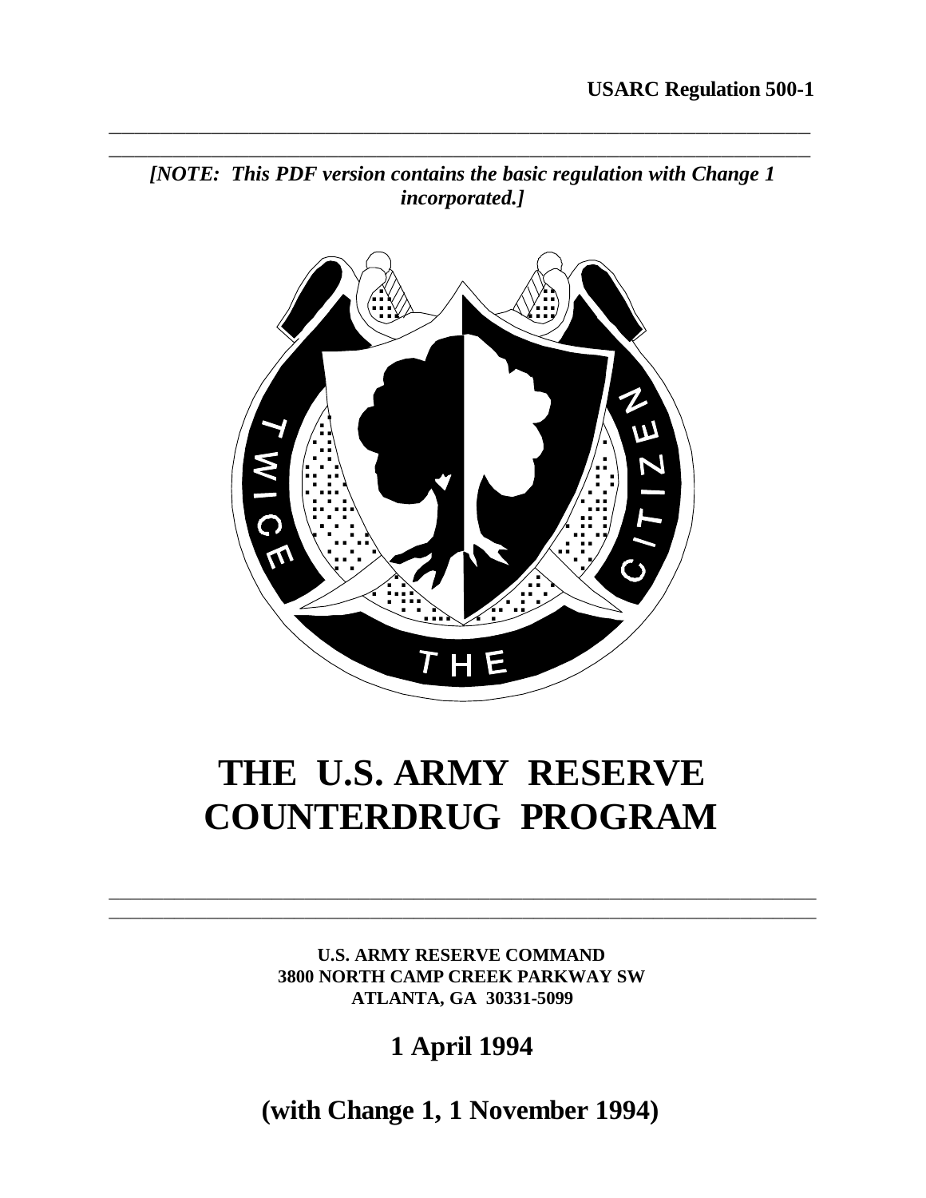**USARC Regulation 500-1**

---

*[NOTE: This PDF version contains the basic regulation with Change 1 incorporated.]*

# THE U.S. ARMY RESERVE COUNTERDRUG PROGRAM

---

**U.S. ARMY RESERVE COMMAND**
**3800 NORTH CAMP CREEK PARKWAY SW**
**ATLANTA, GA 30331-5099**

## 1 April 1994

## (with Change 1, 1 November 1994)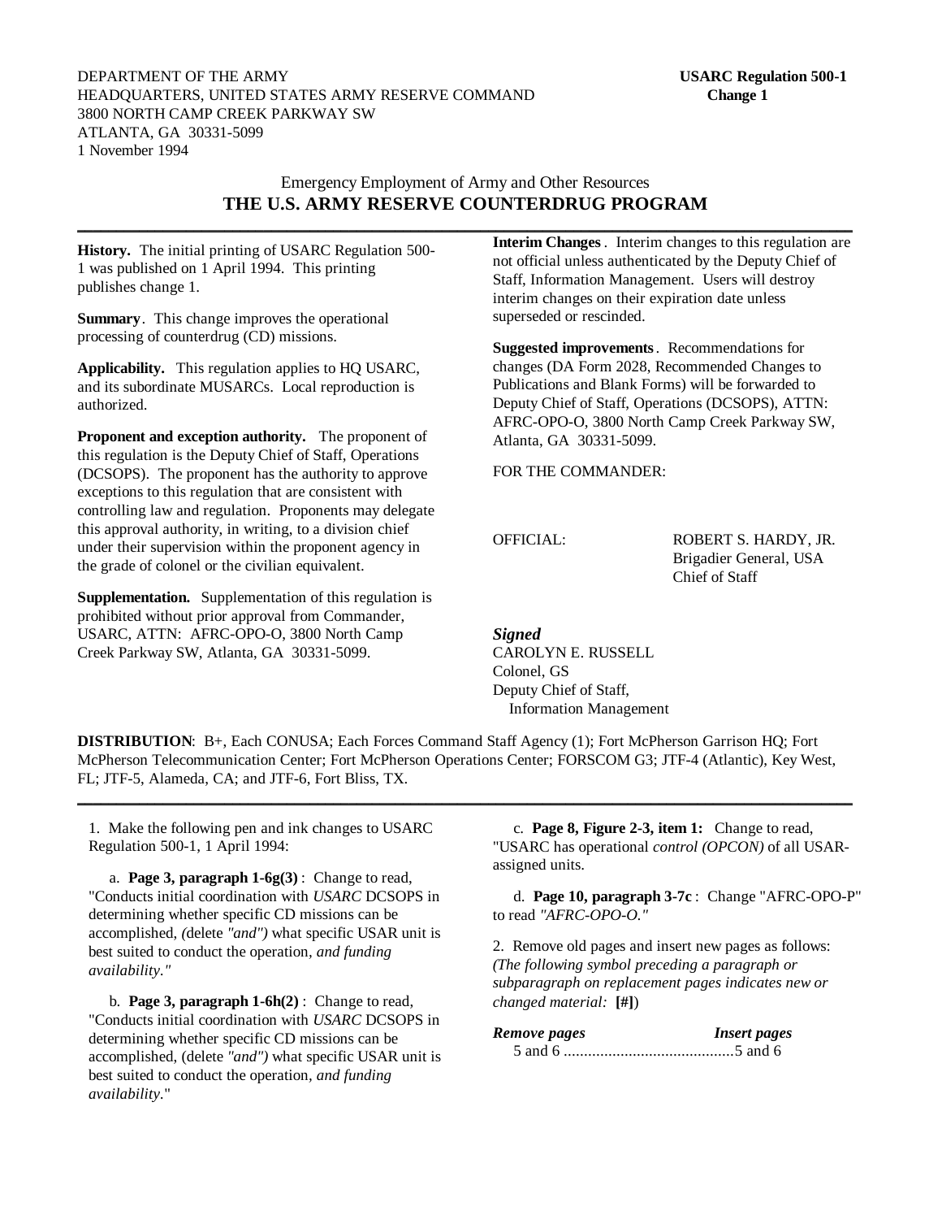DEPARTMENT OF THE ARMY
HEADQUARTERS, UNITED STATES ARMY RESERVE COMMAND
3800 NORTH CAMP CREEK PARKWAY SW
ATLANTA, GA 30331-5099
1 November 1994

**USARC Regulation 500-1**
**Change 1**

Emergency Employment of Army and Other Resources

# THE U.S. ARMY RESERVE COUNTERDRUG PROGRAM

---

**History.** The initial printing of USARC Regulation 500-1 was published on 1 April 1994. This printing publishes change 1.

**Summary**. This change improves the operational processing of counterdrug (CD) missions.

**Applicability.** This regulation applies to HQ USARC, and its subordinate MUSARCs. Local reproduction is authorized.

**Proponent and exception authority.** The proponent of this regulation is the Deputy Chief of Staff, Operations (DCSOPS). The proponent has the authority to approve exceptions to this regulation that are consistent with controlling law and regulation. Proponents may delegate this approval authority, in writing, to a division chief under their supervision within the proponent agency in the grade of colonel or the civilian equivalent.

**Supplementation.** Supplementation of this regulation is prohibited without prior approval from Commander, USARC, ATTN: AFRC-OPO-O, 3800 North Camp Creek Parkway SW, Atlanta, GA 30331-5099.

**Interim Changes**. Interim changes to this regulation are not official unless authenticated by the Deputy Chief of Staff, Information Management. Users will destroy interim changes on their expiration date unless superseded or rescinded.

**Suggested improvements**. Recommendations for changes (DA Form 2028, Recommended Changes to Publications and Blank Forms) will be forwarded to Deputy Chief of Staff, Operations (DCSOPS), ATTN: AFRC-OPO-O, 3800 North Camp Creek Parkway SW, Atlanta, GA 30331-5099.

FOR THE COMMANDER:

ROBERT S. HARDY, JR.
Brigadier General, USA
Chief of Staff

OFFICIAL:

*Signed*
CAROLYN E. RUSSELL
Colonel, GS
Deputy Chief of Staff,
Information Management

**DISTRIBUTION**: B+, Each CONUSA; Each Forces Command Staff Agency (1); Fort McPherson Garrison HQ; Fort McPherson Telecommunication Center; Fort McPherson Operations Center; FORSCOM G3; JTF-4 (Atlantic), Key West, FL; JTF-5, Alameda, CA; and JTF-6, Fort Bliss, TX.

---

1. Make the following pen and ink changes to USARC Regulation 500-1, 1 April 1994:

a. **Page 3, paragraph 1-6g(3)**: Change to read, "Conducts initial coordination with *USARC* DCSOPS in determining whether specific CD missions can be accomplished, *(*delete *"and")* what specific USAR unit is best suited to conduct the operation*, and funding availability."*

b. **Page 3, paragraph 1-6h(2)**: Change to read, "Conducts initial coordination with *USARC* DCSOPS in determining whether specific CD missions can be accomplished, (delete *"and")* what specific USAR unit is best suited to conduct the operation*, and funding availability*."

c. **Page 8, Figure 2-3, item 1:** Change to read, "USARC has operational *control (OPCON)* of all USAR-assigned units.

d. **Page 10, paragraph 3-7c**: Change "AFRC-OPO-P" to read *"AFRC-OPO-O."*

2. Remove old pages and insert new pages as follows: *(The following symbol preceding a paragraph or subparagraph on replacement pages indicates new or changed material:* **[#]**)

| *Remove pages* | *Insert pages* |
|---|---|
| 5 and 6 | 5 and 6 |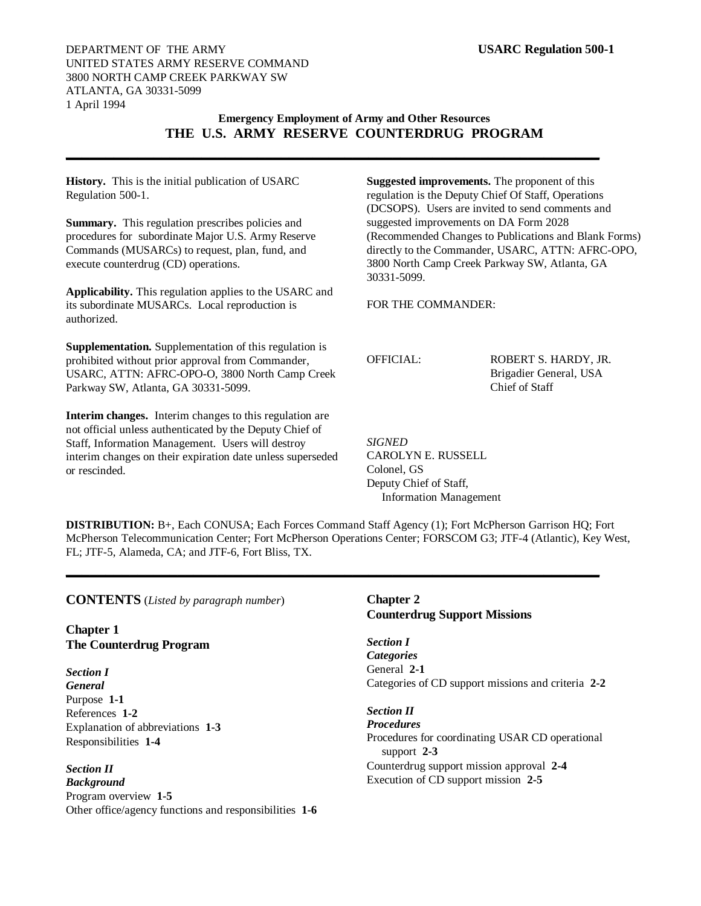DEPARTMENT OF THE ARMY
UNITED STATES ARMY RESERVE COMMAND
3800 NORTH CAMP CREEK PARKWAY SW
ATLANTA, GA 30331-5099
1 April 1994

**USARC Regulation 500-1**

**Emergency Employment of Army and Other Resources**

# THE U.S. ARMY RESERVE COUNTERDRUG PROGRAM

---

**History.** This is the initial publication of USARC Regulation 500-1.

**Summary.** This regulation prescribes policies and procedures for subordinate Major U.S. Army Reserve Commands (MUSARCs) to request, plan, fund, and execute counterdrug (CD) operations.

**Applicability.** This regulation applies to the USARC and its subordinate MUSARCs. Local reproduction is authorized.

**Supplementation.** Supplementation of this regulation is prohibited without prior approval from Commander, USARC, ATTN: AFRC-OPO-O, 3800 North Camp Creek Parkway SW, Atlanta, GA 30331-5099.

**Interim changes.** Interim changes to this regulation are not official unless authenticated by the Deputy Chief of Staff, Information Management. Users will destroy interim changes on their expiration date unless superseded or rescinded.

**Suggested improvements.** The proponent of this regulation is the Deputy Chief Of Staff, Operations (DCSOPS). Users are invited to send comments and suggested improvements on DA Form 2028 (Recommended Changes to Publications and Blank Forms) directly to the Commander, USARC, ATTN: AFRC-OPO, 3800 North Camp Creek Parkway SW, Atlanta, GA 30331-5099.

FOR THE COMMANDER:

OFFICIAL:

ROBERT S. HARDY, JR.
Brigadier General, USA
Chief of Staff

*SIGNED*
CAROLYN E. RUSSELL
Colonel, GS
Deputy Chief of Staff,
Information Management

**DISTRIBUTION:** B+, Each CONUSA; Each Forces Command Staff Agency (1); Fort McPherson Garrison HQ; Fort McPherson Telecommunication Center; Fort McPherson Operations Center; FORSCOM G3; JTF-4 (Atlantic), Key West, FL; JTF-5, Alameda, CA; and JTF-6, Fort Bliss, TX.

---

## CONTENTS (*Listed by paragraph number*)

**Chapter 1**
**The Counterdrug Program**

***Section I***
***General***
Purpose **1-1**
References **1-2**
Explanation of abbreviations **1-3**
Responsibilities **1-4**

***Section II***
***Background***
Program overview **1-5**
Other office/agency functions and responsibilities **1-6**

**Chapter 2**
**Counterdrug Support Missions**

***Section I***
***Categories***
General **2-1**
Categories of CD support missions and criteria **2-2**

***Section II***
***Procedures***
Procedures for coordinating USAR CD operational support **2-3**
Counterdrug support mission approval **2-4**
Execution of CD support mission **2-5**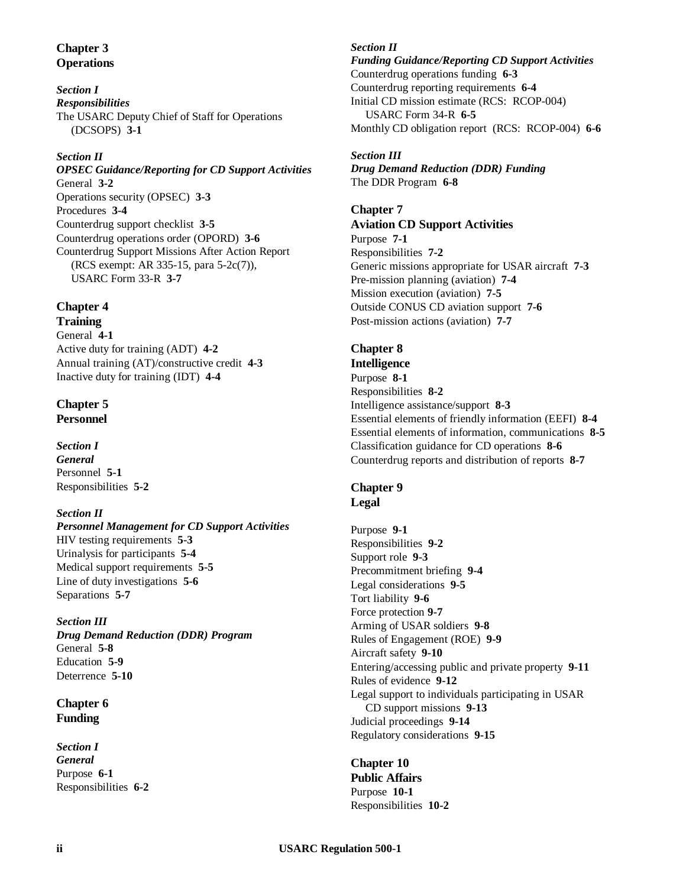**Chapter 3**
**Operations**

***Section I***
***Responsibilities***
The USARC Deputy Chief of Staff for Operations (DCSOPS) **3-1**

***Section II***
***OPSEC Guidance/Reporting for CD Support Activities***
General **3-2**
Operations security (OPSEC) **3-3**
Procedures **3-4**
Counterdrug support checklist **3-5**
Counterdrug operations order (OPORD) **3-6**
Counterdrug Support Missions After Action Report (RCS exempt: AR 335-15, para 5-2c(7)), USARC Form 33-R **3-7**

**Chapter 4**
**Training**
General **4-1**
Active duty for training (ADT) **4-2**
Annual training (AT)/constructive credit **4-3**
Inactive duty for training (IDT) **4-4**

**Chapter 5**
**Personnel**

***Section I***
***General***
Personnel **5-1**
Responsibilities **5-2**

***Section II***
***Personnel Management for CD Support Activities***
HIV testing requirements **5-3**
Urinalysis for participants **5-4**
Medical support requirements **5-5**
Line of duty investigations **5-6**
Separations **5-7**

***Section III***
***Drug Demand Reduction (DDR) Program***
General **5-8**
Education **5-9**
Deterrence **5-10**

**Chapter 6**
**Funding**

***Section I***
***General***
Purpose **6-1**
Responsibilities **6-2**

***Section II***
***Funding Guidance/Reporting CD Support Activities***
Counterdrug operations funding **6-3**
Counterdrug reporting requirements **6-4**
Initial CD mission estimate (RCS: RCOP-004) USARC Form 34-R **6-5**
Monthly CD obligation report (RCS: RCOP-004) **6-6**

***Section III***
***Drug Demand Reduction (DDR) Funding***
The DDR Program **6-8**

**Chapter 7**
**Aviation CD Support Activities**
Purpose **7-1**
Responsibilities **7-2**
Generic missions appropriate for USAR aircraft **7-3**
Pre-mission planning (aviation) **7-4**
Mission execution (aviation) **7-5**
Outside CONUS CD aviation support **7-6**
Post-mission actions (aviation) **7-7**

**Chapter 8**
**Intelligence**
Purpose **8-1**
Responsibilities **8-2**
Intelligence assistance/support **8-3**
Essential elements of friendly information (EEFI) **8-4**
Essential elements of information, communications **8-5**
Classification guidance for CD operations **8-6**
Counterdrug reports and distribution of reports **8-7**

**Chapter 9**
**Legal**

Purpose **9-1**
Responsibilities **9-2**
Support role **9-3**
Precommitment briefing **9-4**
Legal considerations **9-5**
Tort liability **9-6**
Force protection **9-7**
Arming of USAR soldiers **9-8**
Rules of Engagement (ROE) **9-9**
Aircraft safety **9-10**
Entering/accessing public and private property **9-11**
Rules of evidence **9-12**
Legal support to individuals participating in USAR CD support missions **9-13**
Judicial proceedings **9-14**
Regulatory considerations **9-15**

**Chapter 10**
**Public Affairs**
Purpose **10-1**
Responsibilities **10-2**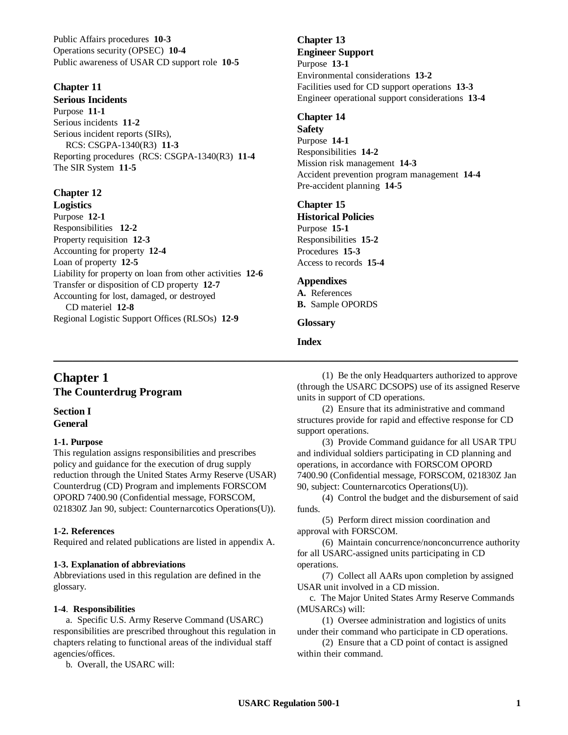Public Affairs procedures **10-3**
Operations security (OPSEC) **10-4**
Public awareness of USAR CD support role **10-5**

**Chapter 11**
**Serious Incidents**
Purpose **11-1**
Serious incidents **11-2**
Serious incident reports (SIRs), RCS: CSGPA-1340(R3) **11-3**
Reporting procedures (RCS: CSGPA-1340(R3) **11-4**
The SIR System **11-5**

**Chapter 12**
**Logistics**
Purpose **12-1**
Responsibilities **12-2**
Property requisition **12-3**
Accounting for property **12-4**
Loan of property **12-5**
Liability for property on loan from other activities **12-6**
Transfer or disposition of CD property **12-7**
Accounting for lost, damaged, or destroyed CD materiel **12-8**
Regional Logistic Support Offices (RLSOs) **12-9**

**Chapter 13**
**Engineer Support**
Purpose **13-1**
Environmental considerations **13-2**
Facilities used for CD support operations **13-3**
Engineer operational support considerations **13-4**

**Chapter 14**
**Safety**
Purpose **14-1**
Responsibilities **14-2**
Mission risk management **14-3**
Accident prevention program management **14-4**
Pre-accident planning **14-5**

**Chapter 15**
**Historical Policies**
Purpose **15-1**
Responsibilities **15-2**
Procedures **15-3**
Access to records **15-4**

**Appendixes**
**A.** References
**B.** Sample OPORDS

**Glossary**

**Index**

---

# Chapter 1
## The Counterdrug Program

### Section I
### General

**1-1. Purpose**
This regulation assigns responsibilities and prescribes policy and guidance for the execution of drug supply reduction through the United States Army Reserve (USAR) Counterdrug (CD) Program and implements FORSCOM OPORD 7400.90 (Confidential message, FORSCOM, 021830Z Jan 90, subject: Counternarcotics Operations(U)).

**1-2. References**
Required and related publications are listed in appendix A.

**1-3. Explanation of abbreviations**
Abbreviations used in this regulation are defined in the glossary.

**1-4**. **Responsibilities**

a. Specific U.S. Army Reserve Command (USARC) responsibilities are prescribed throughout this regulation in chapters relating to functional areas of the individual staff agencies/offices.

b. Overall, the USARC will:

(1) Be the only Headquarters authorized to approve (through the USARC DCSOPS) use of its assigned Reserve units in support of CD operations.

(2) Ensure that its administrative and command structures provide for rapid and effective response for CD support operations.

(3) Provide Command guidance for all USAR TPU and individual soldiers participating in CD planning and operations, in accordance with FORSCOM OPORD 7400.90 (Confidential message, FORSCOM, 021830Z Jan 90, subject: Counternarcotics Operations(U)).

(4) Control the budget and the disbursement of said funds.

(5) Perform direct mission coordination and approval with FORSCOM.

(6) Maintain concurrence/nonconcurrence authority for all USARC-assigned units participating in CD operations.

(7) Collect all AARs upon completion by assigned USAR unit involved in a CD mission.

c. The Major United States Army Reserve Commands (MUSARCs) will:

(1) Oversee administration and logistics of units under their command who participate in CD operations.

(2) Ensure that a CD point of contact is assigned within their command.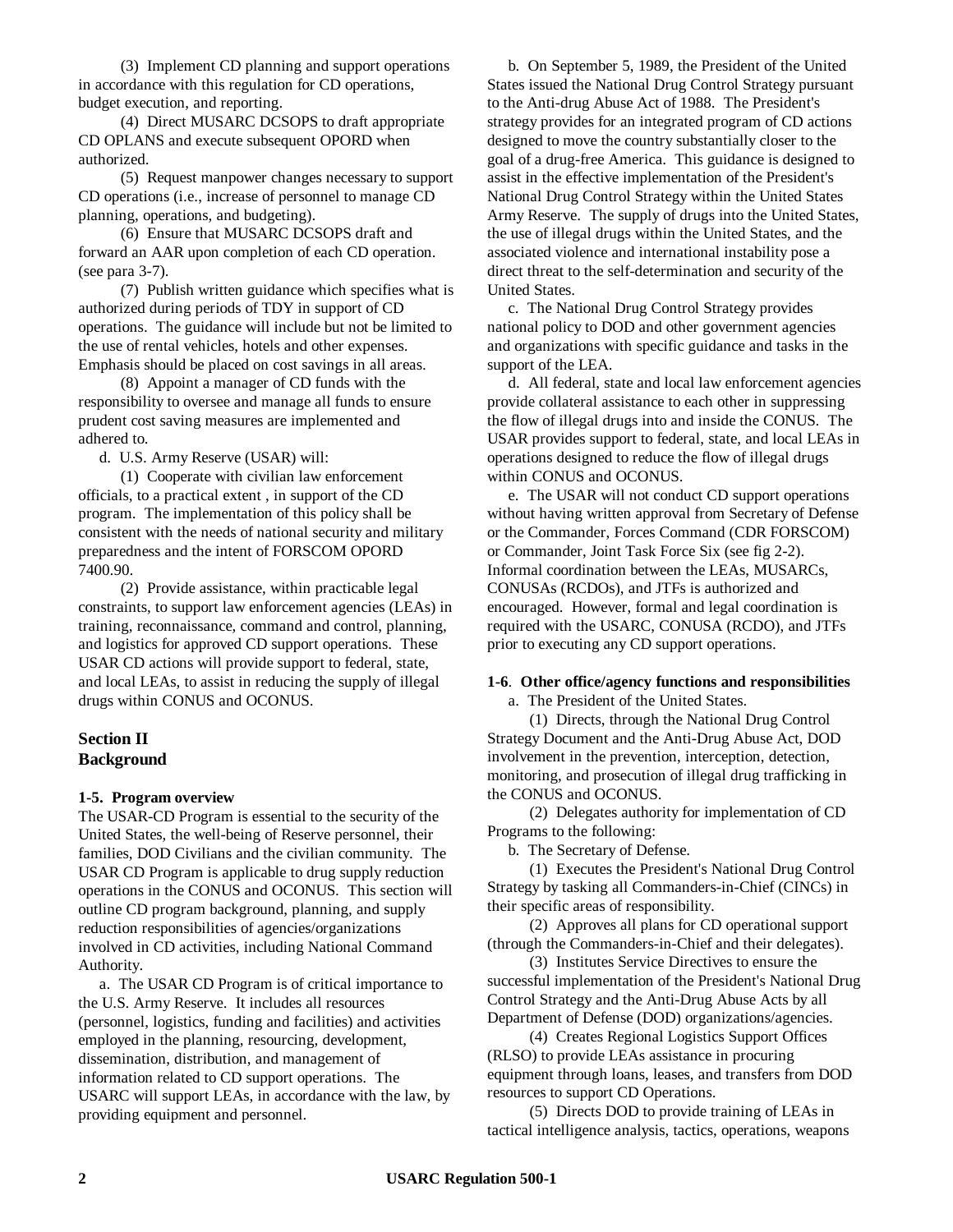(3) Implement CD planning and support operations in accordance with this regulation for CD operations, budget execution, and reporting.

(4) Direct MUSARC DCSOPS to draft appropriate CD OPLANS and execute subsequent OPORD when authorized.

(5) Request manpower changes necessary to support CD operations (i.e., increase of personnel to manage CD planning, operations, and budgeting).

(6) Ensure that MUSARC DCSOPS draft and forward an AAR upon completion of each CD operation. (see para 3-7).

(7) Publish written guidance which specifies what is authorized during periods of TDY in support of CD operations. The guidance will include but not be limited to the use of rental vehicles, hotels and other expenses. Emphasis should be placed on cost savings in all areas.

(8) Appoint a manager of CD funds with the responsibility to oversee and manage all funds to ensure prudent cost saving measures are implemented and adhered to.

d. U.S. Army Reserve (USAR) will:

(1) Cooperate with civilian law enforcement officials, to a practical extent , in support of the CD program. The implementation of this policy shall be consistent with the needs of national security and military preparedness and the intent of FORSCOM OPORD 7400.90.

(2) Provide assistance, within practicable legal constraints, to support law enforcement agencies (LEAs) in training, reconnaissance, command and control, planning, and logistics for approved CD support operations. These USAR CD actions will provide support to federal, state, and local LEAs, to assist in reducing the supply of illegal drugs within CONUS and OCONUS.

## Section II
## Background

**1-5. Program overview**

The USAR-CD Program is essential to the security of the United States, the well-being of Reserve personnel, their families, DOD Civilians and the civilian community. The USAR CD Program is applicable to drug supply reduction operations in the CONUS and OCONUS. This section will outline CD program background, planning, and supply reduction responsibilities of agencies/organizations involved in CD activities, including National Command Authority.

a. The USAR CD Program is of critical importance to the U.S. Army Reserve. It includes all resources (personnel, logistics, funding and facilities) and activities employed in the planning, resourcing, development, dissemination, distribution, and management of information related to CD support operations. The USARC will support LEAs, in accordance with the law, by providing equipment and personnel.

b. On September 5, 1989, the President of the United States issued the National Drug Control Strategy pursuant to the Anti-drug Abuse Act of 1988. The President's strategy provides for an integrated program of CD actions designed to move the country substantially closer to the goal of a drug-free America. This guidance is designed to assist in the effective implementation of the President's National Drug Control Strategy within the United States Army Reserve. The supply of drugs into the United States, the use of illegal drugs within the United States, and the associated violence and international instability pose a direct threat to the self-determination and security of the United States.

c. The National Drug Control Strategy provides national policy to DOD and other government agencies and organizations with specific guidance and tasks in the support of the LEA.

d. All federal, state and local law enforcement agencies provide collateral assistance to each other in suppressing the flow of illegal drugs into and inside the CONUS. The USAR provides support to federal, state, and local LEAs in operations designed to reduce the flow of illegal drugs within CONUS and OCONUS.

e. The USAR will not conduct CD support operations without having written approval from Secretary of Defense or the Commander, Forces Command (CDR FORSCOM) or Commander, Joint Task Force Six (see fig 2-2). Informal coordination between the LEAs, MUSARCs, CONUSAs (RCDOs), and JTFs is authorized and encouraged. However, formal and legal coordination is required with the USARC, CONUSA (RCDO), and JTFs prior to executing any CD support operations.

**1-6. Other office/agency functions and responsibilities**

a. The President of the United States.

(1) Directs, through the National Drug Control Strategy Document and the Anti-Drug Abuse Act, DOD involvement in the prevention, interception, detection, monitoring, and prosecution of illegal drug trafficking in the CONUS and OCONUS.

(2) Delegates authority for implementation of CD Programs to the following:

b. The Secretary of Defense.

(1) Executes the President's National Drug Control Strategy by tasking all Commanders-in-Chief (CINCs) in their specific areas of responsibility.

(2) Approves all plans for CD operational support (through the Commanders-in-Chief and their delegates).

(3) Institutes Service Directives to ensure the successful implementation of the President's National Drug Control Strategy and the Anti-Drug Abuse Acts by all Department of Defense (DOD) organizations/agencies.

(4) Creates Regional Logistics Support Offices (RLSO) to provide LEAs assistance in procuring equipment through loans, leases, and transfers from DOD resources to support CD Operations.

(5) Directs DOD to provide training of LEAs in tactical intelligence analysis, tactics, operations, weapons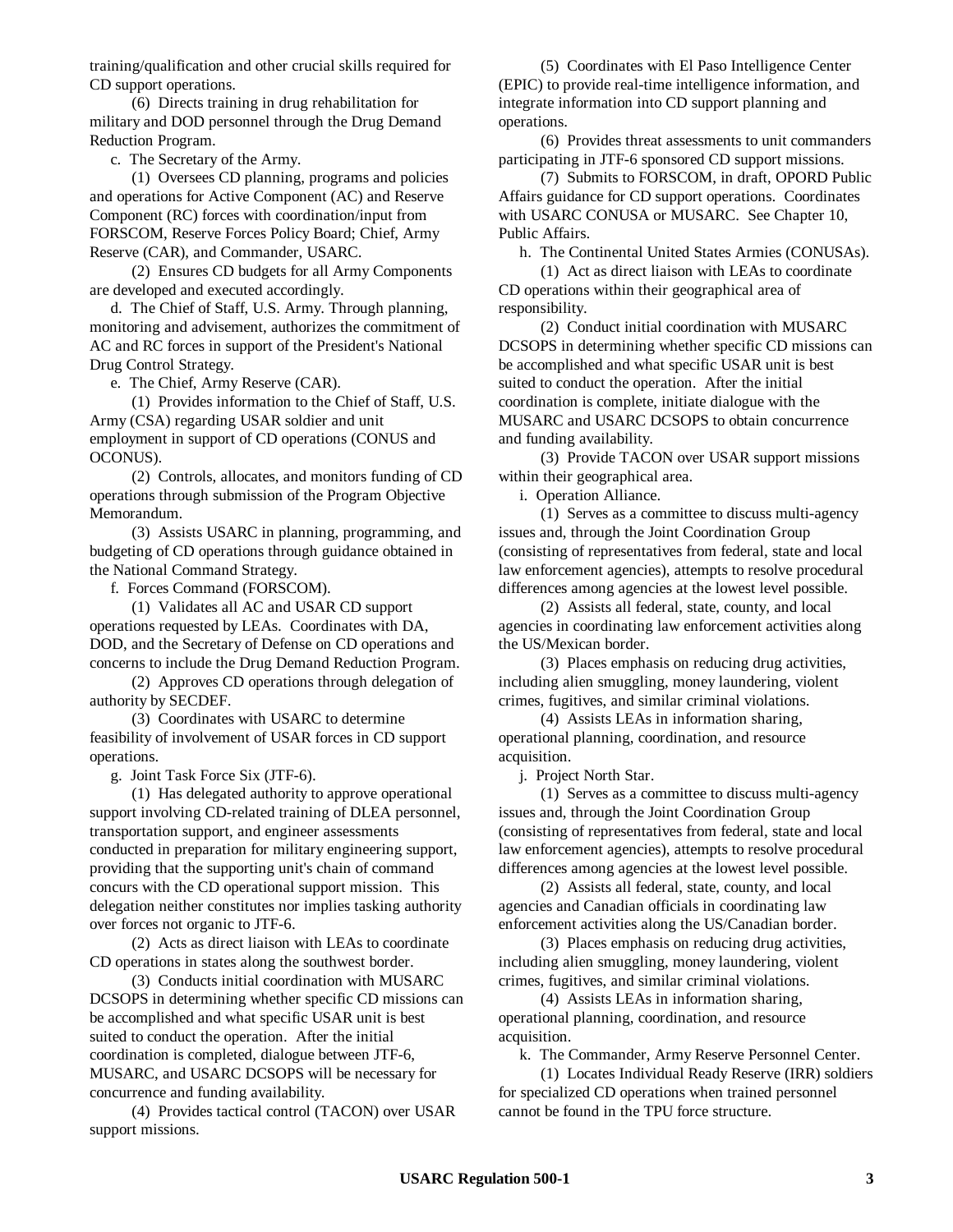training/qualification and other crucial skills required for CD support operations.

(6) Directs training in drug rehabilitation for military and DOD personnel through the Drug Demand Reduction Program.

c. The Secretary of the Army.

(1) Oversees CD planning, programs and policies and operations for Active Component (AC) and Reserve Component (RC) forces with coordination/input from FORSCOM, Reserve Forces Policy Board; Chief, Army Reserve (CAR), and Commander, USARC.

(2) Ensures CD budgets for all Army Components are developed and executed accordingly.

d. The Chief of Staff, U.S. Army. Through planning, monitoring and advisement, authorizes the commitment of AC and RC forces in support of the President's National Drug Control Strategy.

e. The Chief, Army Reserve (CAR).

(1) Provides information to the Chief of Staff, U.S. Army (CSA) regarding USAR soldier and unit employment in support of CD operations (CONUS and OCONUS).

(2) Controls, allocates, and monitors funding of CD operations through submission of the Program Objective Memorandum.

(3) Assists USARC in planning, programming, and budgeting of CD operations through guidance obtained in the National Command Strategy.

f. Forces Command (FORSCOM).

(1) Validates all AC and USAR CD support operations requested by LEAs. Coordinates with DA, DOD, and the Secretary of Defense on CD operations and concerns to include the Drug Demand Reduction Program.

(2) Approves CD operations through delegation of authority by SECDEF.

(3) Coordinates with USARC to determine feasibility of involvement of USAR forces in CD support operations.

g. Joint Task Force Six (JTF-6).

(1) Has delegated authority to approve operational support involving CD-related training of DLEA personnel, transportation support, and engineer assessments conducted in preparation for military engineering support, providing that the supporting unit's chain of command concurs with the CD operational support mission. This delegation neither constitutes nor implies tasking authority over forces not organic to JTF-6.

(2) Acts as direct liaison with LEAs to coordinate CD operations in states along the southwest border.

(3) Conducts initial coordination with MUSARC DCSOPS in determining whether specific CD missions can be accomplished and what specific USAR unit is best suited to conduct the operation. After the initial coordination is completed, dialogue between JTF-6, MUSARC, and USARC DCSOPS will be necessary for concurrence and funding availability.

(4) Provides tactical control (TACON) over USAR support missions.

(5) Coordinates with El Paso Intelligence Center (EPIC) to provide real-time intelligence information, and integrate information into CD support planning and operations.

(6) Provides threat assessments to unit commanders participating in JTF-6 sponsored CD support missions.

(7) Submits to FORSCOM, in draft, OPORD Public Affairs guidance for CD support operations. Coordinates with USARC CONUSA or MUSARC. See Chapter 10, Public Affairs.

h. The Continental United States Armies (CONUSAs).

(1) Act as direct liaison with LEAs to coordinate CD operations within their geographical area of responsibility.

(2) Conduct initial coordination with MUSARC DCSOPS in determining whether specific CD missions can be accomplished and what specific USAR unit is best suited to conduct the operation. After the initial coordination is complete, initiate dialogue with the MUSARC and USARC DCSOPS to obtain concurrence and funding availability.

(3) Provide TACON over USAR support missions within their geographical area.

i. Operation Alliance.

(1) Serves as a committee to discuss multi-agency issues and, through the Joint Coordination Group (consisting of representatives from federal, state and local law enforcement agencies), attempts to resolve procedural differences among agencies at the lowest level possible.

(2) Assists all federal, state, county, and local agencies in coordinating law enforcement activities along the US/Mexican border.

(3) Places emphasis on reducing drug activities, including alien smuggling, money laundering, violent crimes, fugitives, and similar criminal violations.

(4) Assists LEAs in information sharing, operational planning, coordination, and resource acquisition.

j. Project North Star.

(1) Serves as a committee to discuss multi-agency issues and, through the Joint Coordination Group (consisting of representatives from federal, state and local law enforcement agencies), attempts to resolve procedural differences among agencies at the lowest level possible.

(2) Assists all federal, state, county, and local agencies and Canadian officials in coordinating law enforcement activities along the US/Canadian border.

(3) Places emphasis on reducing drug activities, including alien smuggling, money laundering, violent crimes, fugitives, and similar criminal violations.

(4) Assists LEAs in information sharing, operational planning, coordination, and resource acquisition.

k. The Commander, Army Reserve Personnel Center.

(1) Locates Individual Ready Reserve (IRR) soldiers for specialized CD operations when trained personnel cannot be found in the TPU force structure.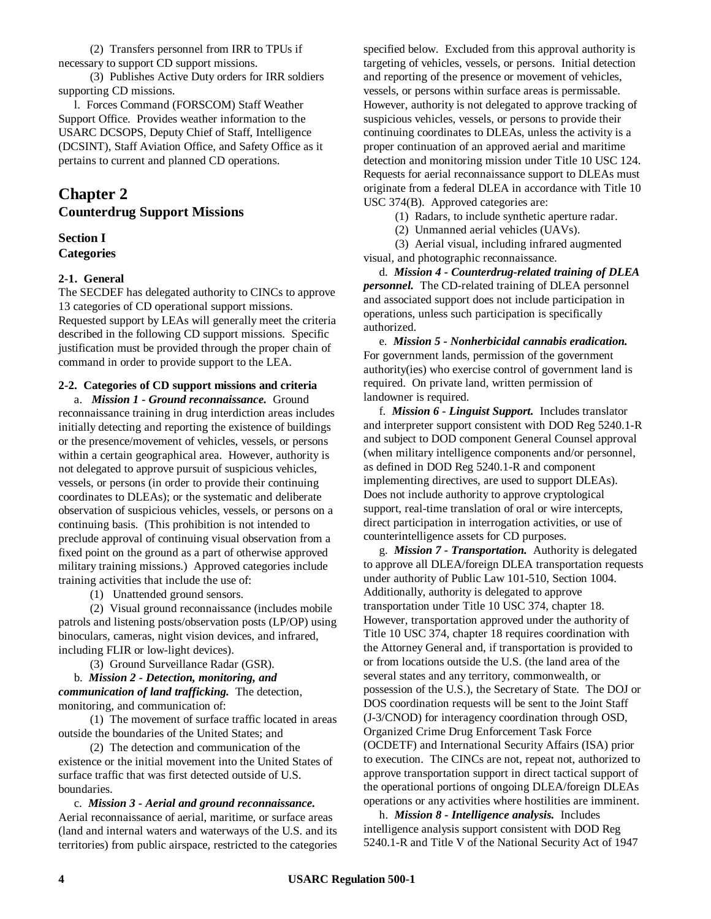(2) Transfers personnel from IRR to TPUs if necessary to support CD support missions.

(3) Publishes Active Duty orders for IRR soldiers supporting CD missions.

l. Forces Command (FORSCOM) Staff Weather Support Office. Provides weather information to the USARC DCSOPS, Deputy Chief of Staff, Intelligence (DCSINT), Staff Aviation Office, and Safety Office as it pertains to current and planned CD operations.

# Chapter 2
# Counterdrug Support Missions

## Section I
## Categories

### 2-1. General

The SECDEF has delegated authority to CINCs to approve 13 categories of CD operational support missions. Requested support by LEAs will generally meet the criteria described in the following CD support missions. Specific justification must be provided through the proper chain of command in order to provide support to the LEA.

### 2-2. Categories of CD support missions and criteria

a. ***Mission 1 - Ground reconnaissance.*** Ground reconnaissance training in drug interdiction areas includes initially detecting and reporting the existence of buildings or the presence/movement of vehicles, vessels, or persons within a certain geographical area. However, authority is not delegated to approve pursuit of suspicious vehicles, vessels, or persons (in order to provide their continuing coordinates to DLEAs); or the systematic and deliberate observation of suspicious vehicles, vessels, or persons on a continuing basis. (This prohibition is not intended to preclude approval of continuing visual observation from a fixed point on the ground as a part of otherwise approved military training missions.) Approved categories include training activities that include the use of:

(1) Unattended ground sensors.

(2) Visual ground reconnaissance (includes mobile patrols and listening posts/observation posts (LP/OP) using binoculars, cameras, night vision devices, and infrared, including FLIR or low-light devices).

(3) Ground Surveillance Radar (GSR).

b. ***Mission 2 - Detection, monitoring, and communication of land trafficking.*** The detection, monitoring, and communication of:

(1) The movement of surface traffic located in areas outside the boundaries of the United States; and

(2) The detection and communication of the existence or the initial movement into the United States of surface traffic that was first detected outside of U.S. boundaries.

c. ***Mission 3 - Aerial and ground reconnaissance.*** Aerial reconnaissance of aerial, maritime, or surface areas (land and internal waters and waterways of the U.S. and its territories) from public airspace, restricted to the categories specified below. Excluded from this approval authority is targeting of vehicles, vessels, or persons. Initial detection and reporting of the presence or movement of vehicles, vessels, or persons within surface areas is permissable. However, authority is not delegated to approve tracking of suspicious vehicles, vessels, or persons to provide their continuing coordinates to DLEAs, unless the activity is a proper continuation of an approved aerial and maritime detection and monitoring mission under Title 10 USC 124. Requests for aerial reconnaissance support to DLEAs must originate from a federal DLEA in accordance with Title 10 USC 374(B). Approved categories are:

(1) Radars, to include synthetic aperture radar.

(2) Unmanned aerial vehicles (UAVs).

(3) Aerial visual, including infrared augmented visual, and photographic reconnaissance.

d. ***Mission 4 - Counterdrug-related training of DLEA personnel.*** The CD-related training of DLEA personnel and associated support does not include participation in operations, unless such participation is specifically authorized.

e. ***Mission 5 - Nonherbicidal cannabis eradication.*** For government lands, permission of the government authority(ies) who exercise control of government land is required. On private land, written permission of landowner is required.

f. ***Mission 6 - Linguist Support.*** Includes translator and interpreter support consistent with DOD Reg 5240.1-R and subject to DOD component General Counsel approval (when military intelligence components and/or personnel, as defined in DOD Reg 5240.1-R and component implementing directives, are used to support DLEAs). Does not include authority to approve cryptological support, real-time translation of oral or wire intercepts, direct participation in interrogation activities, or use of counterintelligence assets for CD purposes.

g. ***Mission 7 - Transportation.*** Authority is delegated to approve all DLEA/foreign DLEA transportation requests under authority of Public Law 101-510, Section 1004. Additionally, authority is delegated to approve transportation under Title 10 USC 374, chapter 18. However, transportation approved under the authority of Title 10 USC 374, chapter 18 requires coordination with the Attorney General and, if transportation is provided to or from locations outside the U.S. (the land area of the several states and any territory, commonwealth, or possession of the U.S.), the Secretary of State. The DOJ or DOS coordination requests will be sent to the Joint Staff (J-3/CNOD) for interagency coordination through OSD, Organized Crime Drug Enforcement Task Force (OCDETF) and International Security Affairs (ISA) prior to execution. The CINCs are not, repeat not, authorized to approve transportation support in direct tactical support of the operational portions of ongoing DLEA/foreign DLEAs operations or any activities where hostilities are imminent.

h. ***Mission 8 - Intelligence analysis.*** Includes intelligence analysis support consistent with DOD Reg 5240.1-R and Title V of the National Security Act of 1947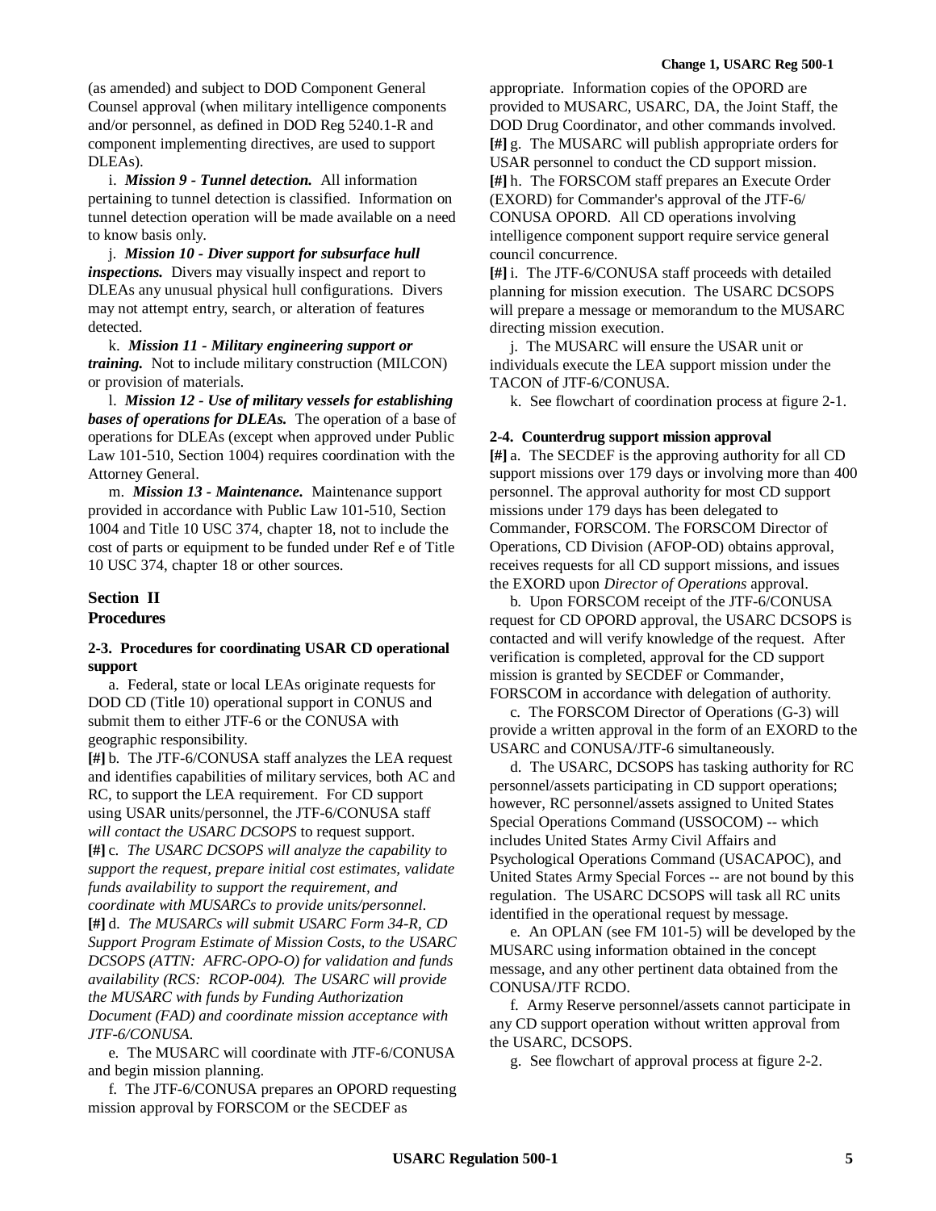(as amended) and subject to DOD Component General Counsel approval (when military intelligence components and/or personnel, as defined in DOD Reg 5240.1-R and component implementing directives, are used to support DLEAs).

i. ***Mission 9 - Tunnel detection.*** All information pertaining to tunnel detection is classified. Information on tunnel detection operation will be made available on a need to know basis only.

j. ***Mission 10 - Diver support for subsurface hull inspections.*** Divers may visually inspect and report to DLEAs any unusual physical hull configurations. Divers may not attempt entry, search, or alteration of features detected.

k. ***Mission 11 - Military engineering support or training.*** Not to include military construction (MILCON) or provision of materials.

l. ***Mission 12 - Use of military vessels for establishing bases of operations for DLEAs.*** The operation of a base of operations for DLEAs (except when approved under Public Law 101-510, Section 1004) requires coordination with the Attorney General.

m. ***Mission 13 - Maintenance.*** Maintenance support provided in accordance with Public Law 101-510, Section 1004 and Title 10 USC 374, chapter 18, not to include the cost of parts or equipment to be funded under Ref e of Title 10 USC 374, chapter 18 or other sources.

## Section II
## Procedures

### 2-3. Procedures for coordinating USAR CD operational support

a. Federal, state or local LEAs originate requests for DOD CD (Title 10) operational support in CONUS and submit them to either JTF-6 or the CONUSA with geographic responsibility.

**[#]** b. The JTF-6/CONUSA staff analyzes the LEA request and identifies capabilities of military services, both AC and RC, to support the LEA requirement. For CD support using USAR units/personnel, the JTF-6/CONUSA staff *will contact the USARC DCSOPS* to request support.

**[#]** c. *The USARC DCSOPS will analyze the capability to support the request, prepare initial cost estimates, validate funds availability to support the requirement, and coordinate with MUSARCs to provide units/personnel.*

**[#]** d. *The MUSARCs will submit USARC Form 34-R, CD Support Program Estimate of Mission Costs, to the USARC DCSOPS (ATTN: AFRC-OPO-O) for validation and funds availability (RCS: RCOP-004). The USARC will provide the MUSARC with funds by Funding Authorization Document (FAD) and coordinate mission acceptance with JTF-6/CONUSA.*

e. The MUSARC will coordinate with JTF-6/CONUSA and begin mission planning.

f. The JTF-6/CONUSA prepares an OPORD requesting mission approval by FORSCOM or the SECDEF as appropriate. Information copies of the OPORD are provided to MUSARC, USARC, DA, the Joint Staff, the DOD Drug Coordinator, and other commands involved.

**[#]** g. The MUSARC will publish appropriate orders for USAR personnel to conduct the CD support mission.

**[#]** h. The FORSCOM staff prepares an Execute Order (EXORD) for Commander's approval of the JTF-6/ CONUSA OPORD. All CD operations involving intelligence component support require service general council concurrence.

**[#]** i. The JTF-6/CONUSA staff proceeds with detailed planning for mission execution. The USARC DCSOPS will prepare a message or memorandum to the MUSARC directing mission execution.

j. The MUSARC will ensure the USAR unit or individuals execute the LEA support mission under the TACON of JTF-6/CONUSA.

k. See flowchart of coordination process at figure 2-1.

### 2-4. Counterdrug support mission approval

**[#]** a. The SECDEF is the approving authority for all CD support missions over 179 days or involving more than 400 personnel. The approval authority for most CD support missions under 179 days has been delegated to Commander, FORSCOM. The FORSCOM Director of Operations, CD Division (AFOP-OD) obtains approval, receives requests for all CD support missions, and issues the EXORD upon *Director of Operations* approval.

b. Upon FORSCOM receipt of the JTF-6/CONUSA request for CD OPORD approval, the USARC DCSOPS is contacted and will verify knowledge of the request. After verification is completed, approval for the CD support mission is granted by SECDEF or Commander, FORSCOM in accordance with delegation of authority.

c. The FORSCOM Director of Operations (G-3) will provide a written approval in the form of an EXORD to the USARC and CONUSA/JTF-6 simultaneously.

d. The USARC, DCSOPS has tasking authority for RC personnel/assets participating in CD support operations; however, RC personnel/assets assigned to United States Special Operations Command (USSOCOM) -- which includes United States Army Civil Affairs and Psychological Operations Command (USACAPOC), and United States Army Special Forces -- are not bound by this regulation. The USARC DCSOPS will task all RC units identified in the operational request by message.

e. An OPLAN (see FM 101-5) will be developed by the MUSARC using information obtained in the concept message, and any other pertinent data obtained from the CONUSA/JTF RCDO.

f. Army Reserve personnel/assets cannot participate in any CD support operation without written approval from the USARC, DCSOPS.

g. See flowchart of approval process at figure 2-2.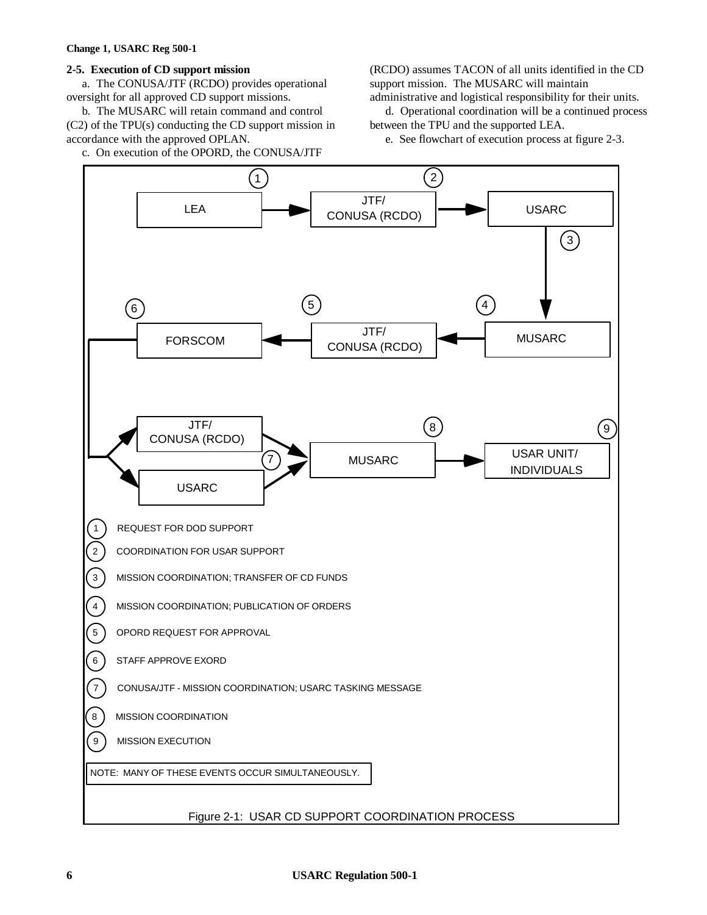## 2-5. Execution of CD support mission

a. The CONUSA/JTF (RCDO) provides operational oversight for all approved CD support missions.

b. The MUSARC will retain command and control (C2) of the TPU(s) conducting the CD support mission in accordance with the approved OPLAN.

c. On execution of the OPORD, the CONUSA/JTF (RCDO) assumes TACON of all units identified in the CD support mission. The MUSARC will maintain administrative and logistical responsibility for their units.

d. Operational coordination will be a continued process between the TPU and the supported LEA.

e. See flowchart of execution process at figure 2-3.

LEA → (1) JTF/CONUSA (RCDO) → (2) USARC → (3) MUSARC → (4) JTF/CONUSA (RCDO) → (5) FORSCOM → (6) JTF/CONUSA (RCDO) and USARC → (7) MUSARC → (8) USAR UNIT/INDIVIDUALS (9)

1. REQUEST FOR DOD SUPPORT
2. COORDINATION FOR USAR SUPPORT
3. MISSION COORDINATION; TRANSFER OF CD FUNDS
4. MISSION COORDINATION; PUBLICATION OF ORDERS
5. OPORD REQUEST FOR APPROVAL
6. STAFF APPROVE EXORD
7. CONUSA/JTF - MISSION COORDINATION; USARC TASKING MESSAGE
8. MISSION COORDINATION
9. MISSION EXECUTION

NOTE: MANY OF THESE EVENTS OCCUR SIMULTANEOUSLY.

Figure 2-1: USAR CD SUPPORT COORDINATION PROCESS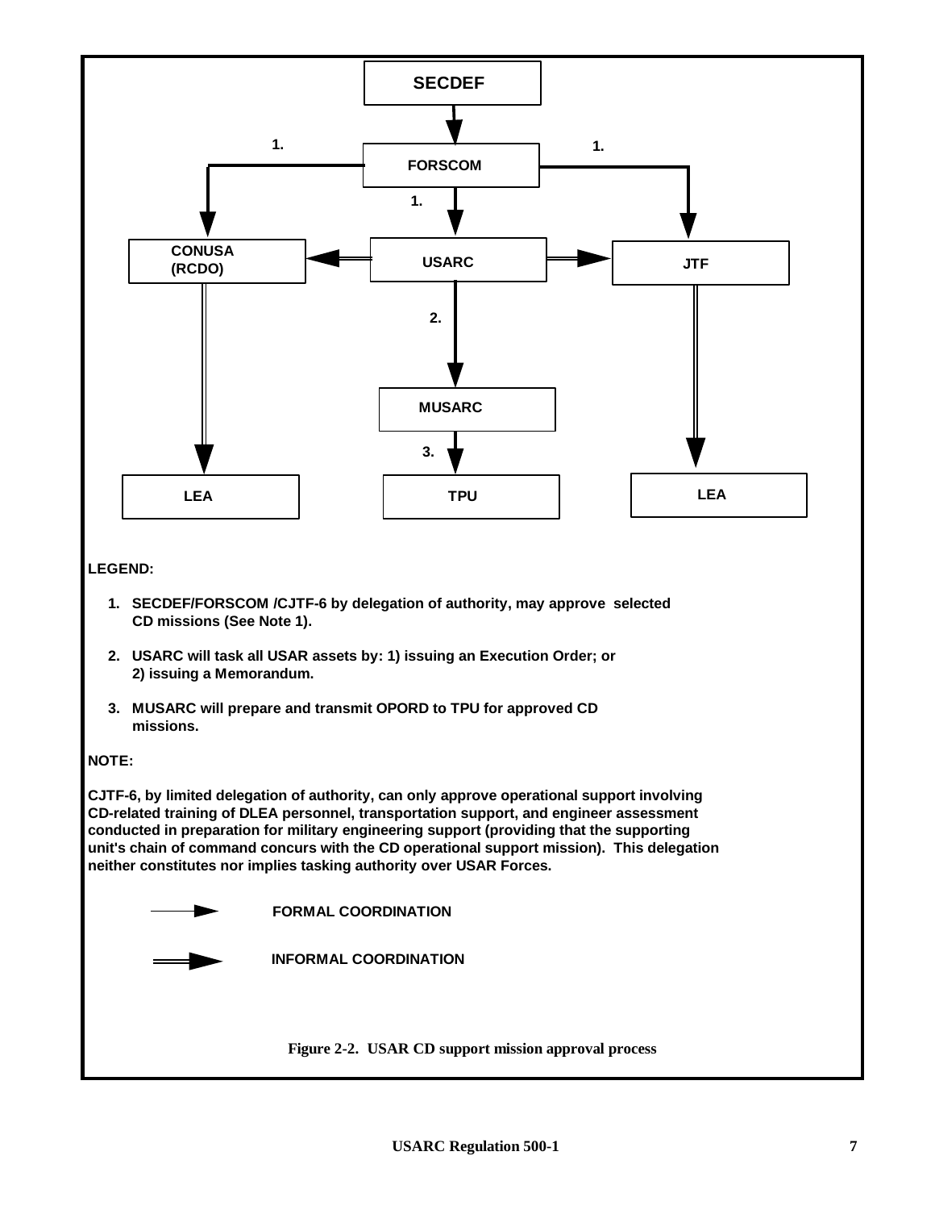SECDEF

FORSCOM

CONUSA (RCDO)

USARC

JTF

MUSARC

LEA

TPU

LEA

1.

1.

1.

2.

3.

**LEGEND:**

1. SECDEF/FORSCOM /CJTF-6 by delegation of authority, may approve selected CD missions (See Note 1).

2. USARC will task all USAR assets by: 1) issuing an Execution Order; or 2) issuing a Memorandum.

3. MUSARC will prepare and transmit OPORD to TPU for approved CD missions.

**NOTE:**

**CJTF-6, by limited delegation of authority, can only approve operational support involving CD-related training of DLEA personnel, transportation support, and engineer assessment conducted in preparation for military engineering support (providing that the supporting unit's chain of command concurs with the CD operational support mission). This delegation neither constitutes nor implies tasking authority over USAR Forces.**

FORMAL COORDINATION

INFORMAL COORDINATION

**Figure 2-2. USAR CD support mission approval process**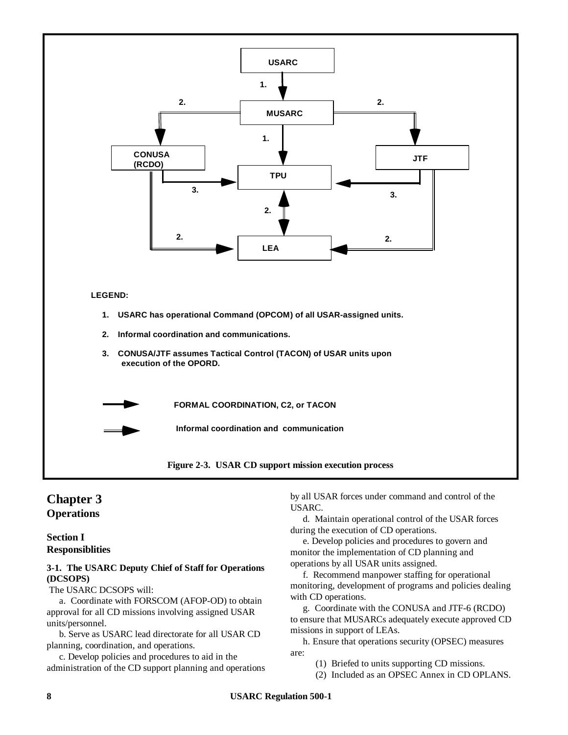USARC

1.

MUSARC

2. 2.

1.

CONUSA (RCDO)

JTF

TPU

3. 3.

2.

2. 2.

LEA

**LEGEND:**

1. **USARC has operational Command (OPCOM) of all USAR-assigned units.**
2. **Informal coordination and communications.**
3. **CONUSA/JTF assumes Tactical Control (TACON) of USAR units upon execution of the OPORD.**

**FORMAL COORDINATION, C2, or TACON**

**Informal coordination and communication**

**Figure 2-3. USAR CD support mission execution process**

# Chapter 3
## Operations

### Section I
### Responsiblities

#### 3-1. The USARC Deputy Chief of Staff for Operations (DCSOPS)

The USARC DCSOPS will:

a. Coordinate with FORSCOM (AFOP-OD) to obtain approval for all CD missions involving assigned USAR units/personnel.

b. Serve as USARC lead directorate for all USAR CD planning, coordination, and operations.

c. Develop policies and procedures to aid in the administration of the CD support planning and operations by all USAR forces under command and control of the USARC.

d. Maintain operational control of the USAR forces during the execution of CD operations.

e. Develop policies and procedures to govern and monitor the implementation of CD planning and operations by all USAR units assigned.

f. Recommend manpower staffing for operational monitoring, development of programs and policies dealing with CD operations.

g. Coordinate with the CONUSA and JTF-6 (RCDO) to ensure that MUSARCs adequately execute approved CD missions in support of LEAs.

h. Ensure that operations security (OPSEC) measures are:

(1) Briefed to units supporting CD missions.

(2) Included as an OPSEC Annex in CD OPLANS.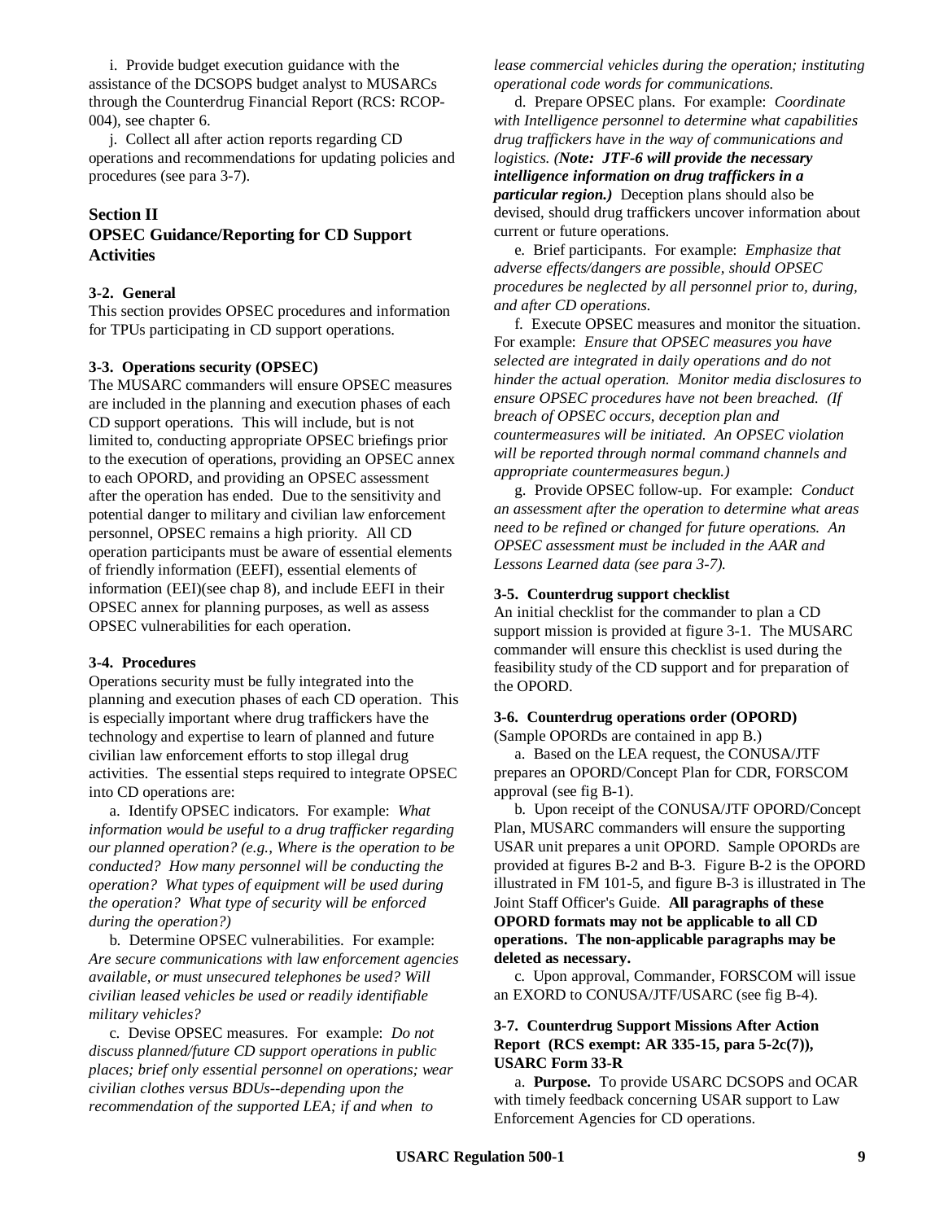i. Provide budget execution guidance with the assistance of the DCSOPS budget analyst to MUSARCs through the Counterdrug Financial Report (RCS: RCOP-004), see chapter 6.

j. Collect all after action reports regarding CD operations and recommendations for updating policies and procedures (see para 3-7).

## Section II
## OPSEC Guidance/Reporting for CD Support Activities

### 3-2. General

This section provides OPSEC procedures and information for TPUs participating in CD support operations.

### 3-3. Operations security (OPSEC)

The MUSARC commanders will ensure OPSEC measures are included in the planning and execution phases of each CD support operations. This will include, but is not limited to, conducting appropriate OPSEC briefings prior to the execution of operations, providing an OPSEC annex to each OPORD, and providing an OPSEC assessment after the operation has ended. Due to the sensitivity and potential danger to military and civilian law enforcement personnel, OPSEC remains a high priority. All CD operation participants must be aware of essential elements of friendly information (EEFI), essential elements of information (EEI)(see chap 8), and include EEFI in their OPSEC annex for planning purposes, as well as assess OPSEC vulnerabilities for each operation.

### 3-4. Procedures

Operations security must be fully integrated into the planning and execution phases of each CD operation. This is especially important where drug traffickers have the technology and expertise to learn of planned and future civilian law enforcement efforts to stop illegal drug activities. The essential steps required to integrate OPSEC into CD operations are:

a. Identify OPSEC indicators. For example: *What information would be useful to a drug trafficker regarding our planned operation? (e.g., Where is the operation to be conducted? How many personnel will be conducting the operation? What types of equipment will be used during the operation? What type of security will be enforced during the operation?)*

b. Determine OPSEC vulnerabilities. For example: *Are secure communications with law enforcement agencies available, or must unsecured telephones be used? Will civilian leased vehicles be used or readily identifiable military vehicles?*

c. Devise OPSEC measures. For example: *Do not discuss planned/future CD support operations in public places; brief only essential personnel on operations; wear civilian clothes versus BDUs--depending upon the recommendation of the supported LEA; if and when to lease commercial vehicles during the operation; instituting operational code words for communications.*

d. Prepare OPSEC plans. For example: *Coordinate with Intelligence personnel to determine what capabilities drug traffickers have in the way of communications and logistics. (**Note: JTF-6 will provide the necessary intelligence information on drug traffickers in a particular region.**)* Deception plans should also be devised, should drug traffickers uncover information about current or future operations.

e. Brief participants. For example: *Emphasize that adverse effects/dangers are possible, should OPSEC procedures be neglected by all personnel prior to, during, and after CD operations.*

f. Execute OPSEC measures and monitor the situation. For example: *Ensure that OPSEC measures you have selected are integrated in daily operations and do not hinder the actual operation. Monitor media disclosures to ensure OPSEC procedures have not been breached. (If breach of OPSEC occurs, deception plan and countermeasures will be initiated. An OPSEC violation will be reported through normal command channels and appropriate countermeasures begun.)*

g. Provide OPSEC follow-up. For example: *Conduct an assessment after the operation to determine what areas need to be refined or changed for future operations. An OPSEC assessment must be included in the AAR and Lessons Learned data (see para 3-7).*

### 3-5. Counterdrug support checklist

An initial checklist for the commander to plan a CD support mission is provided at figure 3-1. The MUSARC commander will ensure this checklist is used during the feasibility study of the CD support and for preparation of the OPORD.

### 3-6. Counterdrug operations order (OPORD)

(Sample OPORDs are contained in app B.)

a. Based on the LEA request, the CONUSA/JTF prepares an OPORD/Concept Plan for CDR, FORSCOM approval (see fig B-1).

b. Upon receipt of the CONUSA/JTF OPORD/Concept Plan, MUSARC commanders will ensure the supporting USAR unit prepares a unit OPORD. Sample OPORDs are provided at figures B-2 and B-3. Figure B-2 is the OPORD illustrated in FM 101-5, and figure B-3 is illustrated in The Joint Staff Officer's Guide. **All paragraphs of these OPORD formats may not be applicable to all CD operations. The non-applicable paragraphs may be deleted as necessary.**

c. Upon approval, Commander, FORSCOM will issue an EXORD to CONUSA/JTF/USARC (see fig B-4).

### 3-7. Counterdrug Support Missions After Action Report (RCS exempt: AR 335-15, para 5-2c(7)), USARC Form 33-R

a. **Purpose.** To provide USARC DCSOPS and OCAR with timely feedback concerning USAR support to Law Enforcement Agencies for CD operations.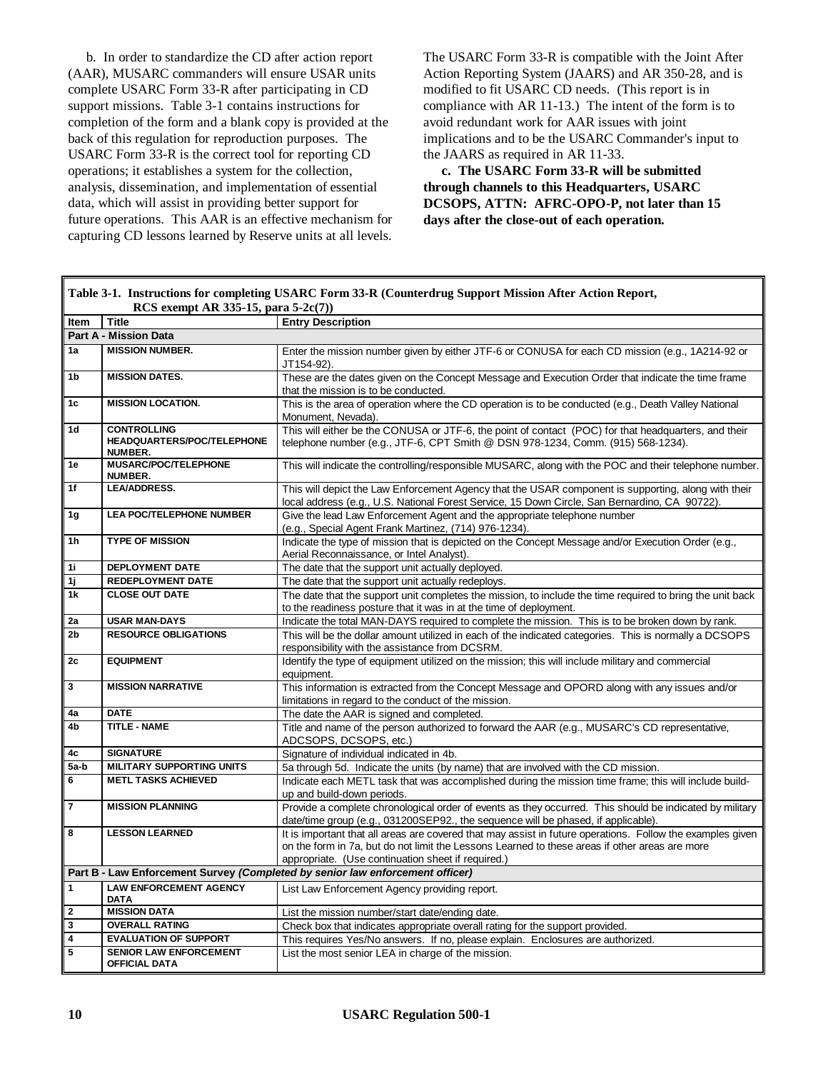b. In order to standardize the CD after action report (AAR), MUSARC commanders will ensure USAR units complete USARC Form 33-R after participating in CD support missions. Table 3-1 contains instructions for completion of the form and a blank copy is provided at the back of this regulation for reproduction purposes. The USARC Form 33-R is the correct tool for reporting CD operations; it establishes a system for the collection, analysis, dissemination, and implementation of essential data, which will assist in providing better support for future operations. This AAR is an effective mechanism for capturing CD lessons learned by Reserve units at all levels. The USARC Form 33-R is compatible with the Joint After Action Reporting System (JAARS) and AR 350-28, and is modified to fit USARC CD needs. (This report is in compliance with AR 11-13.) The intent of the form is to avoid redundant work for AAR issues with joint implications and to be the USARC Commander's input to the JAARS as required in AR 11-33.

**c. The USARC Form 33-R will be submitted through channels to this Headquarters, USARC DCSOPS, ATTN: AFRC-OPO-P, not later than 15 days after the close-out of each operation.**

**Table 3-1. Instructions for completing USARC Form 33-R (Counterdrug Support Mission After Action Report, RCS exempt AR 335-15, para 5-2c(7))**

| Item | Title | Entry Description |
|---|---|---|
| **Part A - Mission Data** | | |
| 1a | MISSION NUMBER. | Enter the mission number given by either JTF-6 or CONUSA for each CD mission (e.g., 1A214-92 or JT154-92). |
| 1b | MISSION DATES. | These are the dates given on the Concept Message and Execution Order that indicate the time frame that the mission is to be conducted. |
| 1c | MISSION LOCATION. | This is the area of operation where the CD operation is to be conducted (e.g., Death Valley National Monument, Nevada). |
| 1d | CONTROLLING HEADQUARTERS/POC/TELEPHONE NUMBER. | This will either be the CONUSA or JTF-6, the point of contact (POC) for that headquarters, and their telephone number (e.g., JTF-6, CPT Smith @ DSN 978-1234, Comm. (915) 568-1234). |
| 1e | MUSARC/POC/TELEPHONE NUMBER. | This will indicate the controlling/responsible MUSARC, along with the POC and their telephone number. |
| 1f | LEA/ADDRESS. | This will depict the Law Enforcement Agency that the USAR component is supporting, along with their local address (e.g., U.S. National Forest Service, 15 Down Circle, San Bernardino, CA 90722). |
| 1g | LEA POC/TELEPHONE NUMBER | Give the lead Law Enforcement Agent and the appropriate telephone number (e.g., Special Agent Frank Martinez, (714) 976-1234). |
| 1h | TYPE OF MISSION | Indicate the type of mission that is depicted on the Concept Message and/or Execution Order (e.g., Aerial Reconnaissance, or Intel Analyst). |
| 1i | DEPLOYMENT DATE | The date that the support unit actually deployed. |
| 1j | REDEPLOYMENT DATE | The date that the support unit actually redeploys. |
| 1k | CLOSE OUT DATE | The date that the support unit completes the mission, to include the time required to bring the unit back to the readiness posture that it was in at the time of deployment. |
| 2a | USAR MAN-DAYS | Indicate the total MAN-DAYS required to complete the mission. This is to be broken down by rank. |
| 2b | RESOURCE OBLIGATIONS | This will be the dollar amount utilized in each of the indicated categories. This is normally a DCSOPS responsibility with the assistance from DCSRM. |
| 2c | EQUIPMENT | Identify the type of equipment utilized on the mission; this will include military and commercial equipment. |
| 3 | MISSION NARRATIVE | This information is extracted from the Concept Message and OPORD along with any issues and/or limitations in regard to the conduct of the mission. |
| 4a | DATE | The date the AAR is signed and completed. |
| 4b | TITLE - NAME | Title and name of the person authorized to forward the AAR (e.g., MUSARC's CD representative, ADCSOPS, DCSOPS, etc.) |
| 4c | SIGNATURE | Signature of individual indicated in 4b. |
| 5a-b | MILITARY SUPPORTING UNITS | 5a through 5d. Indicate the units (by name) that are involved with the CD mission. |
| 6 | METL TASKS ACHIEVED | Indicate each METL task that was accomplished during the mission time frame; this will include build-up and build-down periods. |
| 7 | MISSION PLANNING | Provide a complete chronological order of events as they occurred. This should be indicated by military date/time group (e.g., 031200SEP92., the sequence will be phased, if applicable). |
| 8 | LESSON LEARNED | It is important that all areas are covered that may assist in future operations. Follow the examples given on the form in 7a, but do not limit the Lessons Learned to these areas if other areas are more appropriate. (Use continuation sheet if required.) |
| **Part B - Law Enforcement Survey *(Completed by senior law enforcement officer)*** | | |
| 1 | LAW ENFORCEMENT AGENCY DATA | List Law Enforcement Agency providing report. |
| 2 | MISSION DATA | List the mission number/start date/ending date. |
| 3 | OVERALL RATING | Check box that indicates appropriate overall rating for the support provided. |
| 4 | EVALUATION OF SUPPORT | This requires Yes/No answers. If no, please explain. Enclosures are authorized. |
| 5 | SENIOR LAW ENFORCEMENT OFFICIAL DATA | List the most senior LEA in charge of the mission. |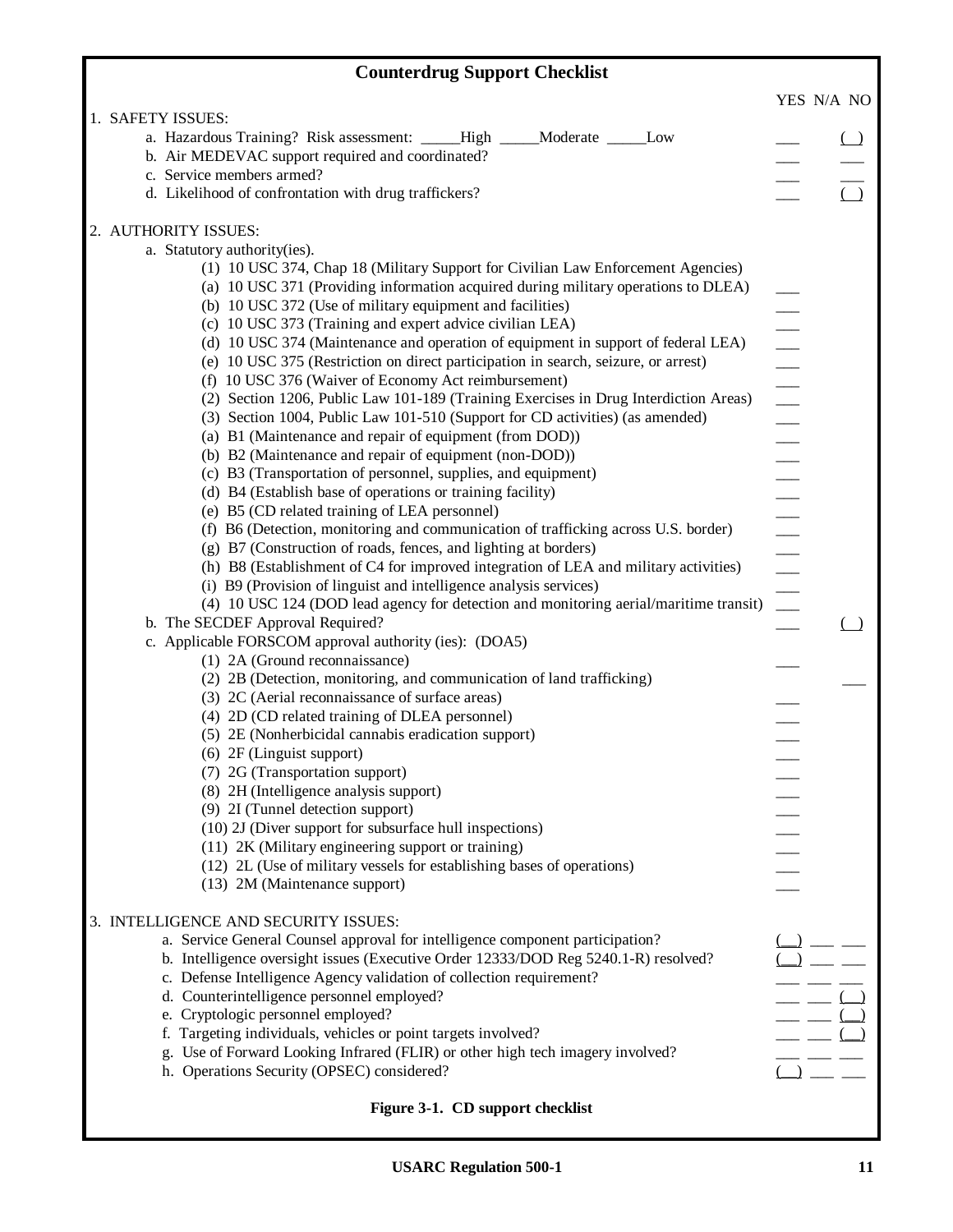# Counterdrug Support Checklist

| | YES | N/A | NO |
|---|---|---|---|
| **1. SAFETY ISSUES:** | | | |
| a. Hazardous Training? Risk assessment: _____High _____Moderate _____Low | ___ | | ( ) |
| b. Air MEDEVAC support required and coordinated? | ___ | | ___ |
| c. Service members armed? | ___ | | ___ |
| d. Likelihood of confrontation with drug traffickers? | ___ | | ( ) |
| **2. AUTHORITY ISSUES:** | | | |
| a. Statutory authority(ies). | | | |
| (1) 10 USC 374, Chap 18 (Military Support for Civilian Law Enforcement Agencies) | | | |
| (a) 10 USC 371 (Providing information acquired during military operations to DLEA) | ___ | | |
| (b) 10 USC 372 (Use of military equipment and facilities) | ___ | | |
| (c) 10 USC 373 (Training and expert advice civilian LEA) | ___ | | |
| (d) 10 USC 374 (Maintenance and operation of equipment in support of federal LEA) | ___ | | |
| (e) 10 USC 375 (Restriction on direct participation in search, seizure, or arrest) | ___ | | |
| (f) 10 USC 376 (Waiver of Economy Act reimbursement) | ___ | | |
| (2) Section 1206, Public Law 101-189 (Training Exercises in Drug Interdiction Areas) | ___ | | |
| (3) Section 1004, Public Law 101-510 (Support for CD activities) (as amended) | ___ | | |
| (a) B1 (Maintenance and repair of equipment (from DOD)) | ___ | | |
| (b) B2 (Maintenance and repair of equipment (non-DOD)) | ___ | | |
| (c) B3 (Transportation of personnel, supplies, and equipment) | ___ | | |
| (d) B4 (Establish base of operations or training facility) | ___ | | |
| (e) B5 (CD related training of LEA personnel) | ___ | | |
| (f) B6 (Detection, monitoring and communication of trafficking across U.S. border) | ___ | | |
| (g) B7 (Construction of roads, fences, and lighting at borders) | ___ | | |
| (h) B8 (Establishment of C4 for improved integration of LEA and military activities) | ___ | | |
| (i) B9 (Provision of linguist and intelligence analysis services) | ___ | | |
| (4) 10 USC 124 (DOD lead agency for detection and monitoring aerial/maritime transit) | ___ | | |
| b. The SECDEF Approval Required? | ___ | | ( ) |
| c. Applicable FORSCOM approval authority (ies): (DOA5) | | | |
| (1) 2A (Ground reconnaissance) | ___ | | |
| (2) 2B (Detection, monitoring, and communication of land trafficking) | | | ___ |
| (3) 2C (Aerial reconnaissance of surface areas) | ___ | | |
| (4) 2D (CD related training of DLEA personnel) | ___ | | |
| (5) 2E (Nonherbicidal cannabis eradication support) | ___ | | |
| (6) 2F (Linguist support) | ___ | | |
| (7) 2G (Transportation support) | ___ | | |
| (8) 2H (Intelligence analysis support) | ___ | | |
| (9) 2I (Tunnel detection support) | ___ | | |
| (10) 2J (Diver support for subsurface hull inspections) | ___ | | |
| (11) 2K (Military engineering support or training) | ___ | | |
| (12) 2L (Use of military vessels for establishing bases of operations) | ___ | | |
| (13) 2M (Maintenance support) | ___ | | |
| **3. INTELLIGENCE AND SECURITY ISSUES:** | | | |
| a. Service General Counsel approval for intelligence component participation? | (__) | ___ | ___ |
| b. Intelligence oversight issues (Executive Order 12333/DOD Reg 5240.1-R) resolved? | (__) | ___ | ___ |
| c. Defense Intelligence Agency validation of collection requirement? | ___ | ___ | ___ |
| d. Counterintelligence personnel employed? | ___ | ___ | (__) |
| e. Cryptologic personnel employed? | ___ | ___ | (__) |
| f. Targeting individuals, vehicles or point targets involved? | ___ | ___ | (__) |
| g. Use of Forward Looking Infrared (FLIR) or other high tech imagery involved? | ___ | ___ | ___ |
| h. Operations Security (OPSEC) considered? | (__) | ___ | ___ |

**Figure 3-1. CD support checklist**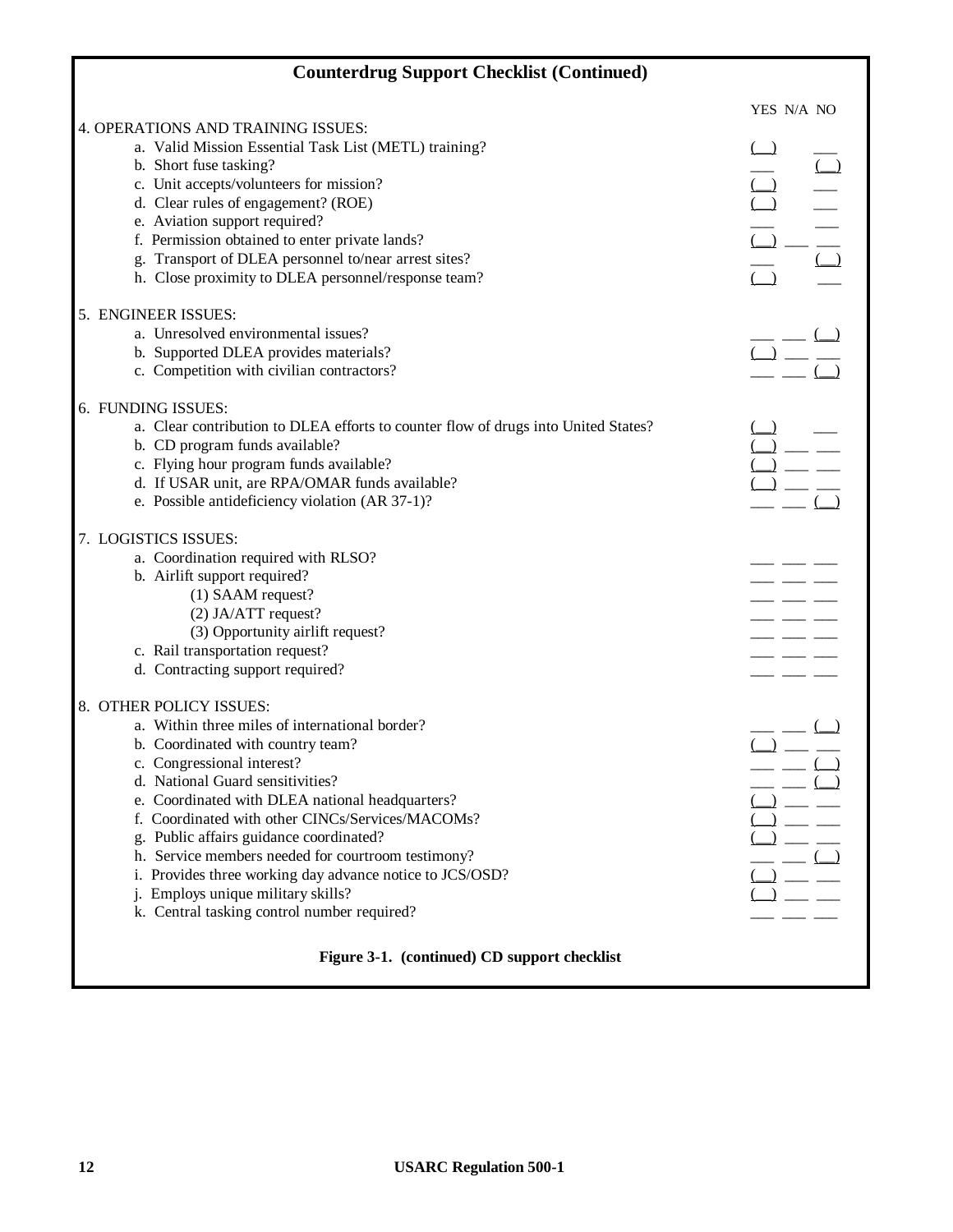## Counterdrug Support Checklist (Continued)

| | YES | N/A | NO |
|---|---|---|---|
| 4. OPERATIONS AND TRAINING ISSUES: | | | |
| a. Valid Mission Essential Task List (METL) training? | (__) | | ___ |
| b. Short fuse tasking? | ___ | | (__) |
| c. Unit accepts/volunteers for mission? | (__) | | ___ |
| d. Clear rules of engagement? (ROE) | (__) | | ___ |
| e. Aviation support required? | ___ | | ___ |
| f. Permission obtained to enter private lands? | (__) | ___ | ___ |
| g. Transport of DLEA personnel to/near arrest sites? | ___ | | (__) |
| h. Close proximity to DLEA personnel/response team? | (__) | | ___ |
| 5. ENGINEER ISSUES: | | | |
| a. Unresolved environmental issues? | ___ | ___ | (__) |
| b. Supported DLEA provides materials? | (__) | ___ | ___ |
| c. Competition with civilian contractors? | ___ | ___ | (__) |
| 6. FUNDING ISSUES: | | | |
| a. Clear contribution to DLEA efforts to counter flow of drugs into United States? | (__) | | ___ |
| b. CD program funds available? | (__) | ___ | ___ |
| c. Flying hour program funds available? | (__) | ___ | ___ |
| d. If USAR unit, are RPA/OMAR funds available? | (__) | ___ | ___ |
| e. Possible antideficiency violation (AR 37-1)? | ___ | ___ | (__) |
| 7. LOGISTICS ISSUES: | | | |
| a. Coordination required with RLSO? | ___ | ___ | ___ |
| b. Airlift support required? | ___ | ___ | ___ |
| (1) SAAM request? | ___ | ___ | ___ |
| (2) JA/ATT request? | ___ | ___ | ___ |
| (3) Opportunity airlift request? | ___ | ___ | ___ |
| c. Rail transportation request? | ___ | ___ | ___ |
| d. Contracting support required? | ___ | ___ | ___ |
| 8. OTHER POLICY ISSUES: | | | |
| a. Within three miles of international border? | ___ | ___ | (__) |
| b. Coordinated with country team? | (__) | ___ | ___ |
| c. Congressional interest? | ___ | ___ | (__) |
| d. National Guard sensitivities? | ___ | ___ | (__) |
| e. Coordinated with DLEA national headquarters? | (__) | ___ | ___ |
| f. Coordinated with other CINCs/Services/MACOMs? | (__) | ___ | ___ |
| g. Public affairs guidance coordinated? | (__) | ___ | ___ |
| h. Service members needed for courtroom testimony? | ___ | ___ | (__) |
| i. Provides three working day advance notice to JCS/OSD? | (__) | ___ | ___ |
| j. Employs unique military skills? | (__) | ___ | ___ |
| k. Central tasking control number required? | ___ | ___ | ___ |

**Figure 3-1. (continued) CD support checklist**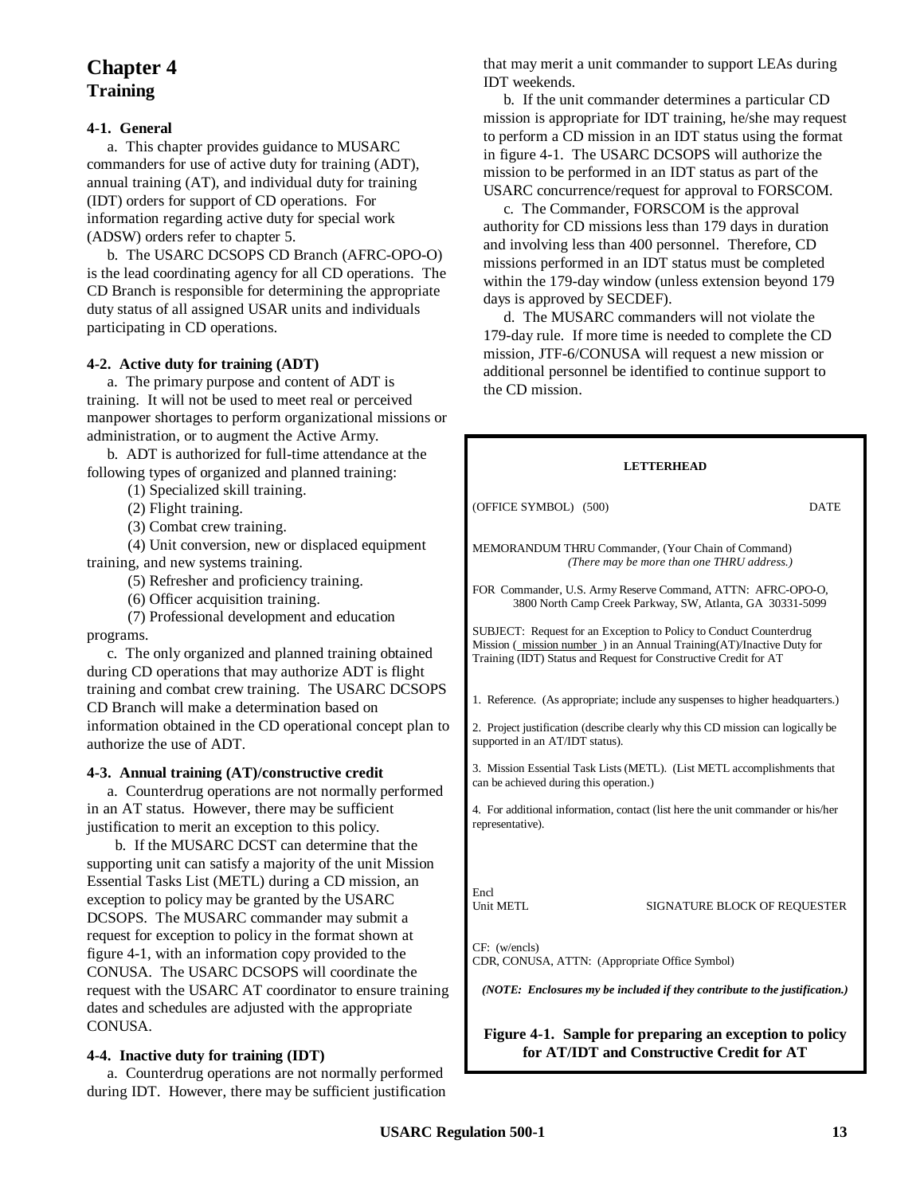# Chapter 4
## Training

### 4-1. General

a. This chapter provides guidance to MUSARC commanders for use of active duty for training (ADT), annual training (AT), and individual duty for training (IDT) orders for support of CD operations. For information regarding active duty for special work (ADSW) orders refer to chapter 5.

b. The USARC DCSOPS CD Branch (AFRC-OPO-O) is the lead coordinating agency for all CD operations. The CD Branch is responsible for determining the appropriate duty status of all assigned USAR units and individuals participating in CD operations.

### 4-2. Active duty for training (ADT)

a. The primary purpose and content of ADT is training. It will not be used to meet real or perceived manpower shortages to perform organizational missions or administration, or to augment the Active Army.

b. ADT is authorized for full-time attendance at the following types of organized and planned training:

(1) Specialized skill training.

(2) Flight training.

(3) Combat crew training.

(4) Unit conversion, new or displaced equipment training, and new systems training.

(5) Refresher and proficiency training.

(6) Officer acquisition training.

(7) Professional development and education programs.

c. The only organized and planned training obtained during CD operations that may authorize ADT is flight training and combat crew training. The USARC DCSOPS CD Branch will make a determination based on information obtained in the CD operational concept plan to authorize the use of ADT.

### 4-3. Annual training (AT)/constructive credit

a. Counterdrug operations are not normally performed in an AT status. However, there may be sufficient justification to merit an exception to this policy.

b. If the MUSARC DCST can determine that the supporting unit can satisfy a majority of the unit Mission Essential Tasks List (METL) during a CD mission, an exception to policy may be granted by the USARC DCSOPS. The MUSARC commander may submit a request for exception to policy in the format shown at figure 4-1, with an information copy provided to the CONUSA. The USARC DCSOPS will coordinate the request with the USARC AT coordinator to ensure training dates and schedules are adjusted with the appropriate CONUSA.

### 4-4. Inactive duty for training (IDT)

a. Counterdrug operations are not normally performed during IDT. However, there may be sufficient justification that may merit a unit commander to support LEAs during IDT weekends.

b. If the unit commander determines a particular CD mission is appropriate for IDT training, he/she may request to perform a CD mission in an IDT status using the format in figure 4-1. The USARC DCSOPS will authorize the mission to be performed in an IDT status as part of the USARC concurrence/request for approval to FORSCOM.

c. The Commander, FORSCOM is the approval authority for CD missions less than 179 days in duration and involving less than 400 personnel. Therefore, CD missions performed in an IDT status must be completed within the 179-day window (unless extension beyond 179 days is approved by SECDEF).

d. The MUSARC commanders will not violate the 179-day rule. If more time is needed to complete the CD mission, JTF-6/CONUSA will request a new mission or additional personnel be identified to continue support to the CD mission.

---

**LETTERHEAD**

(OFFICE SYMBOL) (500) DATE

MEMORANDUM THRU Commander, (Your Chain of Command)
*(There may be more than one THRU address.)*

FOR Commander, U.S. Army Reserve Command, ATTN: AFRC-OPO-O, 3800 North Camp Creek Parkway, SW, Atlanta, GA 30331-5099

SUBJECT: Request for an Exception to Policy to Conduct Counterdrug Mission (\_mission number\_) in an Annual Training(AT)/Inactive Duty for Training (IDT) Status and Request for Constructive Credit for AT

1. Reference. (As appropriate; include any suspenses to higher headquarters.)

2. Project justification (describe clearly why this CD mission can logically be supported in an AT/IDT status).

3. Mission Essential Task Lists (METL). (List METL accomplishments that can be achieved during this operation.)

4. For additional information, contact (list here the unit commander or his/her representative).

Encl
Unit METL SIGNATURE BLOCK OF REQUESTER

CF: (w/encls)
CDR, CONUSA, ATTN: (Appropriate Office Symbol)

*(NOTE: Enclosures my be included if they contribute to the justification.)*

**Figure 4-1. Sample for preparing an exception to policy for AT/IDT and Constructive Credit for AT**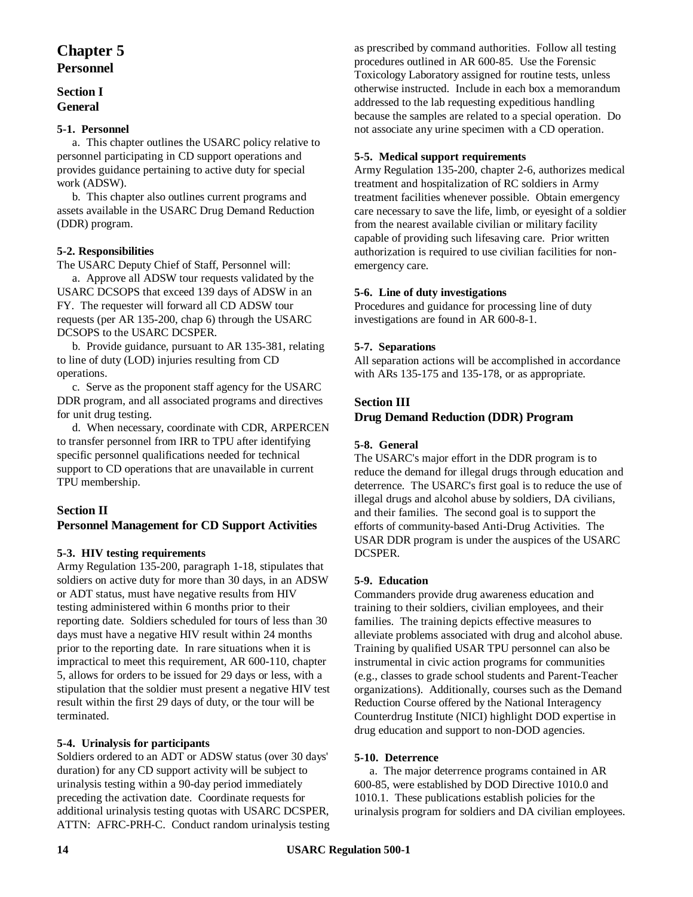# Chapter 5
# Personnel

## Section I
## General

### 5-1. Personnel

a. This chapter outlines the USARC policy relative to personnel participating in CD support operations and provides guidance pertaining to active duty for special work (ADSW).

b. This chapter also outlines current programs and assets available in the USARC Drug Demand Reduction (DDR) program.

### 5-2. Responsibilities

The USARC Deputy Chief of Staff, Personnel will:

a. Approve all ADSW tour requests validated by the USARC DCSOPS that exceed 139 days of ADSW in an FY. The requester will forward all CD ADSW tour requests (per AR 135-200, chap 6) through the USARC DCSOPS to the USARC DCSPER.

b. Provide guidance, pursuant to AR 135-381, relating to line of duty (LOD) injuries resulting from CD operations.

c. Serve as the proponent staff agency for the USARC DDR program, and all associated programs and directives for unit drug testing.

d. When necessary, coordinate with CDR, ARPERCEN to transfer personnel from IRR to TPU after identifying specific personnel qualifications needed for technical support to CD operations that are unavailable in current TPU membership.

## Section II
## Personnel Management for CD Support Activities

### 5-3. HIV testing requirements

Army Regulation 135-200, paragraph 1-18, stipulates that soldiers on active duty for more than 30 days, in an ADSW or ADT status, must have negative results from HIV testing administered within 6 months prior to their reporting date. Soldiers scheduled for tours of less than 30 days must have a negative HIV result within 24 months prior to the reporting date. In rare situations when it is impractical to meet this requirement, AR 600-110, chapter 5, allows for orders to be issued for 29 days or less, with a stipulation that the soldier must present a negative HIV test result within the first 29 days of duty, or the tour will be terminated.

### 5-4. Urinalysis for participants

Soldiers ordered to an ADT or ADSW status (over 30 days' duration) for any CD support activity will be subject to urinalysis testing within a 90-day period immediately preceding the activation date. Coordinate requests for additional urinalysis testing quotas with USARC DCSPER, ATTN: AFRC-PRH-C. Conduct random urinalysis testing as prescribed by command authorities. Follow all testing procedures outlined in AR 600-85. Use the Forensic Toxicology Laboratory assigned for routine tests, unless otherwise instructed. Include in each box a memorandum addressed to the lab requesting expeditious handling because the samples are related to a special operation. Do not associate any urine specimen with a CD operation.

### 5-5. Medical support requirements

Army Regulation 135-200, chapter 2-6, authorizes medical treatment and hospitalization of RC soldiers in Army treatment facilities whenever possible. Obtain emergency care necessary to save the life, limb, or eyesight of a soldier from the nearest available civilian or military facility capable of providing such lifesaving care. Prior written authorization is required to use civilian facilities for non-emergency care.

### 5-6. Line of duty investigations

Procedures and guidance for processing line of duty investigations are found in AR 600-8-1.

### 5-7. Separations

All separation actions will be accomplished in accordance with ARs 135-175 and 135-178, or as appropriate.

## Section III
## Drug Demand Reduction (DDR) Program

### 5-8. General

The USARC's major effort in the DDR program is to reduce the demand for illegal drugs through education and deterrence. The USARC's first goal is to reduce the use of illegal drugs and alcohol abuse by soldiers, DA civilians, and their families. The second goal is to support the efforts of community-based Anti-Drug Activities. The USAR DDR program is under the auspices of the USARC DCSPER.

### 5-9. Education

Commanders provide drug awareness education and training to their soldiers, civilian employees, and their families. The training depicts effective measures to alleviate problems associated with drug and alcohol abuse. Training by qualified USAR TPU personnel can also be instrumental in civic action programs for communities (e.g., classes to grade school students and Parent-Teacher organizations). Additionally, courses such as the Demand Reduction Course offered by the National Interagency Counterdrug Institute (NICI) highlight DOD expertise in drug education and support to non-DOD agencies.

### 5-10. Deterrence

a. The major deterrence programs contained in AR 600-85, were established by DOD Directive 1010.0 and 1010.1. These publications establish policies for the urinalysis program for soldiers and DA civilian employees.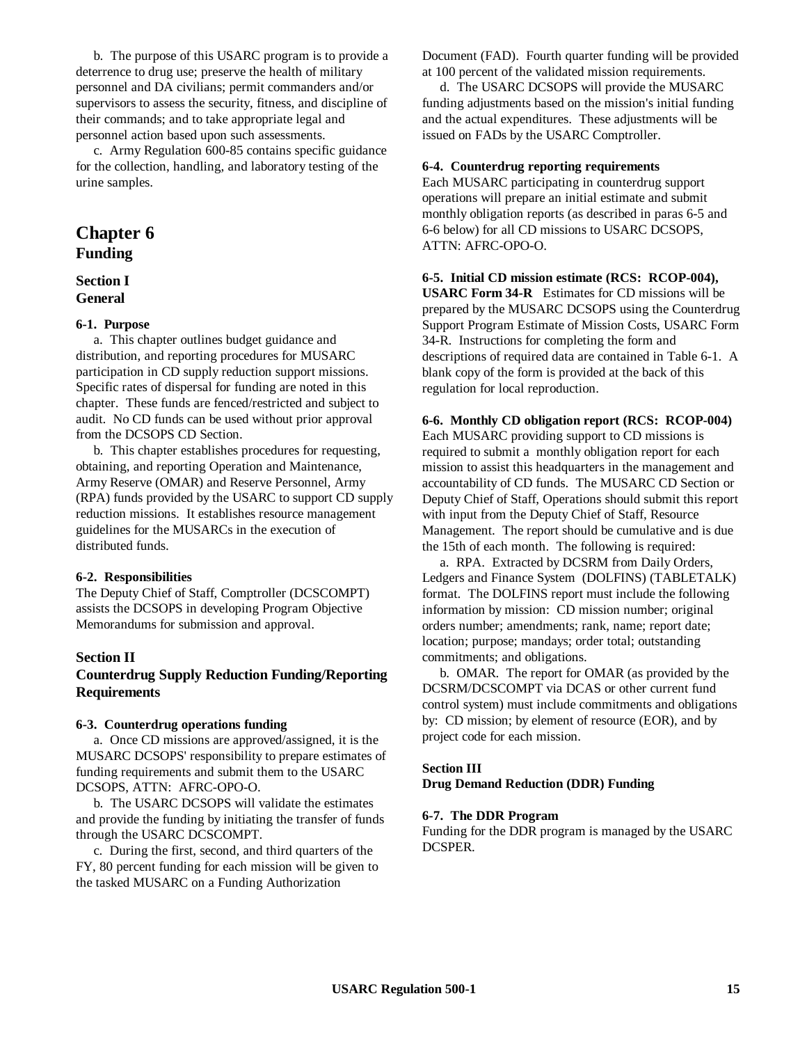b. The purpose of this USARC program is to provide a deterrence to drug use; preserve the health of military personnel and DA civilians; permit commanders and/or supervisors to assess the security, fitness, and discipline of their commands; and to take appropriate legal and personnel action based upon such assessments.

c. Army Regulation 600-85 contains specific guidance for the collection, handling, and laboratory testing of the urine samples.

# Chapter 6
## Funding

### Section I
### General

**6-1. Purpose**

a. This chapter outlines budget guidance and distribution, and reporting procedures for MUSARC participation in CD supply reduction support missions. Specific rates of dispersal for funding are noted in this chapter. These funds are fenced/restricted and subject to audit. No CD funds can be used without prior approval from the DCSOPS CD Section.

b. This chapter establishes procedures for requesting, obtaining, and reporting Operation and Maintenance, Army Reserve (OMAR) and Reserve Personnel, Army (RPA) funds provided by the USARC to support CD supply reduction missions. It establishes resource management guidelines for the MUSARCs in the execution of distributed funds.

**6-2. Responsibilities**

The Deputy Chief of Staff, Comptroller (DCSCOMPT) assists the DCSOPS in developing Program Objective Memorandums for submission and approval.

### Section II
### Counterdrug Supply Reduction Funding/Reporting Requirements

**6-3. Counterdrug operations funding**

a. Once CD missions are approved/assigned, it is the MUSARC DCSOPS' responsibility to prepare estimates of funding requirements and submit them to the USARC DCSOPS, ATTN: AFRC-OPO-O.

b. The USARC DCSOPS will validate the estimates and provide the funding by initiating the transfer of funds through the USARC DCSCOMPT.

c. During the first, second, and third quarters of the FY, 80 percent funding for each mission will be given to the tasked MUSARC on a Funding Authorization Document (FAD). Fourth quarter funding will be provided at 100 percent of the validated mission requirements.

d. The USARC DCSOPS will provide the MUSARC funding adjustments based on the mission's initial funding and the actual expenditures. These adjustments will be issued on FADs by the USARC Comptroller.

**6-4. Counterdrug reporting requirements**

Each MUSARC participating in counterdrug support operations will prepare an initial estimate and submit monthly obligation reports (as described in paras 6-5 and 6-6 below) for all CD missions to USARC DCSOPS, ATTN: AFRC-OPO-O.

**6-5. Initial CD mission estimate (RCS: RCOP-004), USARC Form 34-R** Estimates for CD missions will be prepared by the MUSARC DCSOPS using the Counterdrug Support Program Estimate of Mission Costs, USARC Form 34-R. Instructions for completing the form and descriptions of required data are contained in Table 6-1. A blank copy of the form is provided at the back of this regulation for local reproduction.

**6-6. Monthly CD obligation report (RCS: RCOP-004)**

Each MUSARC providing support to CD missions is required to submit a monthly obligation report for each mission to assist this headquarters in the management and accountability of CD funds. The MUSARC CD Section or Deputy Chief of Staff, Operations should submit this report with input from the Deputy Chief of Staff, Resource Management. The report should be cumulative and is due the 15th of each month. The following is required:

a. RPA. Extracted by DCSRM from Daily Orders, Ledgers and Finance System (DOLFINS) (TABLETALK) format. The DOLFINS report must include the following information by mission: CD mission number; original orders number; amendments; rank, name; report date; location; purpose; mandays; order total; outstanding commitments; and obligations.

b. OMAR. The report for OMAR (as provided by the DCSRM/DCSCOMPT via DCAS or other current fund control system) must include commitments and obligations by: CD mission; by element of resource (EOR), and by project code for each mission.

### Section III
### Drug Demand Reduction (DDR) Funding

**6-7. The DDR Program**

Funding for the DDR program is managed by the USARC DCSPER.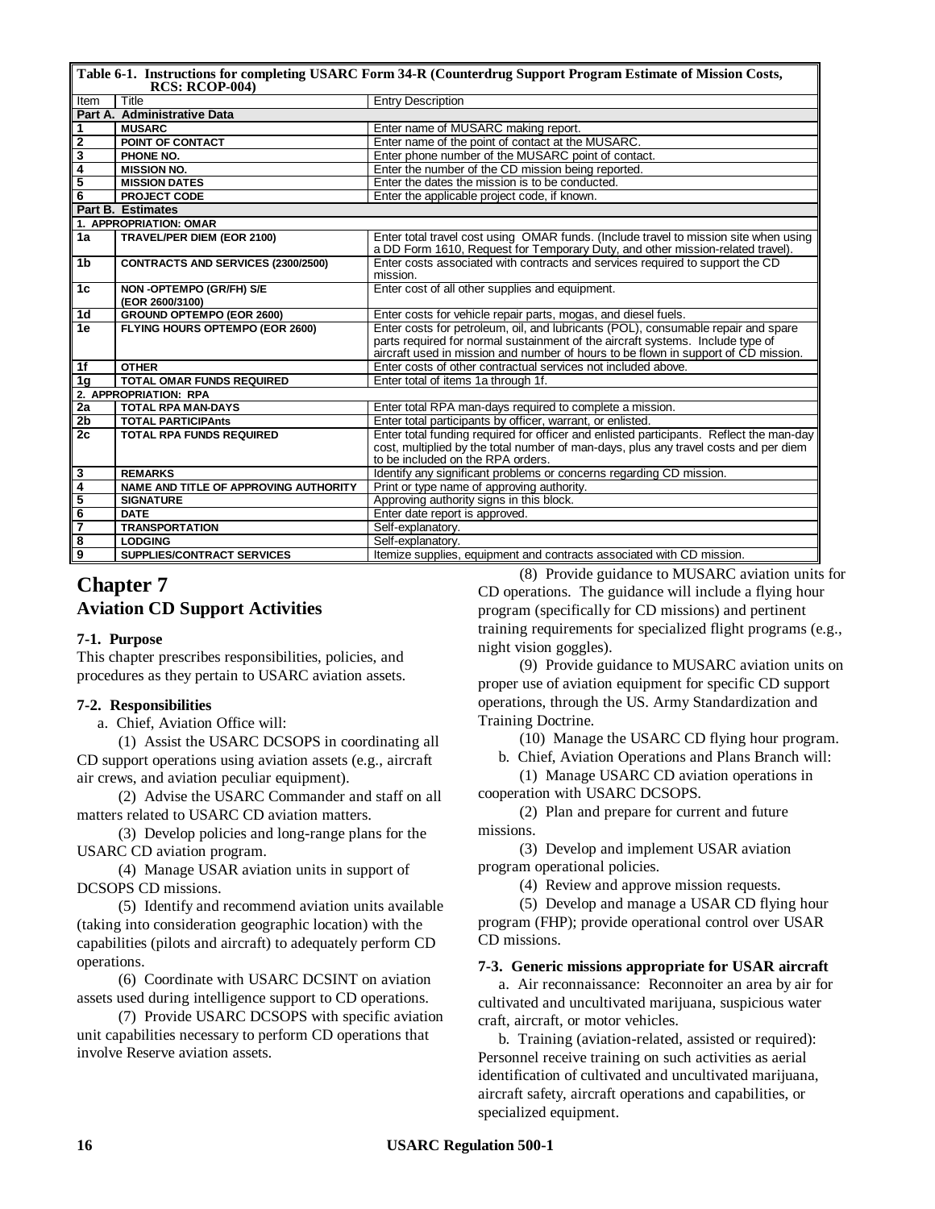| Table 6-1. Instructions for completing USARC Form 34-R (Counterdrug Support Program Estimate of Mission Costs, RCS: RCOP-004) | | |
|---|---|---|
| Item | Title | Entry Description |
| **Part A. Administrative Data** | | |
| 1 | MUSARC | Enter name of MUSARC making report. |
| 2 | POINT OF CONTACT | Enter name of the point of contact at the MUSARC. |
| 3 | PHONE NO. | Enter phone number of the MUSARC point of contact. |
| 4 | MISSION NO. | Enter the number of the CD mission being reported. |
| 5 | MISSION DATES | Enter the dates the mission is to be conducted. |
| 6 | PROJECT CODE | Enter the applicable project code, if known. |
| **Part B. Estimates** | | |
| 1. APPROPRIATION: OMAR | | |
| 1a | TRAVEL/PER DIEM (EOR 2100) | Enter total travel cost using OMAR funds. (Include travel to mission site when using a DD Form 1610, Request for Temporary Duty, and other mission-related travel). |
| 1b | CONTRACTS AND SERVICES (2300/2500) | Enter costs associated with contracts and services required to support the CD mission. |
| 1c | NON -OPTEMPO (GR/FH) S/E (EOR 2600/3100) | Enter cost of all other supplies and equipment. |
| 1d | GROUND OPTEMPO (EOR 2600) | Enter costs for vehicle repair parts, mogas, and diesel fuels. |
| 1e | FLYING HOURS OPTEMPO (EOR 2600) | Enter costs for petroleum, oil, and lubricants (POL), consumable repair and spare parts required for normal sustainment of the aircraft systems. Include type of aircraft used in mission and number of hours to be flown in support of CD mission. |
| 1f | OTHER | Enter costs of other contractual services not included above. |
| 1g | TOTAL OMAR FUNDS REQUIRED | Enter total of items 1a through 1f. |
| 2. APPROPRIATION: RPA | | |
| 2a | TOTAL RPA MAN-DAYS | Enter total RPA man-days required to complete a mission. |
| 2b | TOTAL PARTICIPAnts | Enter total participants by officer, warrant, or enlisted. |
| 2c | TOTAL RPA FUNDS REQUIRED | Enter total funding required for officer and enlisted participants. Reflect the man-day cost, multiplied by the total number of man-days, plus any travel costs and per diem to be included on the RPA orders. |
| 3 | REMARKS | Identify any significant problems or concerns regarding CD mission. |
| 4 | NAME AND TITLE OF APPROVING AUTHORITY | Print or type name of approving authority. |
| 5 | SIGNATURE | Approving authority signs in this block. |
| 6 | DATE | Enter date report is approved. |
| 7 | TRANSPORTATION | Self-explanatory. |
| 8 | LODGING | Self-explanatory. |
| 9 | SUPPLIES/CONTRACT SERVICES | Itemize supplies, equipment and contracts associated with CD mission. |

# Chapter 7
## Aviation CD Support Activities

### 7-1. Purpose

This chapter prescribes responsibilities, policies, and procedures as they pertain to USARC aviation assets.

### 7-2. Responsibilities

a. Chief, Aviation Office will:

(1) Assist the USARC DCSOPS in coordinating all CD support operations using aviation assets (e.g., aircraft air crews, and aviation peculiar equipment).

(2) Advise the USARC Commander and staff on all matters related to USARC CD aviation matters.

(3) Develop policies and long-range plans for the USARC CD aviation program.

(4) Manage USAR aviation units in support of DCSOPS CD missions.

(5) Identify and recommend aviation units available (taking into consideration geographic location) with the capabilities (pilots and aircraft) to adequately perform CD operations.

(6) Coordinate with USARC DCSINT on aviation assets used during intelligence support to CD operations.

(7) Provide USARC DCSOPS with specific aviation unit capabilities necessary to perform CD operations that involve Reserve aviation assets.

(8) Provide guidance to MUSARC aviation units for CD operations. The guidance will include a flying hour program (specifically for CD missions) and pertinent training requirements for specialized flight programs (e.g., night vision goggles).

(9) Provide guidance to MUSARC aviation units on proper use of aviation equipment for specific CD support operations, through the US. Army Standardization and Training Doctrine.

(10) Manage the USARC CD flying hour program.

b. Chief, Aviation Operations and Plans Branch will:

(1) Manage USARC CD aviation operations in cooperation with USARC DCSOPS.

(2) Plan and prepare for current and future missions.

(3) Develop and implement USAR aviation program operational policies.

(4) Review and approve mission requests.

(5) Develop and manage a USAR CD flying hour program (FHP); provide operational control over USAR CD missions.

### 7-3. Generic missions appropriate for USAR aircraft

a. Air reconnaissance: Reconnoiter an area by air for cultivated and uncultivated marijuana, suspicious water craft, aircraft, or motor vehicles.

b. Training (aviation-related, assisted or required): Personnel receive training on such activities as aerial identification of cultivated and uncultivated marijuana, aircraft safety, aircraft operations and capabilities, or specialized equipment.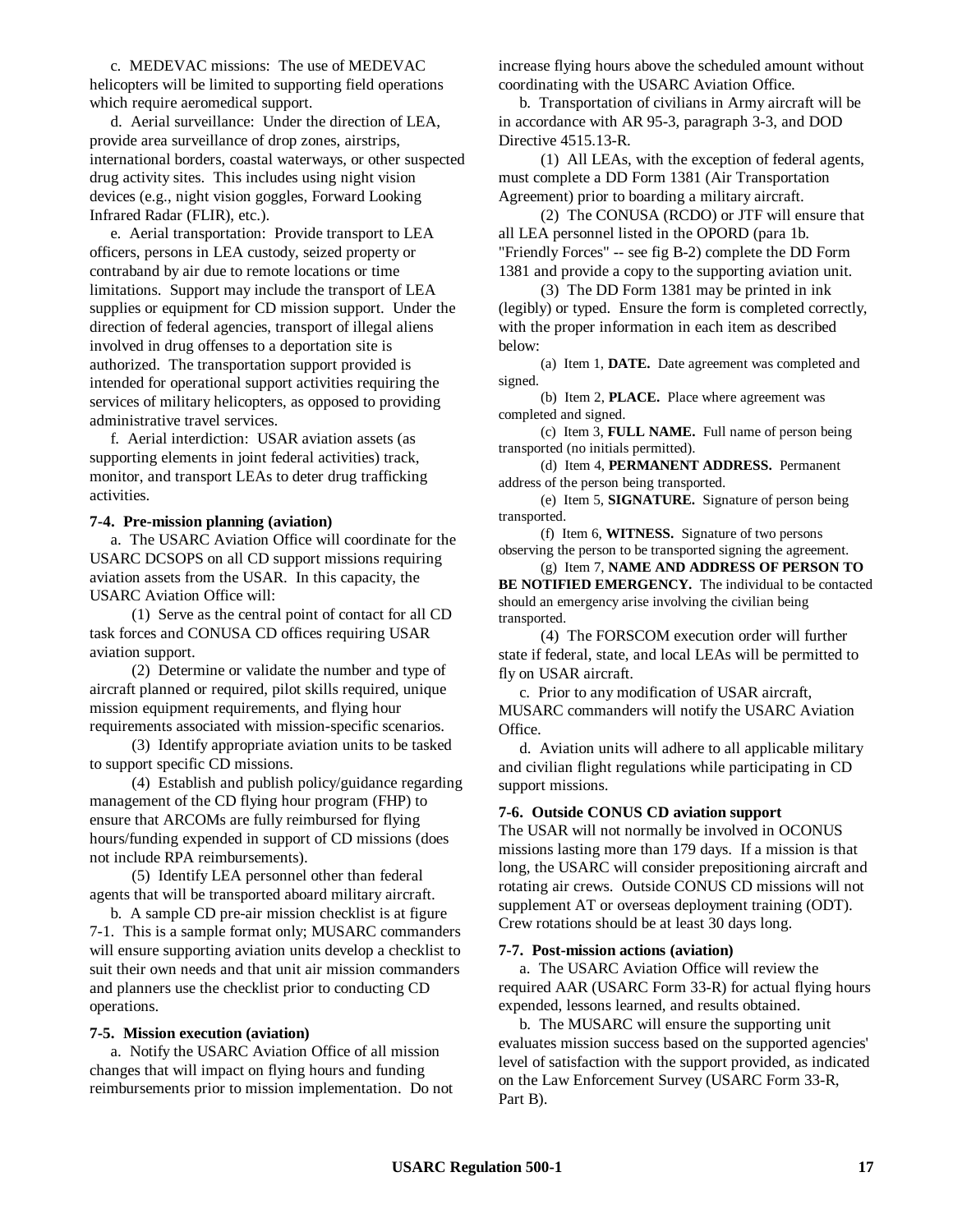c. MEDEVAC missions: The use of MEDEVAC helicopters will be limited to supporting field operations which require aeromedical support.

d. Aerial surveillance: Under the direction of LEA, provide area surveillance of drop zones, airstrips, international borders, coastal waterways, or other suspected drug activity sites. This includes using night vision devices (e.g., night vision goggles, Forward Looking Infrared Radar (FLIR), etc.).

e. Aerial transportation: Provide transport to LEA officers, persons in LEA custody, seized property or contraband by air due to remote locations or time limitations. Support may include the transport of LEA supplies or equipment for CD mission support. Under the direction of federal agencies, transport of illegal aliens involved in drug offenses to a deportation site is authorized. The transportation support provided is intended for operational support activities requiring the services of military helicopters, as opposed to providing administrative travel services.

f. Aerial interdiction: USAR aviation assets (as supporting elements in joint federal activities) track, monitor, and transport LEAs to deter drug trafficking activities.

**7-4. Pre-mission planning (aviation)**

a. The USARC Aviation Office will coordinate for the USARC DCSOPS on all CD support missions requiring aviation assets from the USAR. In this capacity, the USARC Aviation Office will:

(1) Serve as the central point of contact for all CD task forces and CONUSA CD offices requiring USAR aviation support.

(2) Determine or validate the number and type of aircraft planned or required, pilot skills required, unique mission equipment requirements, and flying hour requirements associated with mission-specific scenarios.

(3) Identify appropriate aviation units to be tasked to support specific CD missions.

(4) Establish and publish policy/guidance regarding management of the CD flying hour program (FHP) to ensure that ARCOMs are fully reimbursed for flying hours/funding expended in support of CD missions (does not include RPA reimbursements).

(5) Identify LEA personnel other than federal agents that will be transported aboard military aircraft.

b. A sample CD pre-air mission checklist is at figure 7-1. This is a sample format only; MUSARC commanders will ensure supporting aviation units develop a checklist to suit their own needs and that unit air mission commanders and planners use the checklist prior to conducting CD operations.

**7-5. Mission execution (aviation)**

a. Notify the USARC Aviation Office of all mission changes that will impact on flying hours and funding reimbursements prior to mission implementation. Do not increase flying hours above the scheduled amount without coordinating with the USARC Aviation Office.

b. Transportation of civilians in Army aircraft will be in accordance with AR 95-3, paragraph 3-3, and DOD Directive 4515.13-R.

(1) All LEAs, with the exception of federal agents, must complete a DD Form 1381 (Air Transportation Agreement) prior to boarding a military aircraft.

(2) The CONUSA (RCDO) or JTF will ensure that all LEA personnel listed in the OPORD (para 1b. "Friendly Forces" -- see fig B-2) complete the DD Form 1381 and provide a copy to the supporting aviation unit.

(3) The DD Form 1381 may be printed in ink (legibly) or typed. Ensure the form is completed correctly, with the proper information in each item as described below:

(a) Item 1, **DATE.** Date agreement was completed and signed.

(b) Item 2, **PLACE.** Place where agreement was completed and signed.

(c) Item 3, **FULL NAME.** Full name of person being transported (no initials permitted).

(d) Item 4, **PERMANENT ADDRESS.** Permanent address of the person being transported.

(e) Item 5, **SIGNATURE.** Signature of person being transported.

(f) Item 6, **WITNESS.** Signature of two persons observing the person to be transported signing the agreement.

(g) Item 7, **NAME AND ADDRESS OF PERSON TO BE NOTIFIED EMERGENCY.** The individual to be contacted should an emergency arise involving the civilian being transported.

(4) The FORSCOM execution order will further state if federal, state, and local LEAs will be permitted to fly on USAR aircraft.

c. Prior to any modification of USAR aircraft, MUSARC commanders will notify the USARC Aviation Office.

d. Aviation units will adhere to all applicable military and civilian flight regulations while participating in CD support missions.

**7-6. Outside CONUS CD aviation support**

The USAR will not normally be involved in OCONUS missions lasting more than 179 days. If a mission is that long, the USARC will consider prepositioning aircraft and rotating air crews. Outside CONUS CD missions will not supplement AT or overseas deployment training (ODT). Crew rotations should be at least 30 days long.

**7-7. Post-mission actions (aviation)**

a. The USARC Aviation Office will review the required AAR (USARC Form 33-R) for actual flying hours expended, lessons learned, and results obtained.

b. The MUSARC will ensure the supporting unit evaluates mission success based on the supported agencies' level of satisfaction with the support provided, as indicated on the Law Enforcement Survey (USARC Form 33-R, Part B).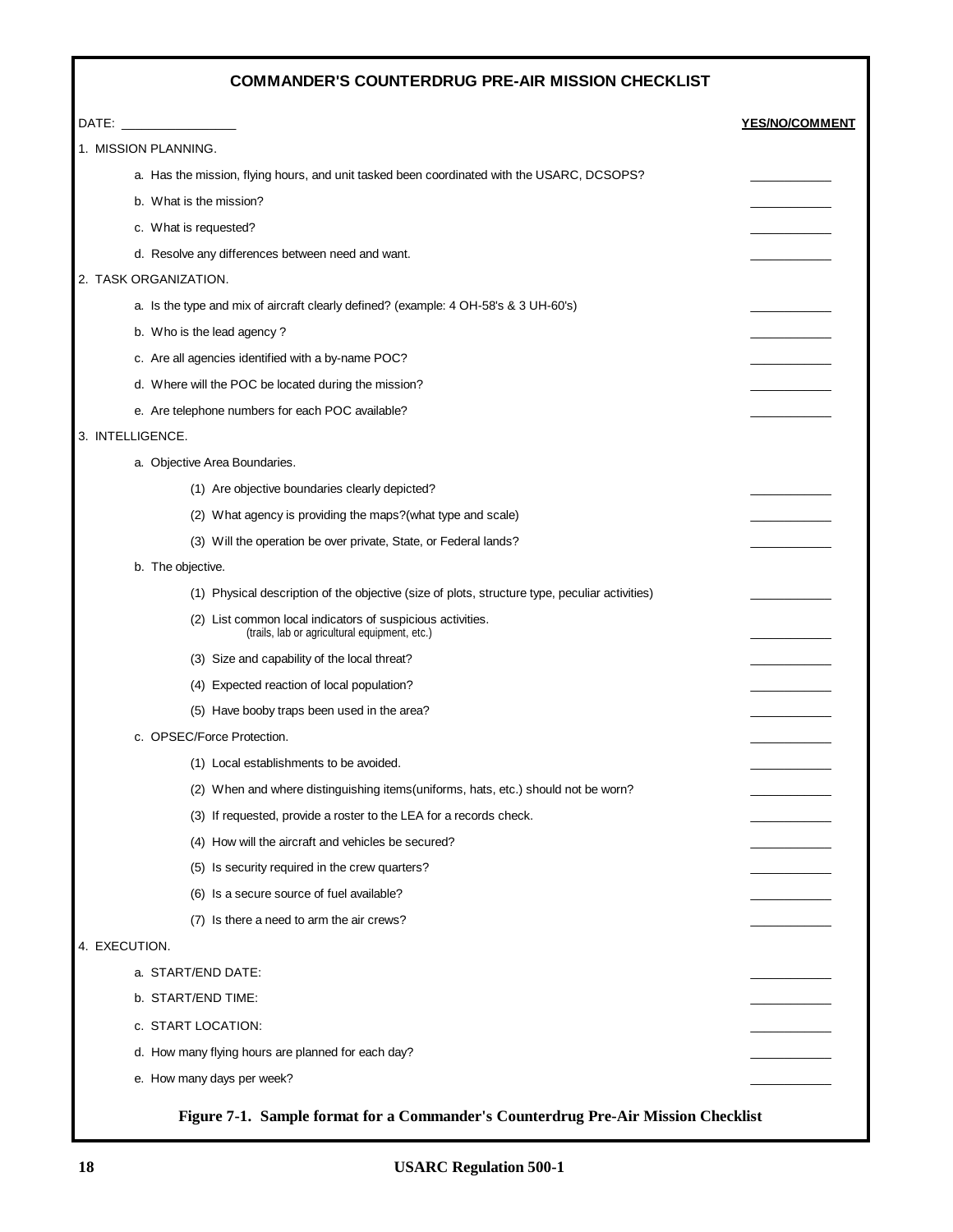## COMMANDER'S COUNTERDRUG PRE-AIR MISSION CHECKLIST

DATE: ________________

**YES/NO/COMMENT**

1. MISSION PLANNING.

   a. Has the mission, flying hours, and unit tasked been coordinated with the USARC, DCSOPS? ____________

   b. What is the mission? ____________

   c. What is requested? ____________

   d. Resolve any differences between need and want. ____________

2. TASK ORGANIZATION.

   a. Is the type and mix of aircraft clearly defined? (example: 4 OH-58's & 3 UH-60's) ____________

   b. Who is the lead agency ? ____________

   c. Are all agencies identified with a by-name POC? ____________

   d. Where will the POC be located during the mission? ____________

   e. Are telephone numbers for each POC available? ____________

3. INTELLIGENCE.

   a. Objective Area Boundaries.

      (1) Are objective boundaries clearly depicted? ____________

      (2) What agency is providing the maps?(what type and scale) ____________

      (3) Will the operation be over private, State, or Federal lands? ____________

   b. The objective.

      (1) Physical description of the objective (size of plots, structure type, peculiar activities) ____________

      (2) List common local indicators of suspicious activities. (trails, lab or agricultural equipment, etc.) ____________

      (3) Size and capability of the local threat? ____________

      (4) Expected reaction of local population? ____________

      (5) Have booby traps been used in the area? ____________

   c. OPSEC/Force Protection. ____________

      (1) Local establishments to be avoided. ____________

      (2) When and where distinguishing items(uniforms, hats, etc.) should not be worn? ____________

      (3) If requested, provide a roster to the LEA for a records check. ____________

      (4) How will the aircraft and vehicles be secured? ____________

      (5) Is security required in the crew quarters? ____________

      (6) Is a secure source of fuel available? ____________

      (7) Is there a need to arm the air crews? ____________

4. EXECUTION.

   a. START/END DATE: ____________

   b. START/END TIME: ____________

   c. START LOCATION: ____________

   d. How many flying hours are planned for each day? ____________

   e. How many days per week? ____________

**Figure 7-1. Sample format for a Commander's Counterdrug Pre-Air Mission Checklist**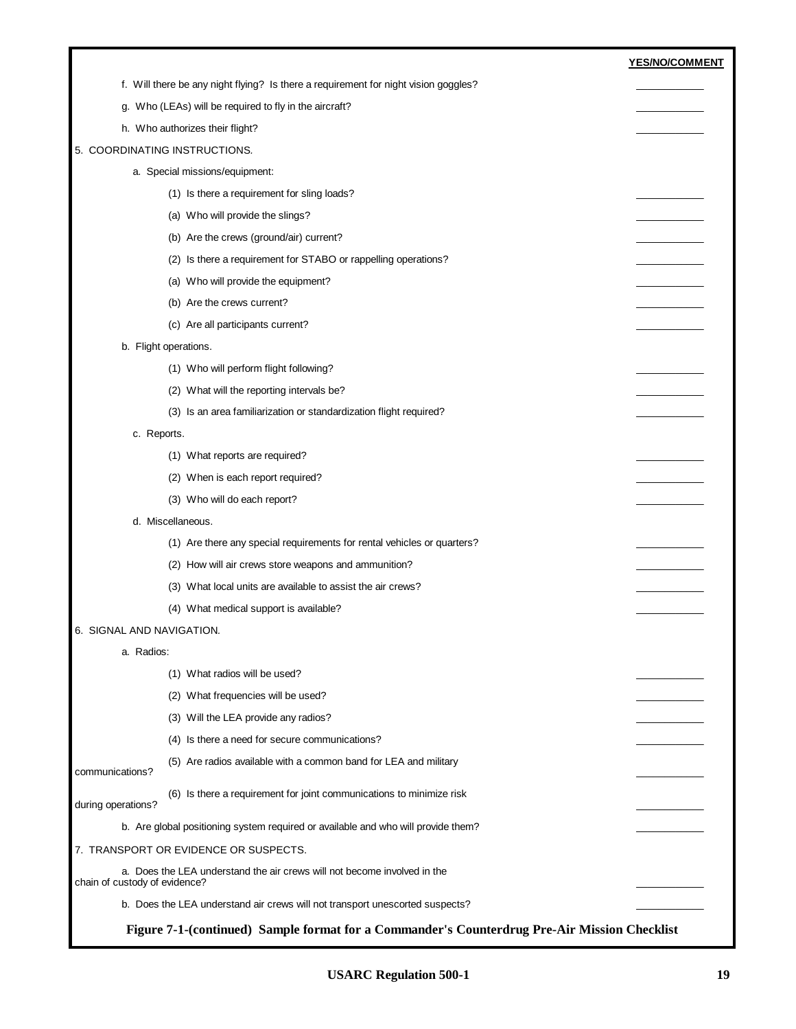| | YES/NO/COMMENT |
|---|---|
| f. Will there be any night flying? Is there a requirement for night vision goggles? | ____________ |
| g. Who (LEAs) will be required to fly in the aircraft? | ____________ |
| h. Who authorizes their flight? | ____________ |
| 5. COORDINATING INSTRUCTIONS. | |
| a. Special missions/equipment: | |
| (1) Is there a requirement for sling loads? | ____________ |
| (a) Who will provide the slings? | ____________ |
| (b) Are the crews (ground/air) current? | ____________ |
| (2) Is there a requirement for STABO or rappelling operations? | ____________ |
| (a) Who will provide the equipment? | ____________ |
| (b) Are the crews current? | ____________ |
| (c) Are all participants current? | ____________ |
| b. Flight operations. | |
| (1) Who will perform flight following? | ____________ |
| (2) What will the reporting intervals be? | ____________ |
| (3) Is an area familiarization or standardization flight required? | ____________ |
| c. Reports. | |
| (1) What reports are required? | ____________ |
| (2) When is each report required? | ____________ |
| (3) Who will do each report? | ____________ |
| d. Miscellaneous. | |
| (1) Are there any special requirements for rental vehicles or quarters? | ____________ |
| (2) How will air crews store weapons and ammunition? | ____________ |
| (3) What local units are available to assist the air crews? | ____________ |
| (4) What medical support is available? | ____________ |
| 6. SIGNAL AND NAVIGATION. | |
| a. Radios: | |
| (1) What radios will be used? | ____________ |
| (2) What frequencies will be used? | ____________ |
| (3) Will the LEA provide any radios? | ____________ |
| (4) Is there a need for secure communications? | ____________ |
| (5) Are radios available with a common band for LEA and military communications? | ____________ |
| (6) Is there a requirement for joint communications to minimize risk during operations? | ____________ |
| b. Are global positioning system required or available and who will provide them? | ____________ |
| 7. TRANSPORT OR EVIDENCE OR SUSPECTS. | |
| a. Does the LEA understand the air crews will not become involved in the chain of custody of evidence? | ____________ |
| b. Does the LEA understand air crews will not transport unescorted suspects? | ____________ |

**Figure 7-1-(continued) Sample format for a Commander's Counterdrug Pre-Air Mission Checklist**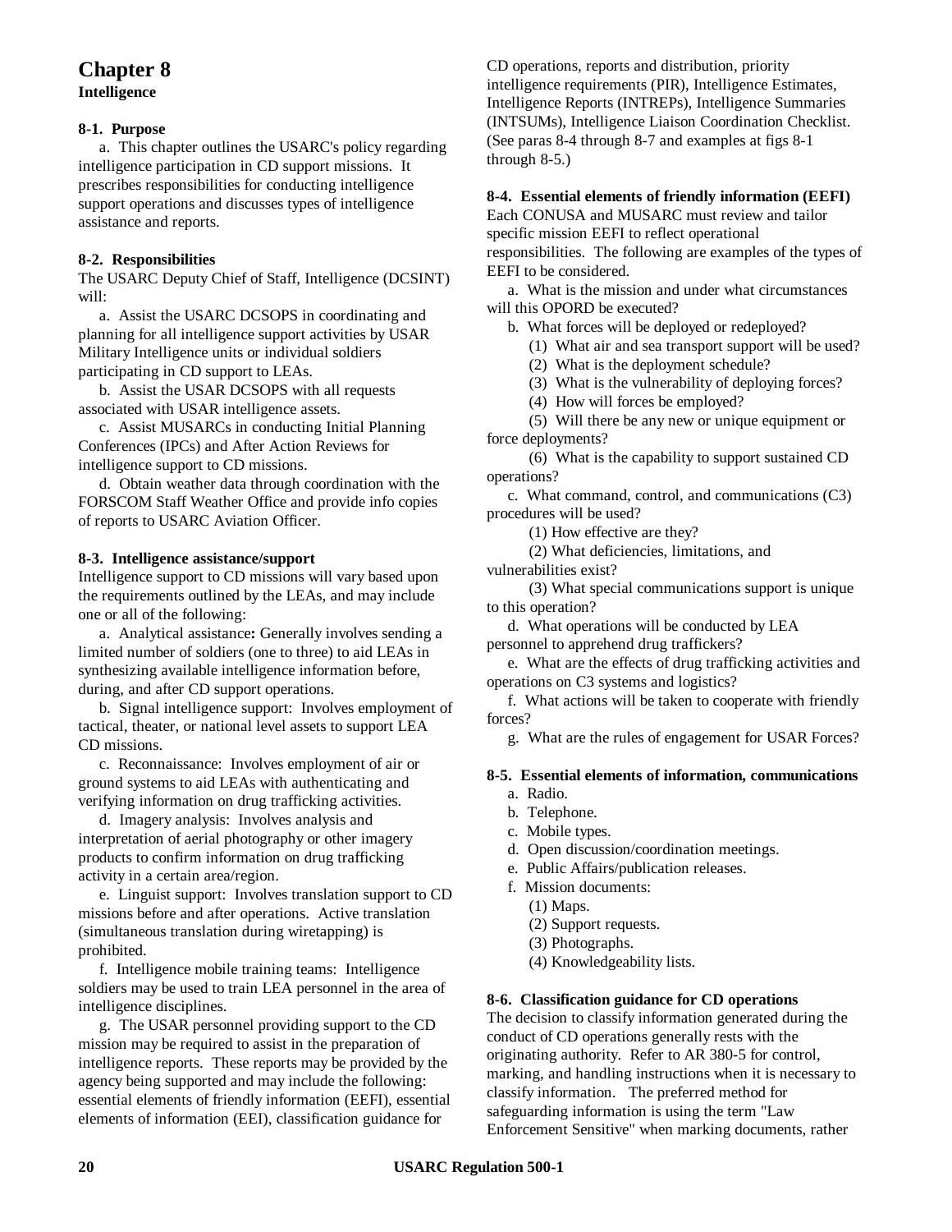# Chapter 8

**Intelligence**

### 8-1. Purpose

a. This chapter outlines the USARC's policy regarding intelligence participation in CD support missions. It prescribes responsibilities for conducting intelligence support operations and discusses types of intelligence assistance and reports.

### 8-2. Responsibilities

The USARC Deputy Chief of Staff, Intelligence (DCSINT) will:

a. Assist the USARC DCSOPS in coordinating and planning for all intelligence support activities by USAR Military Intelligence units or individual soldiers participating in CD support to LEAs.

b. Assist the USAR DCSOPS with all requests associated with USAR intelligence assets.

c. Assist MUSARCs in conducting Initial Planning Conferences (IPCs) and After Action Reviews for intelligence support to CD missions.

d. Obtain weather data through coordination with the FORSCOM Staff Weather Office and provide info copies of reports to USARC Aviation Officer.

### 8-3. Intelligence assistance/support

Intelligence support to CD missions will vary based upon the requirements outlined by the LEAs, and may include one or all of the following:

a. Analytical assistance**:** Generally involves sending a limited number of soldiers (one to three) to aid LEAs in synthesizing available intelligence information before, during, and after CD support operations.

b. Signal intelligence support: Involves employment of tactical, theater, or national level assets to support LEA CD missions.

c. Reconnaissance: Involves employment of air or ground systems to aid LEAs with authenticating and verifying information on drug trafficking activities.

d. Imagery analysis: Involves analysis and interpretation of aerial photography or other imagery products to confirm information on drug trafficking activity in a certain area/region.

e. Linguist support: Involves translation support to CD missions before and after operations. Active translation (simultaneous translation during wiretapping) is prohibited.

f. Intelligence mobile training teams: Intelligence soldiers may be used to train LEA personnel in the area of intelligence disciplines.

g. The USAR personnel providing support to the CD mission may be required to assist in the preparation of intelligence reports. These reports may be provided by the agency being supported and may include the following: essential elements of friendly information (EEFI), essential elements of information (EEI), classification guidance for CD operations, reports and distribution, priority intelligence requirements (PIR), Intelligence Estimates, Intelligence Reports (INTREPs), Intelligence Summaries (INTSUMs), Intelligence Liaison Coordination Checklist. (See paras 8-4 through 8-7 and examples at figs 8-1 through 8-5.)

### 8-4. Essential elements of friendly information (EEFI)

Each CONUSA and MUSARC must review and tailor specific mission EEFI to reflect operational responsibilities. The following are examples of the types of EEFI to be considered.

a. What is the mission and under what circumstances will this OPORD be executed?

b. What forces will be deployed or redeployed?

(1) What air and sea transport support will be used?

(2) What is the deployment schedule?

(3) What is the vulnerability of deploying forces?

(4) How will forces be employed?

(5) Will there be any new or unique equipment or force deployments?

(6) What is the capability to support sustained CD operations?

c. What command, control, and communications (C3) procedures will be used?

(1) How effective are they?

(2) What deficiencies, limitations, and vulnerabilities exist?

(3) What special communications support is unique to this operation?

d. What operations will be conducted by LEA personnel to apprehend drug traffickers?

e. What are the effects of drug trafficking activities and operations on C3 systems and logistics?

f. What actions will be taken to cooperate with friendly forces?

g. What are the rules of engagement for USAR Forces?

### 8-5. Essential elements of information, communications

a. Radio.

b. Telephone.

c. Mobile types.

d. Open discussion/coordination meetings.

e. Public Affairs/publication releases.

f. Mission documents:

(1) Maps.

(2) Support requests.

(3) Photographs.

(4) Knowledgeability lists.

### 8-6. Classification guidance for CD operations

The decision to classify information generated during the conduct of CD operations generally rests with the originating authority. Refer to AR 380-5 for control, marking, and handling instructions when it is necessary to classify information. The preferred method for safeguarding information is using the term "Law Enforcement Sensitive" when marking documents, rather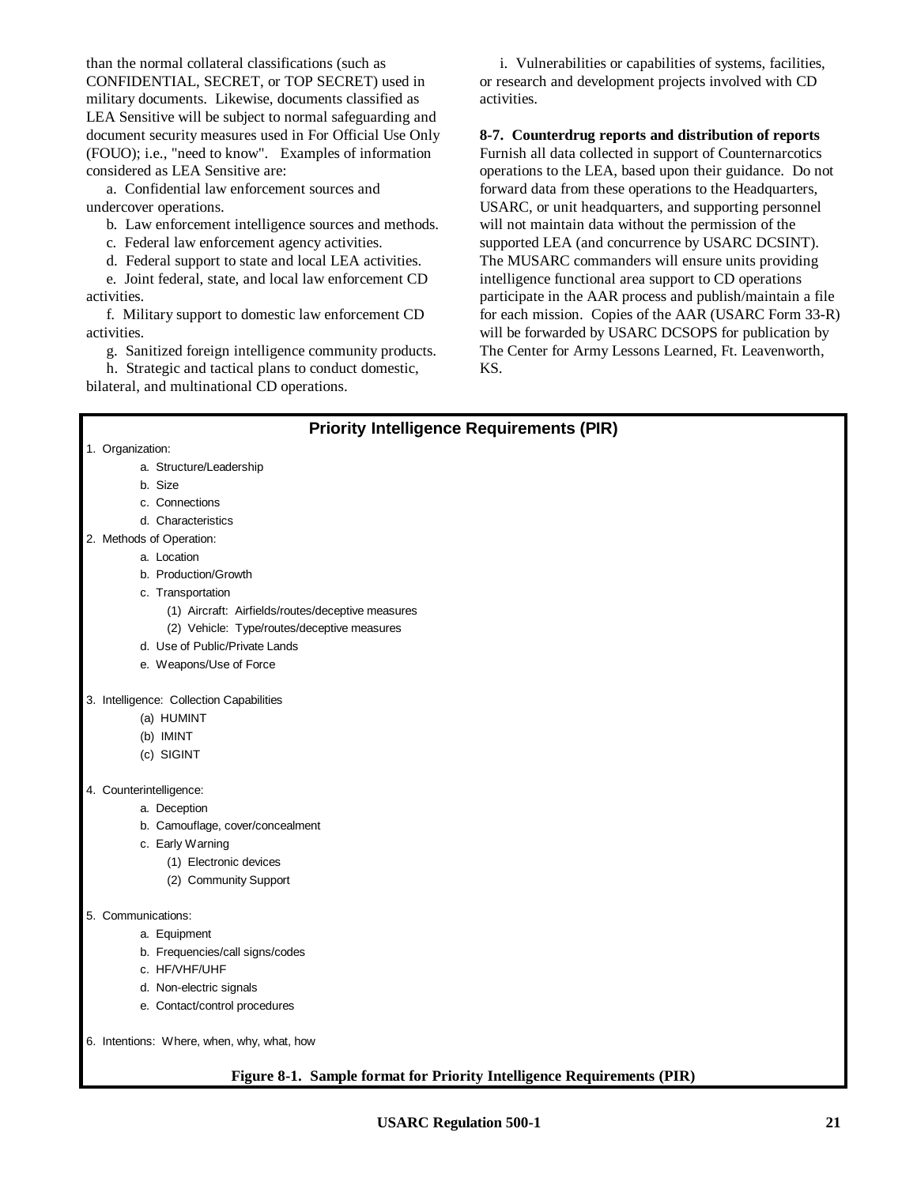than the normal collateral classifications (such as CONFIDENTIAL, SECRET, or TOP SECRET) used in military documents. Likewise, documents classified as LEA Sensitive will be subject to normal safeguarding and document security measures used in For Official Use Only (FOUO); i.e., "need to know". Examples of information considered as LEA Sensitive are:

a. Confidential law enforcement sources and undercover operations.

b. Law enforcement intelligence sources and methods.

c. Federal law enforcement agency activities.

d. Federal support to state and local LEA activities.

e. Joint federal, state, and local law enforcement CD activities.

f. Military support to domestic law enforcement CD activities.

g. Sanitized foreign intelligence community products.

h. Strategic and tactical plans to conduct domestic, bilateral, and multinational CD operations.

i. Vulnerabilities or capabilities of systems, facilities, or research and development projects involved with CD activities.

**8-7. Counterdrug reports and distribution of reports**
Furnish all data collected in support of Counternarcotics operations to the LEA, based upon their guidance. Do not forward data from these operations to the Headquarters, USARC, or unit headquarters, and supporting personnel will not maintain data without the permission of the supported LEA (and concurrence by USARC DCSINT). The MUSARC commanders will ensure units providing intelligence functional area support to CD operations participate in the AAR process and publish/maintain a file for each mission. Copies of the AAR (USARC Form 33-R) will be forwarded by USARC DCSOPS for publication by The Center for Army Lessons Learned, Ft. Leavenworth, KS.

**Priority Intelligence Requirements (PIR)**

1. Organization:
   - a. Structure/Leadership
   - b. Size
   - c. Connections
   - d. Characteristics
2. Methods of Operation:
   - a. Location
   - b. Production/Growth
   - c. Transportation
     - (1) Aircraft: Airfields/routes/deceptive measures
     - (2) Vehicle: Type/routes/deceptive measures
   - d. Use of Public/Private Lands
   - e. Weapons/Use of Force
3. Intelligence: Collection Capabilities
   - (a) HUMINT
   - (b) IMINT
   - (c) SIGINT
4. Counterintelligence:
   - a. Deception
   - b. Camouflage, cover/concealment
   - c. Early Warning
     - (1) Electronic devices
     - (2) Community Support
5. Communications:
   - a. Equipment
   - b. Frequencies/call signs/codes
   - c. HF/VHF/UHF
   - d. Non-electric signals
   - e. Contact/control procedures
6. Intentions: Where, when, why, what, how

**Figure 8-1. Sample format for Priority Intelligence Requirements (PIR)**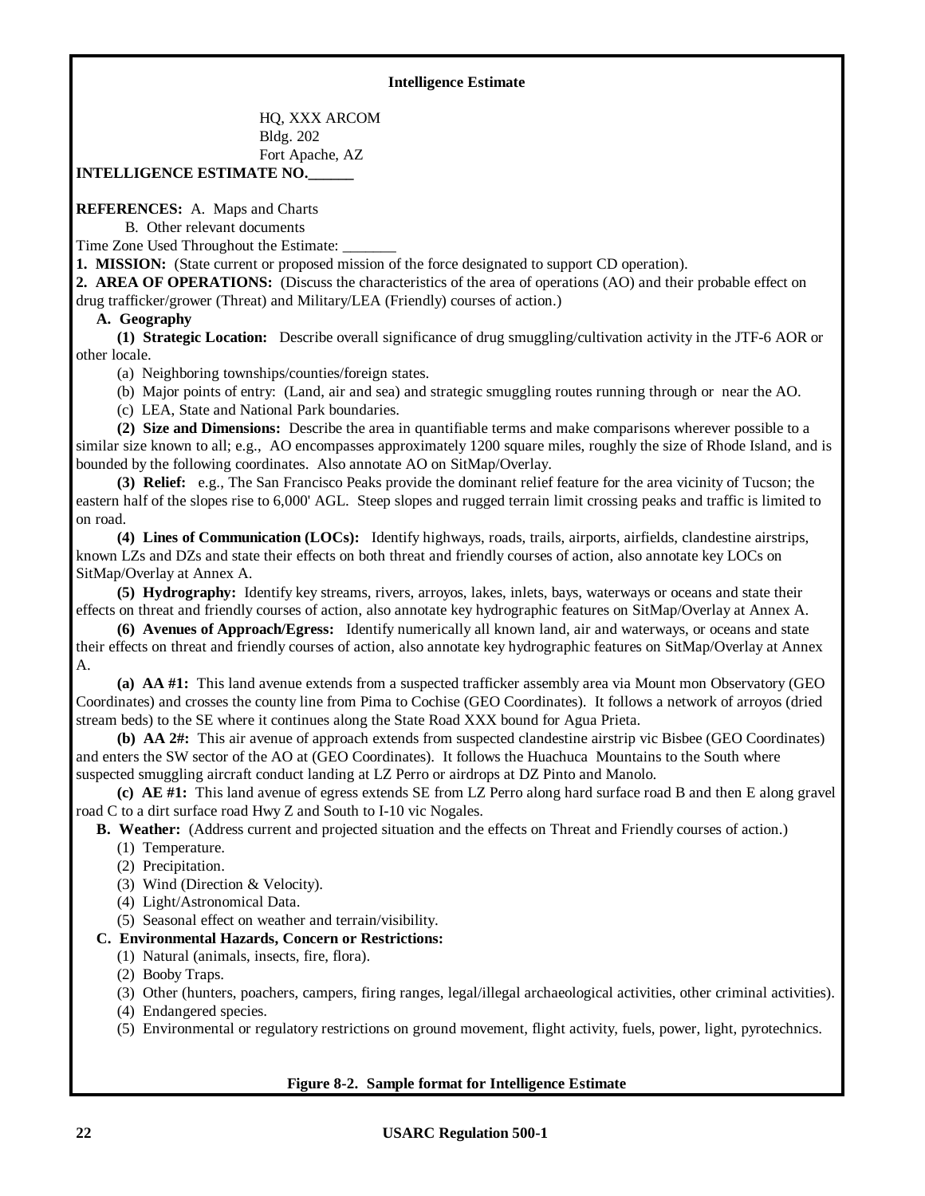**Intelligence Estimate**

HQ, XXX ARCOM
Bldg. 202
Fort Apache, AZ

**INTELLIGENCE ESTIMATE NO.______**

**REFERENCES:** A. Maps and Charts
B. Other relevant documents

Time Zone Used Throughout the Estimate: _______

**1. MISSION:** (State current or proposed mission of the force designated to support CD operation).

**2. AREA OF OPERATIONS:** (Discuss the characteristics of the area of operations (AO) and their probable effect on drug trafficker/grower (Threat) and Military/LEA (Friendly) courses of action.)

**A. Geography**

**(1) Strategic Location:** Describe overall significance of drug smuggling/cultivation activity in the JTF-6 AOR or other locale.

(a) Neighboring townships/counties/foreign states.

(b) Major points of entry: (Land, air and sea) and strategic smuggling routes running through or near the AO.

(c) LEA, State and National Park boundaries.

**(2) Size and Dimensions:** Describe the area in quantifiable terms and make comparisons wherever possible to a similar size known to all; e.g., AO encompasses approximately 1200 square miles, roughly the size of Rhode Island, and is bounded by the following coordinates. Also annotate AO on SitMap/Overlay.

**(3) Relief:** e.g., The San Francisco Peaks provide the dominant relief feature for the area vicinity of Tucson; the eastern half of the slopes rise to 6,000' AGL. Steep slopes and rugged terrain limit crossing peaks and traffic is limited to on road.

**(4) Lines of Communication (LOCs):** Identify highways, roads, trails, airports, airfields, clandestine airstrips, known LZs and DZs and state their effects on both threat and friendly courses of action, also annotate key LOCs on SitMap/Overlay at Annex A.

**(5) Hydrography:** Identify key streams, rivers, arroyos, lakes, inlets, bays, waterways or oceans and state their effects on threat and friendly courses of action, also annotate key hydrographic features on SitMap/Overlay at Annex A.

**(6) Avenues of Approach/Egress:** Identify numerically all known land, air and waterways, or oceans and state their effects on threat and friendly courses of action, also annotate key hydrographic features on SitMap/Overlay at Annex A.

**(a) AA #1:** This land avenue extends from a suspected trafficker assembly area via Mount mon Observatory (GEO Coordinates) and crosses the county line from Pima to Cochise (GEO Coordinates). It follows a network of arroyos (dried stream beds) to the SE where it continues along the State Road XXX bound for Agua Prieta.

**(b) AA 2#:** This air avenue of approach extends from suspected clandestine airstrip vic Bisbee (GEO Coordinates) and enters the SW sector of the AO at (GEO Coordinates). It follows the Huachuca Mountains to the South where suspected smuggling aircraft conduct landing at LZ Perro or airdrops at DZ Pinto and Manolo.

**(c) AE #1:** This land avenue of egress extends SE from LZ Perro along hard surface road B and then E along gravel road C to a dirt surface road Hwy Z and South to I-10 vic Nogales.

**B. Weather:** (Address current and projected situation and the effects on Threat and Friendly courses of action.)

(1) Temperature.

(2) Precipitation.

(3) Wind (Direction & Velocity).

(4) Light/Astronomical Data.

(5) Seasonal effect on weather and terrain/visibility.

**C. Environmental Hazards, Concern or Restrictions:**

(1) Natural (animals, insects, fire, flora).

(2) Booby Traps.

(3) Other (hunters, poachers, campers, firing ranges, legal/illegal archaeological activities, other criminal activities).

(4) Endangered species.

(5) Environmental or regulatory restrictions on ground movement, flight activity, fuels, power, light, pyrotechnics.

**Figure 8-2. Sample format for Intelligence Estimate**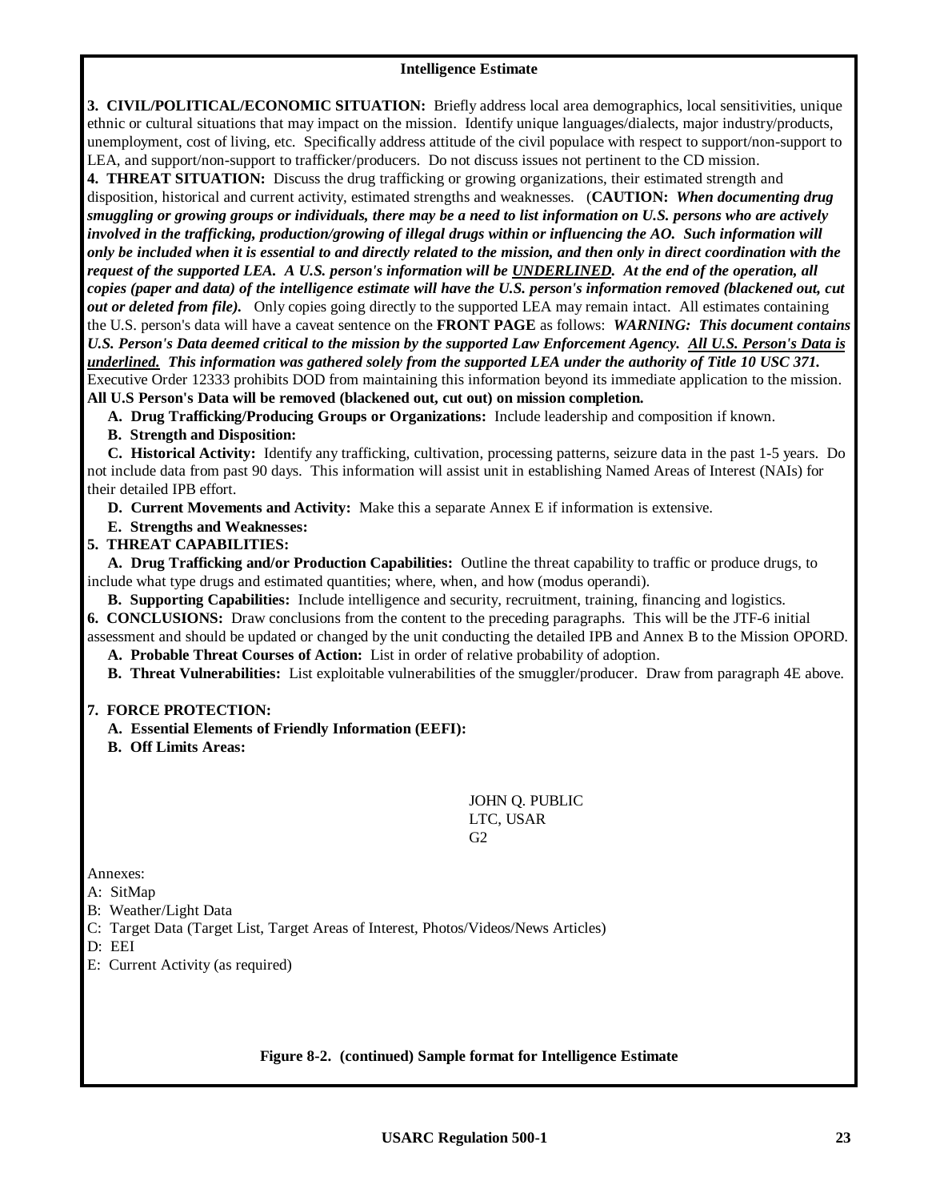**Intelligence Estimate**

**3. CIVIL/POLITICAL/ECONOMIC SITUATION:** Briefly address local area demographics, local sensitivities, unique ethnic or cultural situations that may impact on the mission. Identify unique languages/dialects, major industry/products, unemployment, cost of living, etc. Specifically address attitude of the civil populace with respect to support/non-support to LEA, and support/non-support to trafficker/producers. Do not discuss issues not pertinent to the CD mission.

**4. THREAT SITUATION:** Discuss the drug trafficking or growing organizations, their estimated strength and disposition, historical and current activity, estimated strengths and weaknesses. (**CAUTION:** ***When documenting drug smuggling or growing groups or individuals, there may be a need to list information on U.S. persons who are actively involved in the trafficking, production/growing of illegal drugs within or influencing the AO. Such information will only be included when it is essential to and directly related to the mission, and then only in direct coordination with the request of the supported LEA. A U.S. person's information will be <u>UNDERLINED</u>. At the end of the operation, all copies (paper and data) of the intelligence estimate will have the U.S. person's information removed (blackened out, cut out or deleted from file).*** Only copies going directly to the supported LEA may remain intact. All estimates containing the U.S. person's data will have a caveat sentence on the **FRONT PAGE** as follows: ***WARNING: This document contains U.S. Person's Data deemed critical to the mission by the supported Law Enforcement Agency. <u>All U.S. Person's Data is underlined.</u> This information was gathered solely from the supported LEA under the authority of Title 10 USC 371.*** Executive Order 12333 prohibits DOD from maintaining this information beyond its immediate application to the mission. **All U.S Person's Data will be removed (blackened out, cut out) on mission completion.**

**A. Drug Trafficking/Producing Groups or Organizations:** Include leadership and composition if known.

**B. Strength and Disposition:**

**C. Historical Activity:** Identify any trafficking, cultivation, processing patterns, seizure data in the past 1-5 years. Do not include data from past 90 days. This information will assist unit in establishing Named Areas of Interest (NAIs) for their detailed IPB effort.

**D. Current Movements and Activity:** Make this a separate Annex E if information is extensive.

**E. Strengths and Weaknesses:**

**5. THREAT CAPABILITIES:**

**A. Drug Trafficking and/or Production Capabilities:** Outline the threat capability to traffic or produce drugs, to include what type drugs and estimated quantities; where, when, and how (modus operandi).

**B. Supporting Capabilities:** Include intelligence and security, recruitment, training, financing and logistics.

**6. CONCLUSIONS:** Draw conclusions from the content to the preceding paragraphs. This will be the JTF-6 initial assessment and should be updated or changed by the unit conducting the detailed IPB and Annex B to the Mission OPORD.

**A. Probable Threat Courses of Action:** List in order of relative probability of adoption.

**B. Threat Vulnerabilities:** List exploitable vulnerabilities of the smuggler/producer. Draw from paragraph 4E above.

**7. FORCE PROTECTION:**

**A. Essential Elements of Friendly Information (EEFI):**

**B. Off Limits Areas:**

JOHN Q. PUBLIC
LTC, USAR
G2

Annexes:
A: SitMap
B: Weather/Light Data
C: Target Data (Target List, Target Areas of Interest, Photos/Videos/News Articles)
D: EEI
E: Current Activity (as required)

**Figure 8-2. (continued) Sample format for Intelligence Estimate**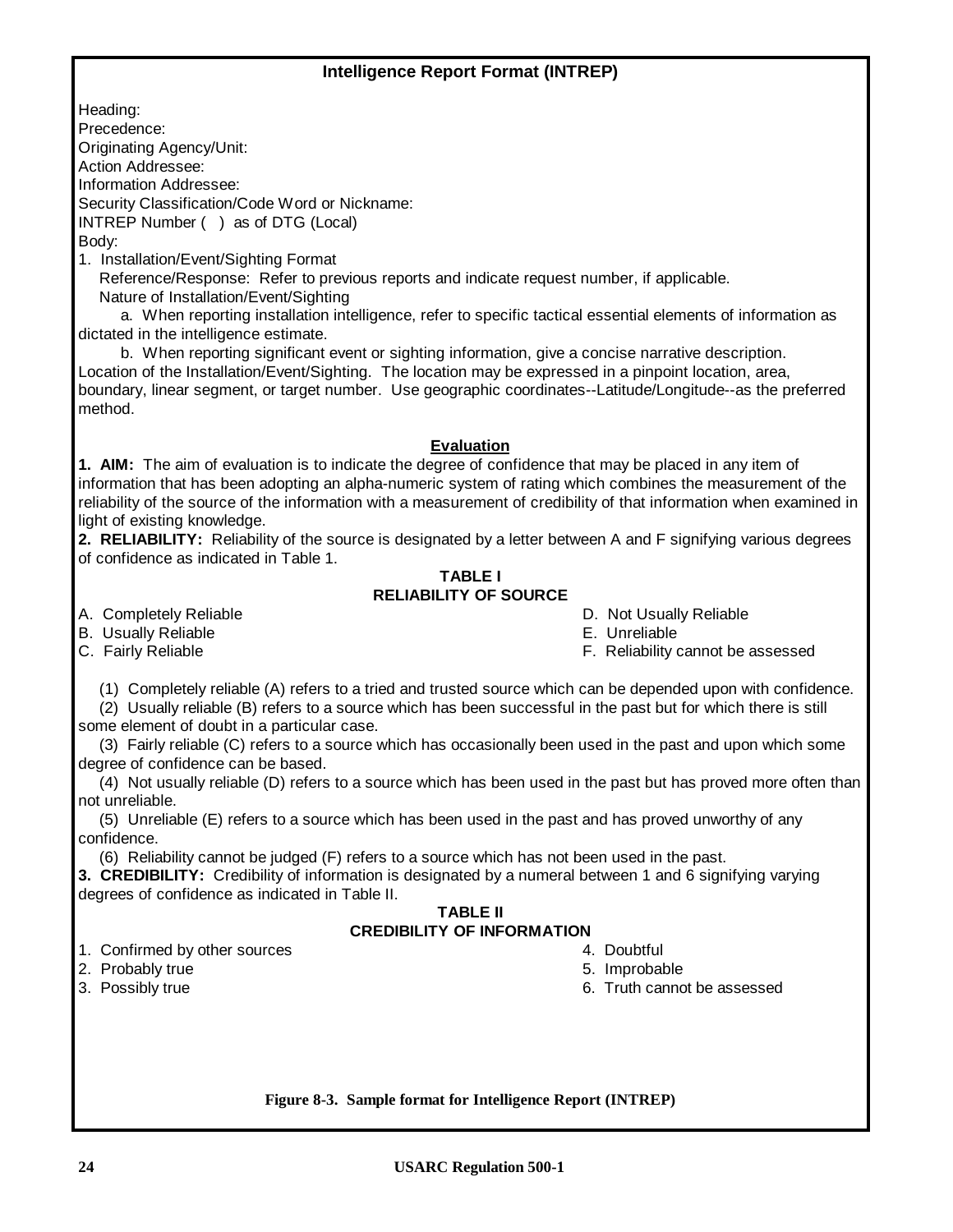## Intelligence Report Format (INTREP)

Heading:
Precedence:
Originating Agency/Unit:
Action Addressee:
Information Addressee:
Security Classification/Code Word or Nickname:
INTREP Number ( ) as of DTG (Local)
Body:
1. Installation/Event/Sighting Format
Reference/Response: Refer to previous reports and indicate request number, if applicable.
Nature of Installation/Event/Sighting

a. When reporting installation intelligence, refer to specific tactical essential elements of information as dictated in the intelligence estimate.

b. When reporting significant event or sighting information, give a concise narrative description.
Location of the Installation/Event/Sighting. The location may be expressed in a pinpoint location, area, boundary, linear segment, or target number. Use geographic coordinates--Latitude/Longitude--as the preferred method.

### Evaluation

**1. AIM:** The aim of evaluation is to indicate the degree of confidence that may be placed in any item of information that has been adopting an alpha-numeric system of rating which combines the measurement of the reliability of the source of the information with a measurement of credibility of that information when examined in light of existing knowledge.

**2. RELIABILITY:** Reliability of the source is designated by a letter between A and F signifying various degrees of confidence as indicated in Table 1.

**TABLE I**
**RELIABILITY OF SOURCE**

A. Completely Reliable
B. Usually Reliable
C. Fairly Reliable
D. Not Usually Reliable
E. Unreliable
F. Reliability cannot be assessed

(1) Completely reliable (A) refers to a tried and trusted source which can be depended upon with confidence.

(2) Usually reliable (B) refers to a source which has been successful in the past but for which there is still some element of doubt in a particular case.

(3) Fairly reliable (C) refers to a source which has occasionally been used in the past and upon which some degree of confidence can be based.

(4) Not usually reliable (D) refers to a source which has been used in the past but has proved more often than not unreliable.

(5) Unreliable (E) refers to a source which has been used in the past and has proved unworthy of any confidence.

(6) Reliability cannot be judged (F) refers to a source which has not been used in the past.

**3. CREDIBILITY:** Credibility of information is designated by a numeral between 1 and 6 signifying varying degrees of confidence as indicated in Table II.

**TABLE II**
**CREDIBILITY OF INFORMATION**

1. Confirmed by other sources
2. Probably true
3. Possibly true
4. Doubtful
5. Improbable
6. Truth cannot be assessed

**Figure 8-3. Sample format for Intelligence Report (INTREP)**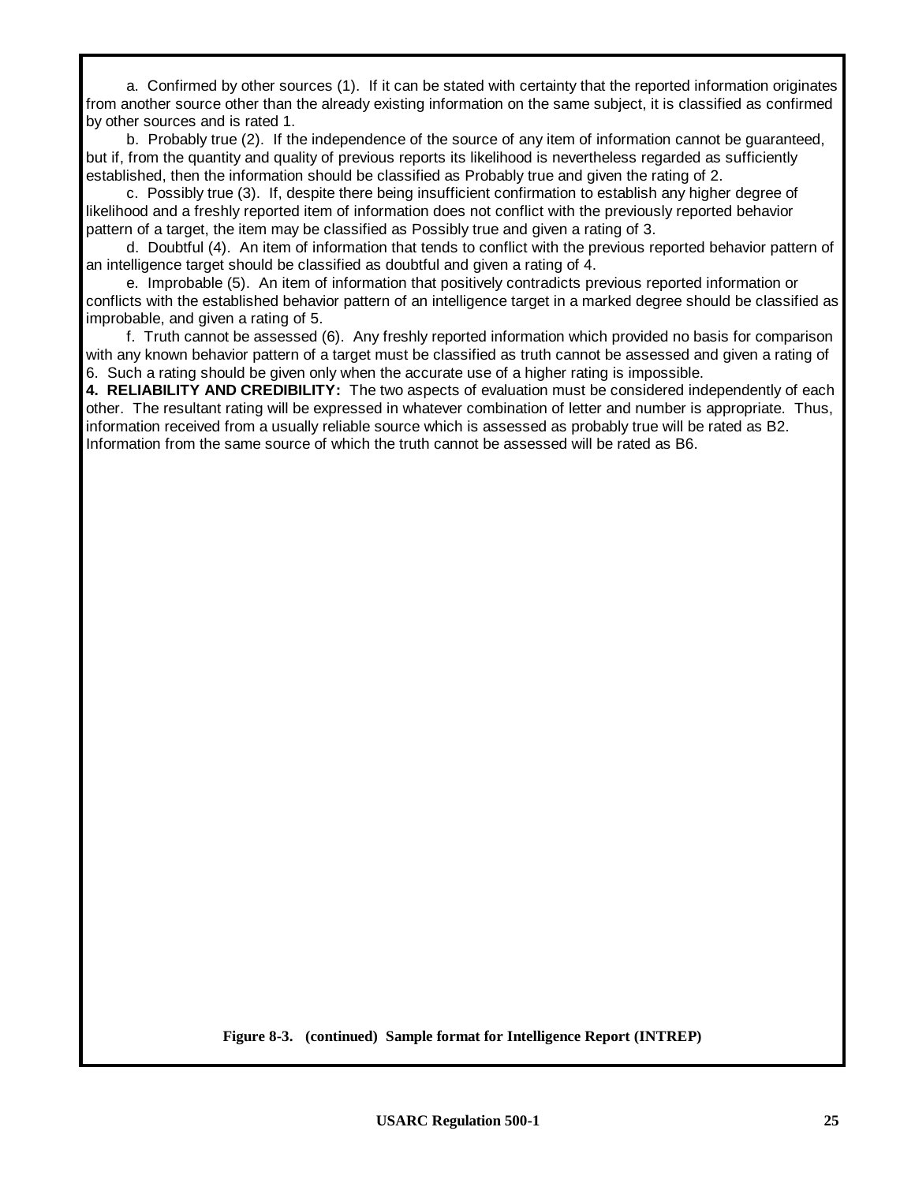a. Confirmed by other sources (1). If it can be stated with certainty that the reported information originates from another source other than the already existing information on the same subject, it is classified as confirmed by other sources and is rated 1.

b. Probably true (2). If the independence of the source of any item of information cannot be guaranteed, but if, from the quantity and quality of previous reports its likelihood is nevertheless regarded as sufficiently established, then the information should be classified as Probably true and given the rating of 2.

c. Possibly true (3). If, despite there being insufficient confirmation to establish any higher degree of likelihood and a freshly reported item of information does not conflict with the previously reported behavior pattern of a target, the item may be classified as Possibly true and given a rating of 3.

d. Doubtful (4). An item of information that tends to conflict with the previous reported behavior pattern of an intelligence target should be classified as doubtful and given a rating of 4.

e. Improbable (5). An item of information that positively contradicts previous reported information or conflicts with the established behavior pattern of an intelligence target in a marked degree should be classified as improbable, and given a rating of 5.

f. Truth cannot be assessed (6). Any freshly reported information which provided no basis for comparison with any known behavior pattern of a target must be classified as truth cannot be assessed and given a rating of 6. Such a rating should be given only when the accurate use of a higher rating is impossible.

**4. RELIABILITY AND CREDIBILITY:** The two aspects of evaluation must be considered independently of each other. The resultant rating will be expressed in whatever combination of letter and number is appropriate. Thus, information received from a usually reliable source which is assessed as probably true will be rated as B2. Information from the same source of which the truth cannot be assessed will be rated as B6.

**Figure 8-3. (continued) Sample format for Intelligence Report (INTREP)**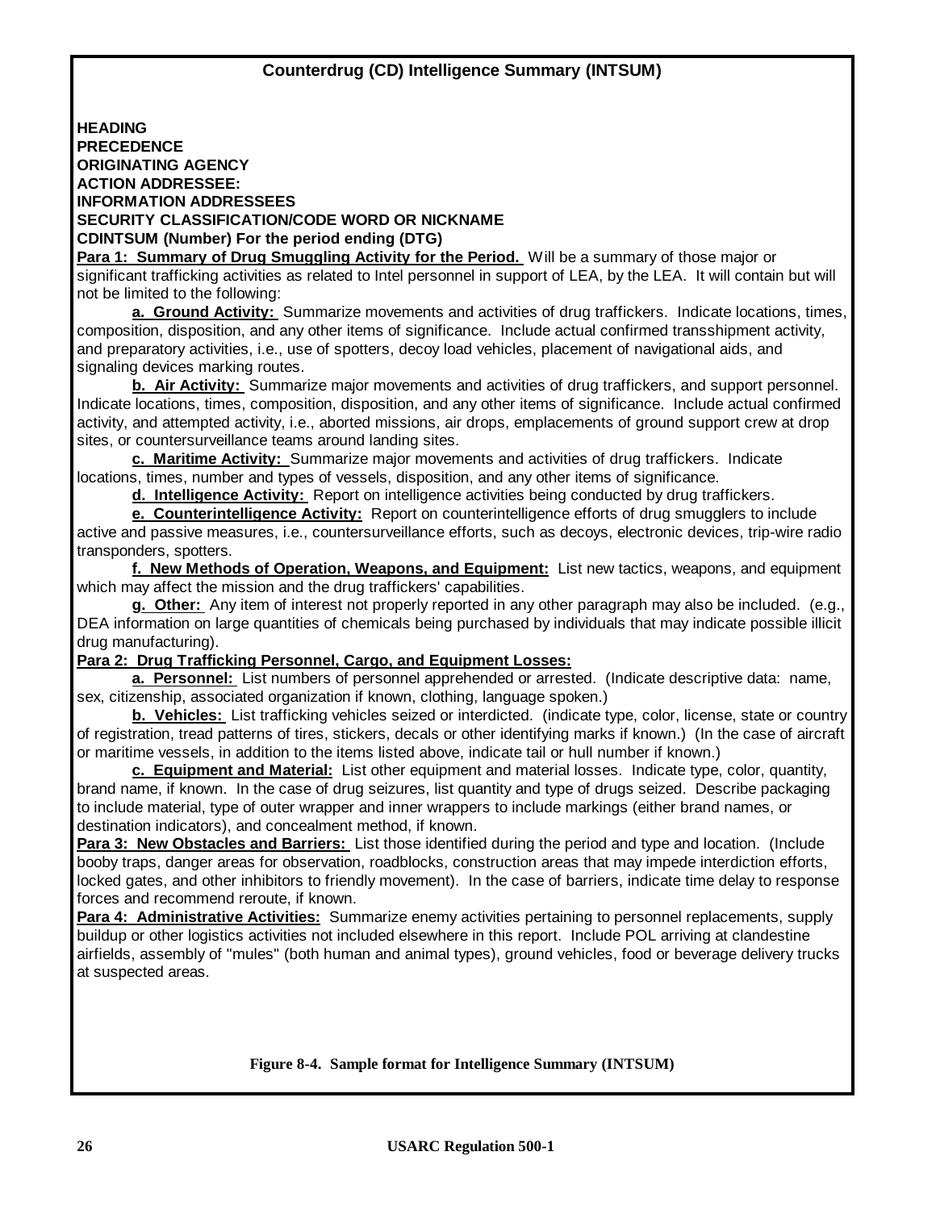## Counterdrug (CD) Intelligence Summary (INTSUM)

**HEADING**
**PRECEDENCE**
**ORIGINATING AGENCY**
**ACTION ADDRESSEE:**
**INFORMATION ADDRESSEES**
**SECURITY CLASSIFICATION/CODE WORD OR NICKNAME**
**CDINTSUM (Number) For the period ending (DTG)**

**Para 1: Summary of Drug Smuggling Activity for the Period.** Will be a summary of those major or significant trafficking activities as related to Intel personnel in support of LEA, by the LEA. It will contain but will not be limited to the following:

**a. Ground Activity:** Summarize movements and activities of drug traffickers. Indicate locations, times, composition, disposition, and any other items of significance. Include actual confirmed transshipment activity, and preparatory activities, i.e., use of spotters, decoy load vehicles, placement of navigational aids, and signaling devices marking routes.

**b. Air Activity:** Summarize major movements and activities of drug traffickers, and support personnel. Indicate locations, times, composition, disposition, and any other items of significance. Include actual confirmed activity, and attempted activity, i.e., aborted missions, air drops, emplacements of ground support crew at drop sites, or countersurveillance teams around landing sites.

**c. Maritime Activity:** Summarize major movements and activities of drug traffickers. Indicate locations, times, number and types of vessels, disposition, and any other items of significance.

**d. Intelligence Activity:** Report on intelligence activities being conducted by drug traffickers.

**e. Counterintelligence Activity:** Report on counterintelligence efforts of drug smugglers to include active and passive measures, i.e., countersurveillance efforts, such as decoys, electronic devices, trip-wire radio transponders, spotters.

**f. New Methods of Operation, Weapons, and Equipment:** List new tactics, weapons, and equipment which may affect the mission and the drug traffickers' capabilities.

**g. Other:** Any item of interest not properly reported in any other paragraph may also be included. (e.g., DEA information on large quantities of chemicals being purchased by individuals that may indicate possible illicit drug manufacturing).

**Para 2: Drug Trafficking Personnel, Cargo, and Equipment Losses:**

**a. Personnel:** List numbers of personnel apprehended or arrested. (Indicate descriptive data: name, sex, citizenship, associated organization if known, clothing, language spoken.)

**b. Vehicles:** List trafficking vehicles seized or interdicted. (indicate type, color, license, state or country of registration, tread patterns of tires, stickers, decals or other identifying marks if known.) (In the case of aircraft or maritime vessels, in addition to the items listed above, indicate tail or hull number if known.)

**c. Equipment and Material:** List other equipment and material losses. Indicate type, color, quantity, brand name, if known. In the case of drug seizures, list quantity and type of drugs seized. Describe packaging to include material, type of outer wrapper and inner wrappers to include markings (either brand names, or destination indicators), and concealment method, if known.

**Para 3: New Obstacles and Barriers:** List those identified during the period and type and location. (Include booby traps, danger areas for observation, roadblocks, construction areas that may impede interdiction efforts, locked gates, and other inhibitors to friendly movement). In the case of barriers, indicate time delay to response forces and recommend reroute, if known.

**Para 4: Administrative Activities:** Summarize enemy activities pertaining to personnel replacements, supply buildup or other logistics activities not included elsewhere in this report. Include POL arriving at clandestine airfields, assembly of "mules" (both human and animal types), ground vehicles, food or beverage delivery trucks at suspected areas.

**Figure 8-4. Sample format for Intelligence Summary (INTSUM)**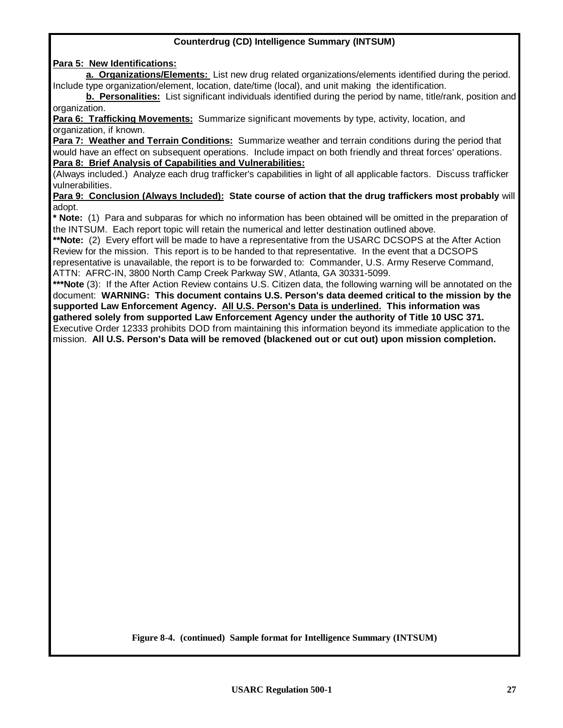**Counterdrug (CD) Intelligence Summary (INTSUM)**

**Para 5: New Identifications:**

**a. Organizations/Elements:** List new drug related organizations/elements identified during the period. Include type organization/element, location, date/time (local), and unit making the identification.

**b. Personalities:** List significant individuals identified during the period by name, title/rank, position and organization.

**Para 6: Trafficking Movements:** Summarize significant movements by type, activity, location, and organization, if known.

**Para 7: Weather and Terrain Conditions:** Summarize weather and terrain conditions during the period that would have an effect on subsequent operations. Include impact on both friendly and threat forces' operations.

**Para 8: Brief Analysis of Capabilities and Vulnerabilities:**
(Always included.) Analyze each drug trafficker's capabilities in light of all applicable factors. Discuss trafficker vulnerabilities.

**Para 9: Conclusion (Always Included): State course of action that the drug traffickers most probably** will adopt.

**\* Note:** (1) Para and subparas for which no information has been obtained will be omitted in the preparation of the INTSUM. Each report topic will retain the numerical and letter destination outlined above.

**\*\*Note:** (2) Every effort will be made to have a representative from the USARC DCSOPS at the After Action Review for the mission. This report is to be handed to that representative. In the event that a DCSOPS representative is unavailable, the report is to be forwarded to: Commander, U.S. Army Reserve Command, ATTN: AFRC-IN, 3800 North Camp Creek Parkway SW, Atlanta, GA 30331-5099.

**\*\*\*Note** (3): If the After Action Review contains U.S. Citizen data, the following warning will be annotated on the document: **WARNING: This document contains U.S. Person's data deemed critical to the mission by the supported Law Enforcement Agency. <u>All U.S. Person's Data is underlined.</u> This information was gathered solely from supported Law Enforcement Agency under the authority of Title 10 USC 371.** Executive Order 12333 prohibits DOD from maintaining this information beyond its immediate application to the mission. **All U.S. Person's Data will be removed (blackened out or cut out) upon mission completion.**

**Figure 8-4. (continued) Sample format for Intelligence Summary (INTSUM)**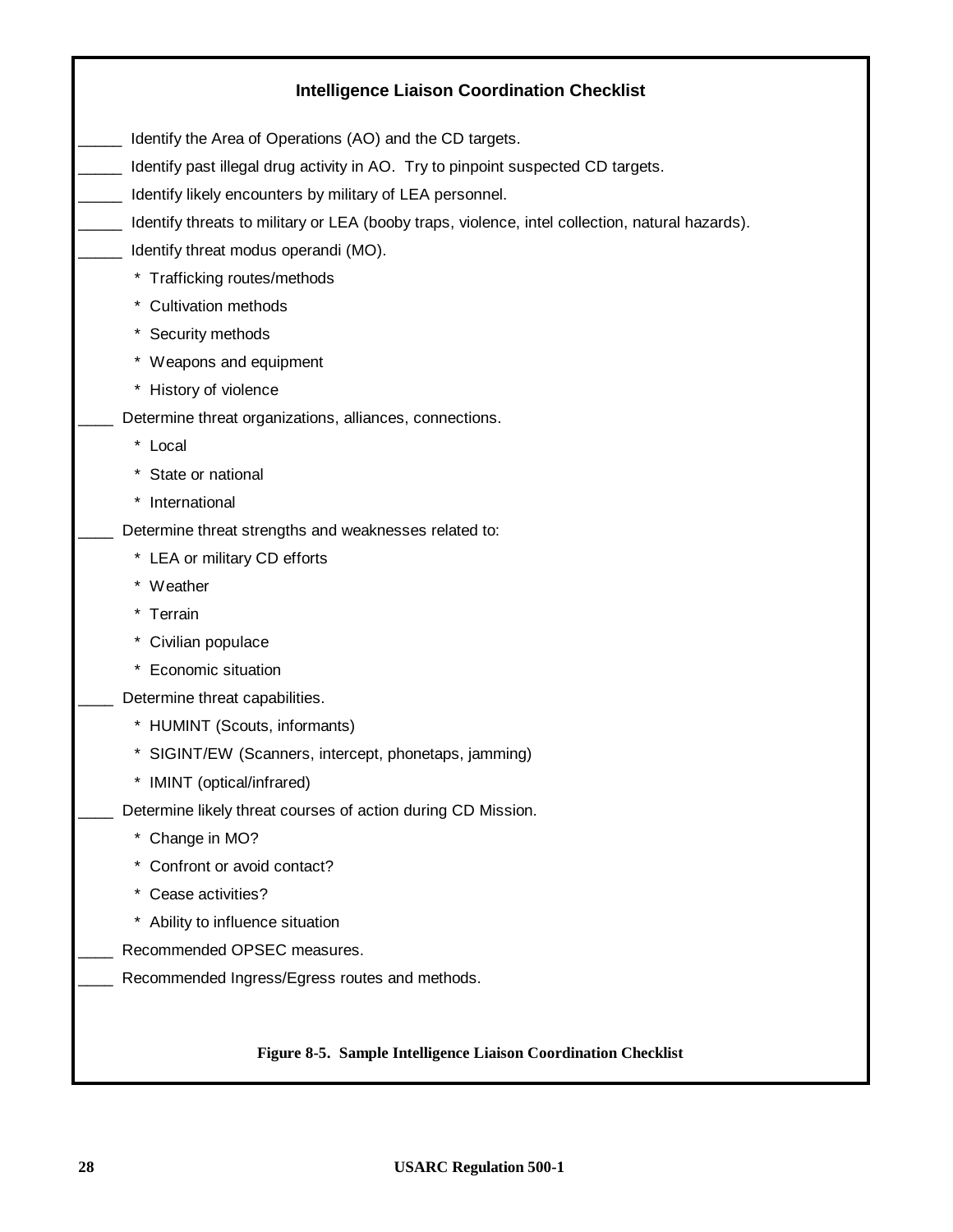### Intelligence Liaison Coordination Checklist

_____ Identify the Area of Operations (AO) and the CD targets.

_____ Identify past illegal drug activity in AO. Try to pinpoint suspected CD targets.

_____ Identify likely encounters by military of LEA personnel.

_____ Identify threats to military or LEA (booby traps, violence, intel collection, natural hazards).

_____ Identify threat modus operandi (MO).

- * Trafficking routes/methods
- * Cultivation methods
- * Security methods
- * Weapons and equipment
- * History of violence

____ Determine threat organizations, alliances, connections.

- * Local
- * State or national
- * International

____ Determine threat strengths and weaknesses related to:

- * LEA or military CD efforts
- * Weather
- * Terrain
- * Civilian populace
- * Economic situation

____ Determine threat capabilities.

- * HUMINT (Scouts, informants)
- * SIGINT/EW (Scanners, intercept, phonetaps, jamming)
- * IMINT (optical/infrared)

____ Determine likely threat courses of action during CD Mission.

- * Change in MO?
- * Confront or avoid contact?
- * Cease activities?
- * Ability to influence situation

____ Recommended OPSEC measures.

____ Recommended Ingress/Egress routes and methods.

**Figure 8-5. Sample Intelligence Liaison Coordination Checklist**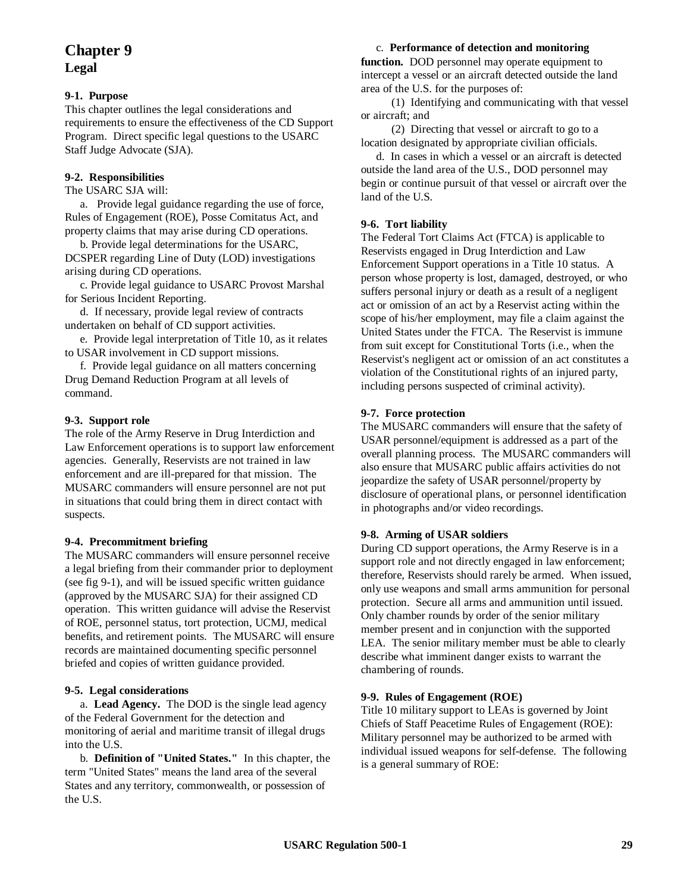# Chapter 9
## Legal

**9-1. Purpose**
This chapter outlines the legal considerations and requirements to ensure the effectiveness of the CD Support Program. Direct specific legal questions to the USARC Staff Judge Advocate (SJA).

**9-2. Responsibilities**
The USARC SJA will:

a. Provide legal guidance regarding the use of force, Rules of Engagement (ROE), Posse Comitatus Act, and property claims that may arise during CD operations.

b. Provide legal determinations for the USARC, DCSPER regarding Line of Duty (LOD) investigations arising during CD operations.

c. Provide legal guidance to USARC Provost Marshal for Serious Incident Reporting.

d. If necessary, provide legal review of contracts undertaken on behalf of CD support activities.

e. Provide legal interpretation of Title 10, as it relates to USAR involvement in CD support missions.

f. Provide legal guidance on all matters concerning Drug Demand Reduction Program at all levels of command.

**9-3. Support role**
The role of the Army Reserve in Drug Interdiction and Law Enforcement operations is to support law enforcement agencies. Generally, Reservists are not trained in law enforcement and are ill-prepared for that mission. The MUSARC commanders will ensure personnel are not put in situations that could bring them in direct contact with suspects.

**9-4. Precommitment briefing**
The MUSARC commanders will ensure personnel receive a legal briefing from their commander prior to deployment (see fig 9-1), and will be issued specific written guidance (approved by the MUSARC SJA) for their assigned CD operation. This written guidance will advise the Reservist of ROE, personnel status, tort protection, UCMJ, medical benefits, and retirement points. The MUSARC will ensure records are maintained documenting specific personnel briefed and copies of written guidance provided.

**9-5. Legal considerations**

a. **Lead Agency.** The DOD is the single lead agency of the Federal Government for the detection and monitoring of aerial and maritime transit of illegal drugs into the U.S.

b. **Definition of "United States."** In this chapter, the term "United States" means the land area of the several States and any territory, commonwealth, or possession of the U.S.

c. **Performance of detection and monitoring function.** DOD personnel may operate equipment to intercept a vessel or an aircraft detected outside the land area of the U.S. for the purposes of:

(1) Identifying and communicating with that vessel or aircraft; and

(2) Directing that vessel or aircraft to go to a location designated by appropriate civilian officials.

d. In cases in which a vessel or an aircraft is detected outside the land area of the U.S., DOD personnel may begin or continue pursuit of that vessel or aircraft over the land of the U.S.

**9-6. Tort liability**
The Federal Tort Claims Act (FTCA) is applicable to Reservists engaged in Drug Interdiction and Law Enforcement Support operations in a Title 10 status. A person whose property is lost, damaged, destroyed, or who suffers personal injury or death as a result of a negligent act or omission of an act by a Reservist acting within the scope of his/her employment, may file a claim against the United States under the FTCA. The Reservist is immune from suit except for Constitutional Torts (i.e., when the Reservist's negligent act or omission of an act constitutes a violation of the Constitutional rights of an injured party, including persons suspected of criminal activity).

**9-7. Force protection**
The MUSARC commanders will ensure that the safety of USAR personnel/equipment is addressed as a part of the overall planning process. The MUSARC commanders will also ensure that MUSARC public affairs activities do not jeopardize the safety of USAR personnel/property by disclosure of operational plans, or personnel identification in photographs and/or video recordings.

**9-8. Arming of USAR soldiers**
During CD support operations, the Army Reserve is in a support role and not directly engaged in law enforcement; therefore, Reservists should rarely be armed. When issued, only use weapons and small arms ammunition for personal protection. Secure all arms and ammunition until issued. Only chamber rounds by order of the senior military member present and in conjunction with the supported LEA. The senior military member must be able to clearly describe what imminent danger exists to warrant the chambering of rounds.

**9-9. Rules of Engagement (ROE)**
Title 10 military support to LEAs is governed by Joint Chiefs of Staff Peacetime Rules of Engagement (ROE): Military personnel may be authorized to be armed with individual issued weapons for self-defense. The following is a general summary of ROE: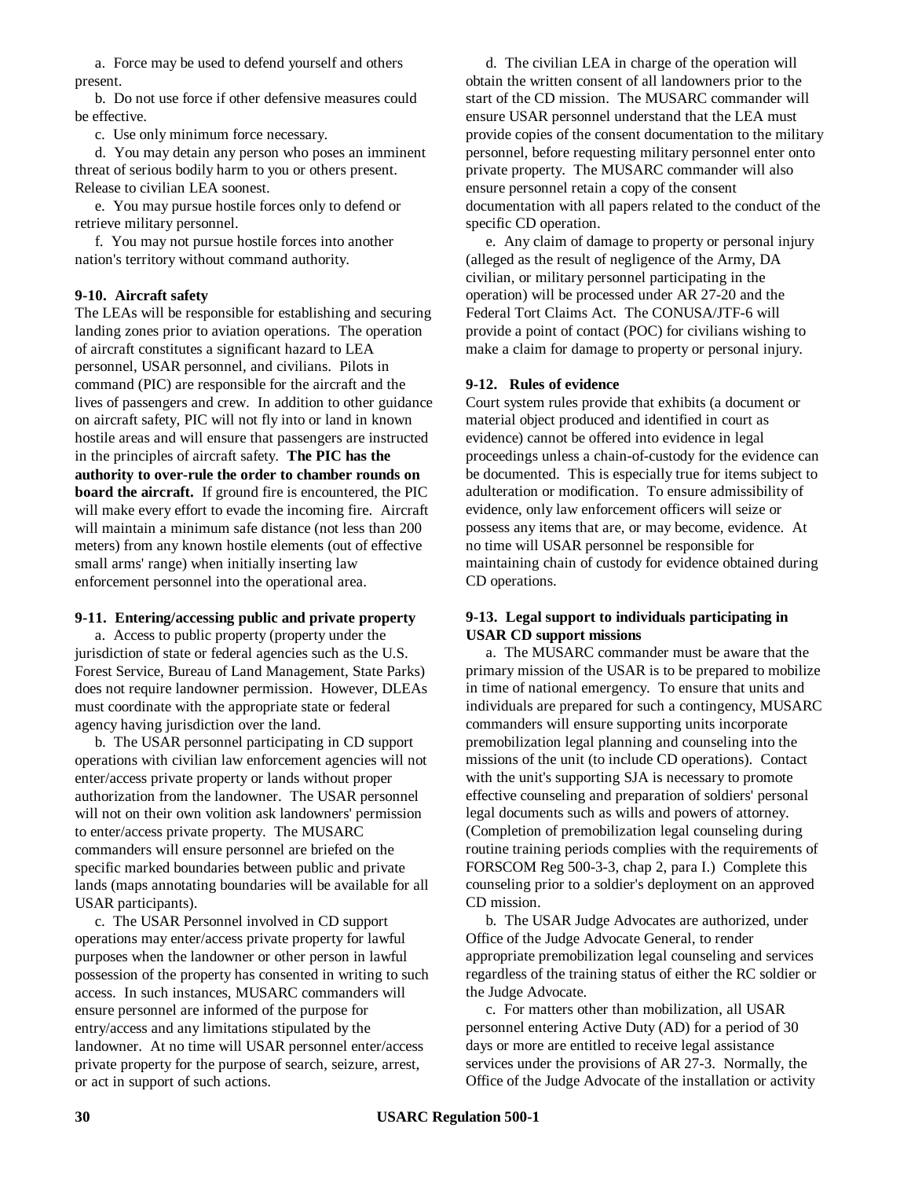a. Force may be used to defend yourself and others present.

b. Do not use force if other defensive measures could be effective.

c. Use only minimum force necessary.

d. You may detain any person who poses an imminent threat of serious bodily harm to you or others present. Release to civilian LEA soonest.

e. You may pursue hostile forces only to defend or retrieve military personnel.

f. You may not pursue hostile forces into another nation's territory without command authority.

**9-10. Aircraft safety**

The LEAs will be responsible for establishing and securing landing zones prior to aviation operations. The operation of aircraft constitutes a significant hazard to LEA personnel, USAR personnel, and civilians. Pilots in command (PIC) are responsible for the aircraft and the lives of passengers and crew. In addition to other guidance on aircraft safety, PIC will not fly into or land in known hostile areas and will ensure that passengers are instructed in the principles of aircraft safety. **The PIC has the authority to over-rule the order to chamber rounds on board the aircraft.** If ground fire is encountered, the PIC will make every effort to evade the incoming fire. Aircraft will maintain a minimum safe distance (not less than 200 meters) from any known hostile elements (out of effective small arms' range) when initially inserting law enforcement personnel into the operational area.

**9-11. Entering/accessing public and private property**

a. Access to public property (property under the jurisdiction of state or federal agencies such as the U.S. Forest Service, Bureau of Land Management, State Parks) does not require landowner permission. However, DLEAs must coordinate with the appropriate state or federal agency having jurisdiction over the land.

b. The USAR personnel participating in CD support operations with civilian law enforcement agencies will not enter/access private property or lands without proper authorization from the landowner. The USAR personnel will not on their own volition ask landowners' permission to enter/access private property. The MUSARC commanders will ensure personnel are briefed on the specific marked boundaries between public and private lands (maps annotating boundaries will be available for all USAR participants).

c. The USAR Personnel involved in CD support operations may enter/access private property for lawful purposes when the landowner or other person in lawful possession of the property has consented in writing to such access. In such instances, MUSARC commanders will ensure personnel are informed of the purpose for entry/access and any limitations stipulated by the landowner. At no time will USAR personnel enter/access private property for the purpose of search, seizure, arrest, or act in support of such actions.

d. The civilian LEA in charge of the operation will obtain the written consent of all landowners prior to the start of the CD mission. The MUSARC commander will ensure USAR personnel understand that the LEA must provide copies of the consent documentation to the military personnel, before requesting military personnel enter onto private property. The MUSARC commander will also ensure personnel retain a copy of the consent documentation with all papers related to the conduct of the specific CD operation.

e. Any claim of damage to property or personal injury (alleged as the result of negligence of the Army, DA civilian, or military personnel participating in the operation) will be processed under AR 27-20 and the Federal Tort Claims Act. The CONUSA/JTF-6 will provide a point of contact (POC) for civilians wishing to make a claim for damage to property or personal injury.

**9-12. Rules of evidence**

Court system rules provide that exhibits (a document or material object produced and identified in court as evidence) cannot be offered into evidence in legal proceedings unless a chain-of-custody for the evidence can be documented. This is especially true for items subject to adulteration or modification. To ensure admissibility of evidence, only law enforcement officers will seize or possess any items that are, or may become, evidence. At no time will USAR personnel be responsible for maintaining chain of custody for evidence obtained during CD operations.

**9-13. Legal support to individuals participating in USAR CD support missions**

a. The MUSARC commander must be aware that the primary mission of the USAR is to be prepared to mobilize in time of national emergency. To ensure that units and individuals are prepared for such a contingency, MUSARC commanders will ensure supporting units incorporate premobilization legal planning and counseling into the missions of the unit (to include CD operations). Contact with the unit's supporting SJA is necessary to promote effective counseling and preparation of soldiers' personal legal documents such as wills and powers of attorney. (Completion of premobilization legal counseling during routine training periods complies with the requirements of FORSCOM Reg 500-3-3, chap 2, para I.) Complete this counseling prior to a soldier's deployment on an approved CD mission.

b. The USAR Judge Advocates are authorized, under Office of the Judge Advocate General, to render appropriate premobilization legal counseling and services regardless of the training status of either the RC soldier or the Judge Advocate.

c. For matters other than mobilization, all USAR personnel entering Active Duty (AD) for a period of 30 days or more are entitled to receive legal assistance services under the provisions of AR 27-3. Normally, the Office of the Judge Advocate of the installation or activity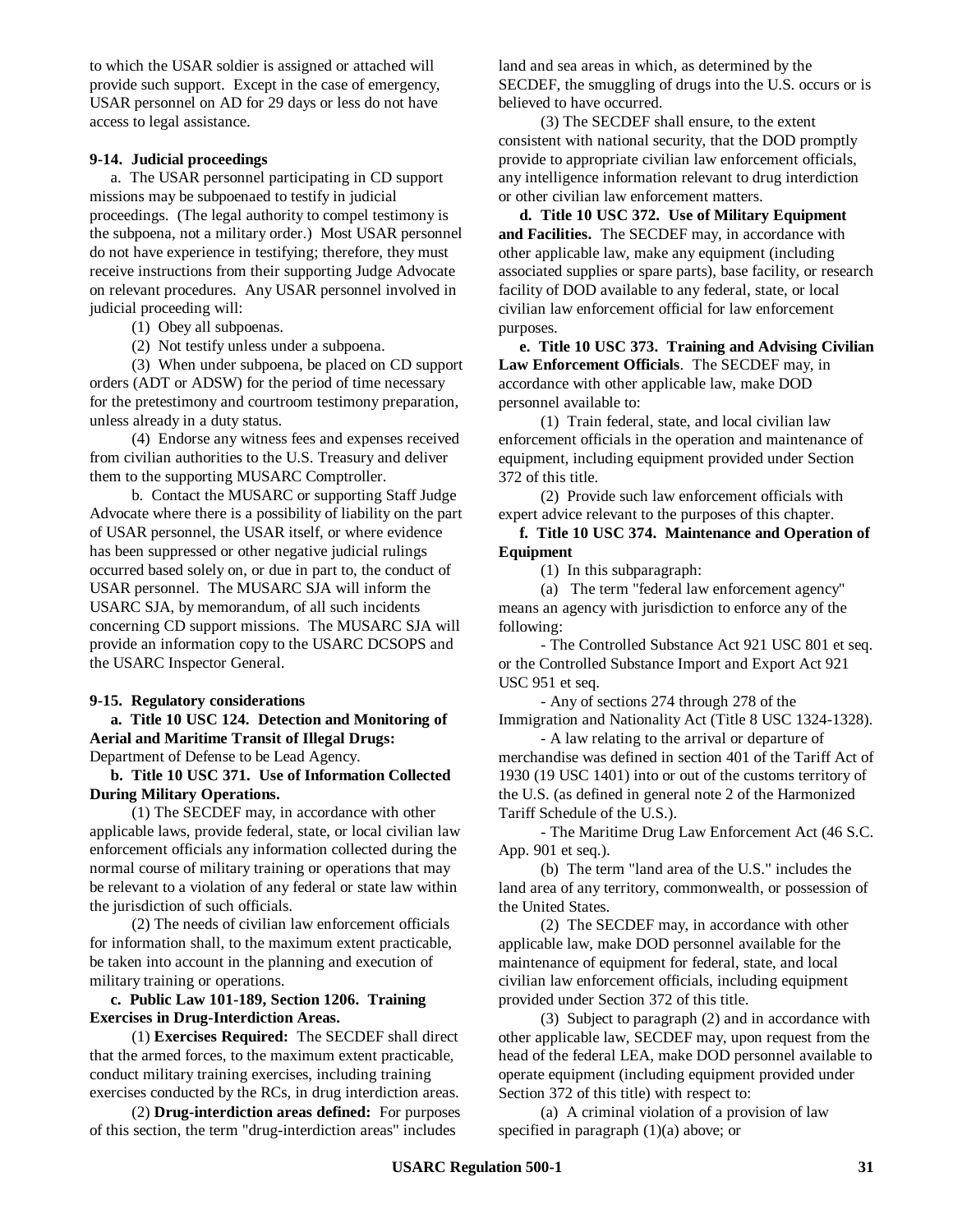to which the USAR soldier is assigned or attached will provide such support. Except in the case of emergency, USAR personnel on AD for 29 days or less do not have access to legal assistance.

**9-14. Judicial proceedings**

a. The USAR personnel participating in CD support missions may be subpoenaed to testify in judicial proceedings. (The legal authority to compel testimony is the subpoena, not a military order.) Most USAR personnel do not have experience in testifying; therefore, they must receive instructions from their supporting Judge Advocate on relevant procedures. Any USAR personnel involved in judicial proceeding will:

(1) Obey all subpoenas.

(2) Not testify unless under a subpoena.

(3) When under subpoena, be placed on CD support orders (ADT or ADSW) for the period of time necessary for the pretestimony and courtroom testimony preparation, unless already in a duty status.

(4) Endorse any witness fees and expenses received from civilian authorities to the U.S. Treasury and deliver them to the supporting MUSARC Comptroller.

b. Contact the MUSARC or supporting Staff Judge Advocate where there is a possibility of liability on the part of USAR personnel, the USAR itself, or where evidence has been suppressed or other negative judicial rulings occurred based solely on, or due in part to, the conduct of USAR personnel. The MUSARC SJA will inform the USARC SJA, by memorandum, of all such incidents concerning CD support missions. The MUSARC SJA will provide an information copy to the USARC DCSOPS and the USARC Inspector General.

**9-15. Regulatory considerations**

**a. Title 10 USC 124. Detection and Monitoring of Aerial and Maritime Transit of Illegal Drugs:** Department of Defense to be Lead Agency.

**b. Title 10 USC 371. Use of Information Collected During Military Operations.**

(1) The SECDEF may, in accordance with other applicable laws, provide federal, state, or local civilian law enforcement officials any information collected during the normal course of military training or operations that may be relevant to a violation of any federal or state law within the jurisdiction of such officials.

(2) The needs of civilian law enforcement officials for information shall, to the maximum extent practicable, be taken into account in the planning and execution of military training or operations.

**c. Public Law 101-189, Section 1206. Training Exercises in Drug-Interdiction Areas.**

(1) **Exercises Required:** The SECDEF shall direct that the armed forces, to the maximum extent practicable, conduct military training exercises, including training exercises conducted by the RCs, in drug interdiction areas.

(2) **Drug-interdiction areas defined:** For purposes of this section, the term "drug-interdiction areas" includes land and sea areas in which, as determined by the SECDEF, the smuggling of drugs into the U.S. occurs or is believed to have occurred.

(3) The SECDEF shall ensure, to the extent consistent with national security, that the DOD promptly provide to appropriate civilian law enforcement officials, any intelligence information relevant to drug interdiction or other civilian law enforcement matters.

**d. Title 10 USC 372. Use of Military Equipment and Facilities.** The SECDEF may, in accordance with other applicable law, make any equipment (including associated supplies or spare parts), base facility, or research facility of DOD available to any federal, state, or local civilian law enforcement official for law enforcement purposes.

**e. Title 10 USC 373. Training and Advising Civilian Law Enforcement Officials**. The SECDEF may, in accordance with other applicable law, make DOD personnel available to:

(1) Train federal, state, and local civilian law enforcement officials in the operation and maintenance of equipment, including equipment provided under Section 372 of this title.

(2) Provide such law enforcement officials with expert advice relevant to the purposes of this chapter.

**f. Title 10 USC 374. Maintenance and Operation of Equipment**

(1) In this subparagraph:

(a) The term "federal law enforcement agency" means an agency with jurisdiction to enforce any of the following:

- The Controlled Substance Act 921 USC 801 et seq. or the Controlled Substance Import and Export Act 921 USC 951 et seq.

- Any of sections 274 through 278 of the Immigration and Nationality Act (Title 8 USC 1324-1328).

- A law relating to the arrival or departure of merchandise was defined in section 401 of the Tariff Act of 1930 (19 USC 1401) into or out of the customs territory of the U.S. (as defined in general note 2 of the Harmonized Tariff Schedule of the U.S.).

- The Maritime Drug Law Enforcement Act (46 S.C. App. 901 et seq.).

(b) The term "land area of the U.S." includes the land area of any territory, commonwealth, or possession of the United States.

(2) The SECDEF may, in accordance with other applicable law, make DOD personnel available for the maintenance of equipment for federal, state, and local civilian law enforcement officials, including equipment provided under Section 372 of this title.

(3) Subject to paragraph (2) and in accordance with other applicable law, SECDEF may, upon request from the head of the federal LEA, make DOD personnel available to operate equipment (including equipment provided under Section 372 of this title) with respect to:

(a) A criminal violation of a provision of law specified in paragraph (1)(a) above; or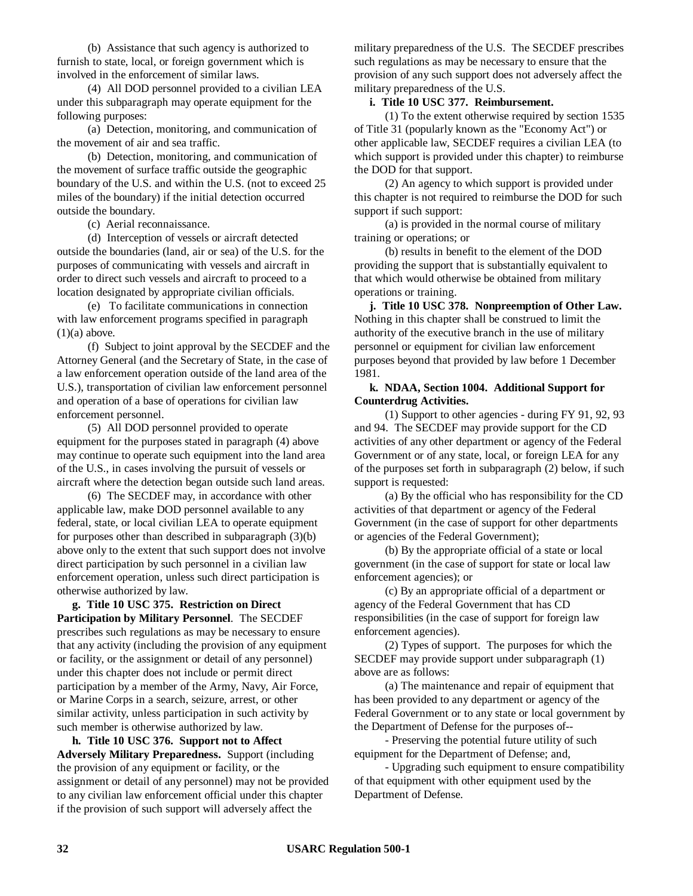(b) Assistance that such agency is authorized to furnish to state, local, or foreign government which is involved in the enforcement of similar laws.

(4) All DOD personnel provided to a civilian LEA under this subparagraph may operate equipment for the following purposes:

(a) Detection, monitoring, and communication of the movement of air and sea traffic.

(b) Detection, monitoring, and communication of the movement of surface traffic outside the geographic boundary of the U.S. and within the U.S. (not to exceed 25 miles of the boundary) if the initial detection occurred outside the boundary.

(c) Aerial reconnaissance.

(d) Interception of vessels or aircraft detected outside the boundaries (land, air or sea) of the U.S. for the purposes of communicating with vessels and aircraft in order to direct such vessels and aircraft to proceed to a location designated by appropriate civilian officials.

(e) To facilitate communications in connection with law enforcement programs specified in paragraph (1)(a) above.

(f) Subject to joint approval by the SECDEF and the Attorney General (and the Secretary of State, in the case of a law enforcement operation outside of the land area of the U.S.), transportation of civilian law enforcement personnel and operation of a base of operations for civilian law enforcement personnel.

(5) All DOD personnel provided to operate equipment for the purposes stated in paragraph (4) above may continue to operate such equipment into the land area of the U.S., in cases involving the pursuit of vessels or aircraft where the detection began outside such land areas.

(6) The SECDEF may, in accordance with other applicable law, make DOD personnel available to any federal, state, or local civilian LEA to operate equipment for purposes other than described in subparagraph (3)(b) above only to the extent that such support does not involve direct participation by such personnel in a civilian law enforcement operation, unless such direct participation is otherwise authorized by law.

**g. Title 10 USC 375. Restriction on Direct Participation by Military Personnel**. The SECDEF prescribes such regulations as may be necessary to ensure that any activity (including the provision of any equipment or facility, or the assignment or detail of any personnel) under this chapter does not include or permit direct participation by a member of the Army, Navy, Air Force, or Marine Corps in a search, seizure, arrest, or other similar activity, unless participation in such activity by such member is otherwise authorized by law.

**h. Title 10 USC 376. Support not to Affect Adversely Military Preparedness.** Support (including the provision of any equipment or facility, or the assignment or detail of any personnel) may not be provided to any civilian law enforcement official under this chapter if the provision of such support will adversely affect the military preparedness of the U.S. The SECDEF prescribes such regulations as may be necessary to ensure that the provision of any such support does not adversely affect the military preparedness of the U.S.

**i. Title 10 USC 377. Reimbursement.**

(1) To the extent otherwise required by section 1535 of Title 31 (popularly known as the "Economy Act") or other applicable law, SECDEF requires a civilian LEA (to which support is provided under this chapter) to reimburse the DOD for that support.

(2) An agency to which support is provided under this chapter is not required to reimburse the DOD for such support if such support:

(a) is provided in the normal course of military training or operations; or

(b) results in benefit to the element of the DOD providing the support that is substantially equivalent to that which would otherwise be obtained from military operations or training.

**j. Title 10 USC 378. Nonpreemption of Other Law.** Nothing in this chapter shall be construed to limit the authority of the executive branch in the use of military personnel or equipment for civilian law enforcement purposes beyond that provided by law before 1 December 1981.

**k. NDAA, Section 1004. Additional Support for Counterdrug Activities.**

(1) Support to other agencies - during FY 91, 92, 93 and 94. The SECDEF may provide support for the CD activities of any other department or agency of the Federal Government or of any state, local, or foreign LEA for any of the purposes set forth in subparagraph (2) below, if such support is requested:

(a) By the official who has responsibility for the CD activities of that department or agency of the Federal Government (in the case of support for other departments or agencies of the Federal Government);

(b) By the appropriate official of a state or local government (in the case of support for state or local law enforcement agencies); or

(c) By an appropriate official of a department or agency of the Federal Government that has CD responsibilities (in the case of support for foreign law enforcement agencies).

(2) Types of support. The purposes for which the SECDEF may provide support under subparagraph (1) above are as follows:

(a) The maintenance and repair of equipment that has been provided to any department or agency of the Federal Government or to any state or local government by the Department of Defense for the purposes of--

- Preserving the potential future utility of such equipment for the Department of Defense; and,

- Upgrading such equipment to ensure compatibility of that equipment with other equipment used by the Department of Defense.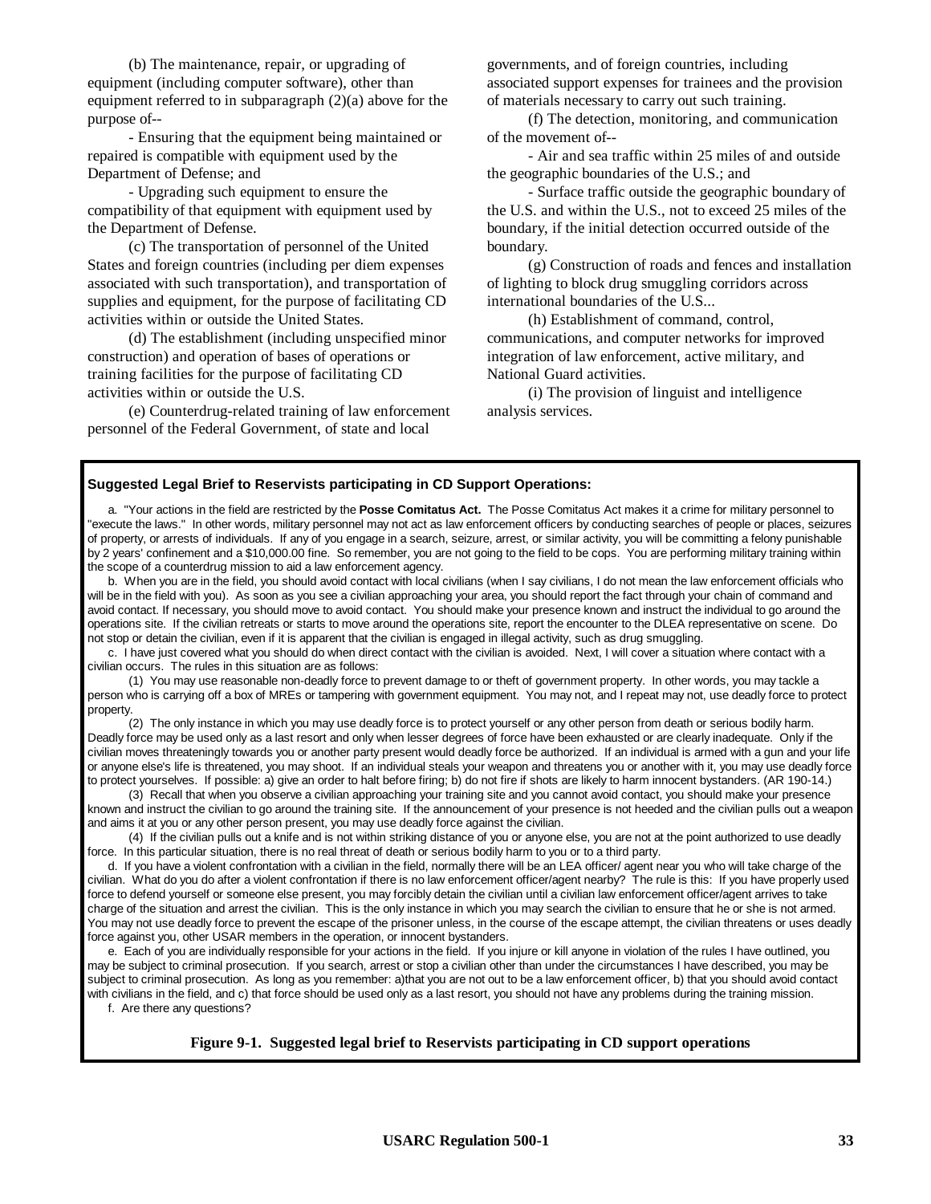(b) The maintenance, repair, or upgrading of equipment (including computer software), other than equipment referred to in subparagraph (2)(a) above for the purpose of--

- Ensuring that the equipment being maintained or repaired is compatible with equipment used by the Department of Defense; and

- Upgrading such equipment to ensure the compatibility of that equipment with equipment used by the Department of Defense.

(c) The transportation of personnel of the United States and foreign countries (including per diem expenses associated with such transportation), and transportation of supplies and equipment, for the purpose of facilitating CD activities within or outside the United States.

(d) The establishment (including unspecified minor construction) and operation of bases of operations or training facilities for the purpose of facilitating CD activities within or outside the U.S.

(e) Counterdrug-related training of law enforcement personnel of the Federal Government, of state and local governments, and of foreign countries, including associated support expenses for trainees and the provision of materials necessary to carry out such training.

(f) The detection, monitoring, and communication of the movement of--

- Air and sea traffic within 25 miles of and outside the geographic boundaries of the U.S.; and

- Surface traffic outside the geographic boundary of the U.S. and within the U.S., not to exceed 25 miles of the boundary, if the initial detection occurred outside of the boundary.

(g) Construction of roads and fences and installation of lighting to block drug smuggling corridors across international boundaries of the U.S...

(h) Establishment of command, control, communications, and computer networks for improved integration of law enforcement, active military, and National Guard activities.

(i) The provision of linguist and intelligence analysis services.

**Suggested Legal Brief to Reservists participating in CD Support Operations:**

a. "Your actions in the field are restricted by the **Posse Comitatus Act.** The Posse Comitatus Act makes it a crime for military personnel to "execute the laws." In other words, military personnel may not act as law enforcement officers by conducting searches of people or places, seizures of property, or arrests of individuals. If any of you engage in a search, seizure, arrest, or similar activity, you will be committing a felony punishable by 2 years' confinement and a $10,000.00 fine. So remember, you are not going to the field to be cops. You are performing military training within the scope of a counterdrug mission to aid a law enforcement agency.

b. When you are in the field, you should avoid contact with local civilians (when I say civilians, I do not mean the law enforcement officials who will be in the field with you). As soon as you see a civilian approaching your area, you should report the fact through your chain of command and avoid contact. If necessary, you should move to avoid contact. You should make your presence known and instruct the individual to go around the operations site. If the civilian retreats or starts to move around the operations site, report the encounter to the DLEA representative on scene. Do not stop or detain the civilian, even if it is apparent that the civilian is engaged in illegal activity, such as drug smuggling.

c. I have just covered what you should do when direct contact with the civilian is avoided. Next, I will cover a situation where contact with a civilian occurs. The rules in this situation are as follows:

(1) You may use reasonable non-deadly force to prevent damage to or theft of government property. In other words, you may tackle a person who is carrying off a box of MREs or tampering with government equipment. You may not, and I repeat may not, use deadly force to protect property.

(2) The only instance in which you may use deadly force is to protect yourself or any other person from death or serious bodily harm. Deadly force may be used only as a last resort and only when lesser degrees of force have been exhausted or are clearly inadequate. Only if the civilian moves threateningly towards you or another party present would deadly force be authorized. If an individual is armed with a gun and your life or anyone else's life is threatened, you may shoot. If an individual steals your weapon and threatens you or another with it, you may use deadly force to protect yourselves. If possible: a) give an order to halt before firing; b) do not fire if shots are likely to harm innocent bystanders. (AR 190-14.)

(3) Recall that when you observe a civilian approaching your training site and you cannot avoid contact, you should make your presence known and instruct the civilian to go around the training site. If the announcement of your presence is not heeded and the civilian pulls out a weapon and aims it at you or any other person present, you may use deadly force against the civilian.

(4) If the civilian pulls out a knife and is not within striking distance of you or anyone else, you are not at the point authorized to use deadly force. In this particular situation, there is no real threat of death or serious bodily harm to you or to a third party.

d. If you have a violent confrontation with a civilian in the field, normally there will be an LEA officer/ agent near you who will take charge of the civilian. What do you do after a violent confrontation if there is no law enforcement officer/agent nearby? The rule is this: If you have properly used force to defend yourself or someone else present, you may forcibly detain the civilian until a civilian law enforcement officer/agent arrives to take charge of the situation and arrest the civilian. This is the only instance in which you may search the civilian to ensure that he or she is not armed. You may not use deadly force to prevent the escape of the prisoner unless, in the course of the escape attempt, the civilian threatens or uses deadly force against you, other USAR members in the operation, or innocent bystanders.

e. Each of you are individually responsible for your actions in the field. If you injure or kill anyone in violation of the rules I have outlined, you may be subject to criminal prosecution. If you search, arrest or stop a civilian other than under the circumstances I have described, you may be subject to criminal prosecution. As long as you remember: a)that you are not out to be a law enforcement officer, b) that you should avoid contact with civilians in the field, and c) that force should be used only as a last resort, you should not have any problems during the training mission.

f. Are there any questions?

**Figure 9-1. Suggested legal brief to Reservists participating in CD support operations**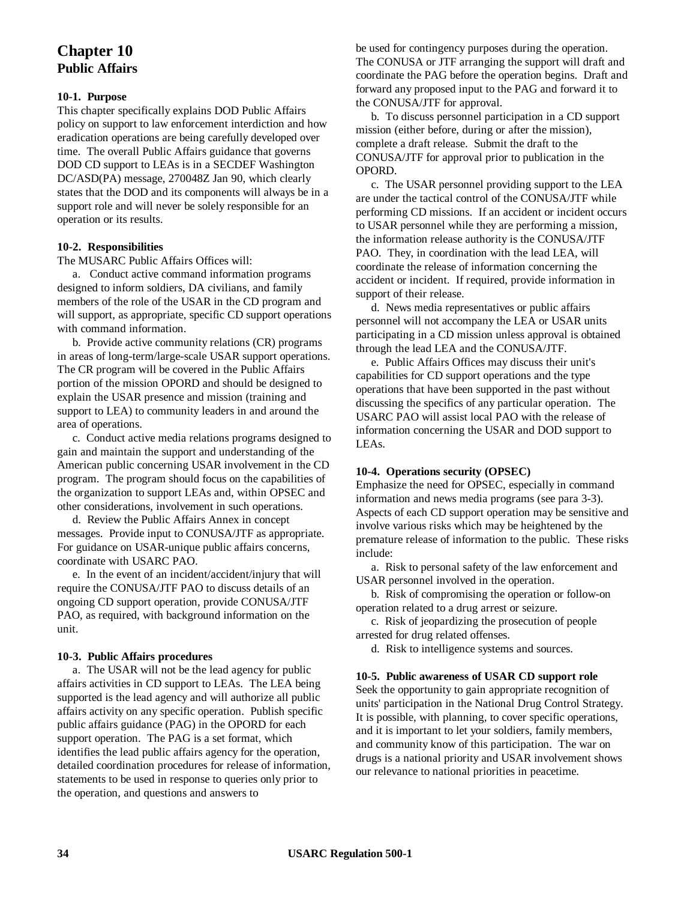# Chapter 10
## Public Affairs

### 10-1. Purpose

This chapter specifically explains DOD Public Affairs policy on support to law enforcement interdiction and how eradication operations are being carefully developed over time. The overall Public Affairs guidance that governs DOD CD support to LEAs is in a SECDEF Washington DC/ASD(PA) message, 270048Z Jan 90, which clearly states that the DOD and its components will always be in a support role and will never be solely responsible for an operation or its results.

### 10-2. Responsibilities

The MUSARC Public Affairs Offices will:

a. Conduct active command information programs designed to inform soldiers, DA civilians, and family members of the role of the USAR in the CD program and will support, as appropriate, specific CD support operations with command information.

b. Provide active community relations (CR) programs in areas of long-term/large-scale USAR support operations. The CR program will be covered in the Public Affairs portion of the mission OPORD and should be designed to explain the USAR presence and mission (training and support to LEA) to community leaders in and around the area of operations.

c. Conduct active media relations programs designed to gain and maintain the support and understanding of the American public concerning USAR involvement in the CD program. The program should focus on the capabilities of the organization to support LEAs and, within OPSEC and other considerations, involvement in such operations.

d. Review the Public Affairs Annex in concept messages. Provide input to CONUSA/JTF as appropriate. For guidance on USAR-unique public affairs concerns, coordinate with USARC PAO.

e. In the event of an incident/accident/injury that will require the CONUSA/JTF PAO to discuss details of an ongoing CD support operation, provide CONUSA/JTF PAO, as required, with background information on the unit.

### 10-3. Public Affairs procedures

a. The USAR will not be the lead agency for public affairs activities in CD support to LEAs. The LEA being supported is the lead agency and will authorize all public affairs activity on any specific operation. Publish specific public affairs guidance (PAG) in the OPORD for each support operation. The PAG is a set format, which identifies the lead public affairs agency for the operation, detailed coordination procedures for release of information, statements to be used in response to queries only prior to the operation, and questions and answers to be used for contingency purposes during the operation. The CONUSA or JTF arranging the support will draft and coordinate the PAG before the operation begins. Draft and forward any proposed input to the PAG and forward it to the CONUSA/JTF for approval.

b. To discuss personnel participation in a CD support mission (either before, during or after the mission), complete a draft release. Submit the draft to the CONUSA/JTF for approval prior to publication in the OPORD.

c. The USAR personnel providing support to the LEA are under the tactical control of the CONUSA/JTF while performing CD missions. If an accident or incident occurs to USAR personnel while they are performing a mission, the information release authority is the CONUSA/JTF PAO. They, in coordination with the lead LEA, will coordinate the release of information concerning the accident or incident. If required, provide information in support of their release.

d. News media representatives or public affairs personnel will not accompany the LEA or USAR units participating in a CD mission unless approval is obtained through the lead LEA and the CONUSA/JTF.

e. Public Affairs Offices may discuss their unit's capabilities for CD support operations and the type operations that have been supported in the past without discussing the specifics of any particular operation. The USARC PAO will assist local PAO with the release of information concerning the USAR and DOD support to LEAs.

### 10-4. Operations security (OPSEC)

Emphasize the need for OPSEC, especially in command information and news media programs (see para 3-3). Aspects of each CD support operation may be sensitive and involve various risks which may be heightened by the premature release of information to the public. These risks include:

a. Risk to personal safety of the law enforcement and USAR personnel involved in the operation.

b. Risk of compromising the operation or follow-on operation related to a drug arrest or seizure.

c. Risk of jeopardizing the prosecution of people arrested for drug related offenses.

d. Risk to intelligence systems and sources.

### 10-5. Public awareness of USAR CD support role

Seek the opportunity to gain appropriate recognition of units' participation in the National Drug Control Strategy. It is possible, with planning, to cover specific operations, and it is important to let your soldiers, family members, and community know of this participation. The war on drugs is a national priority and USAR involvement shows our relevance to national priorities in peacetime.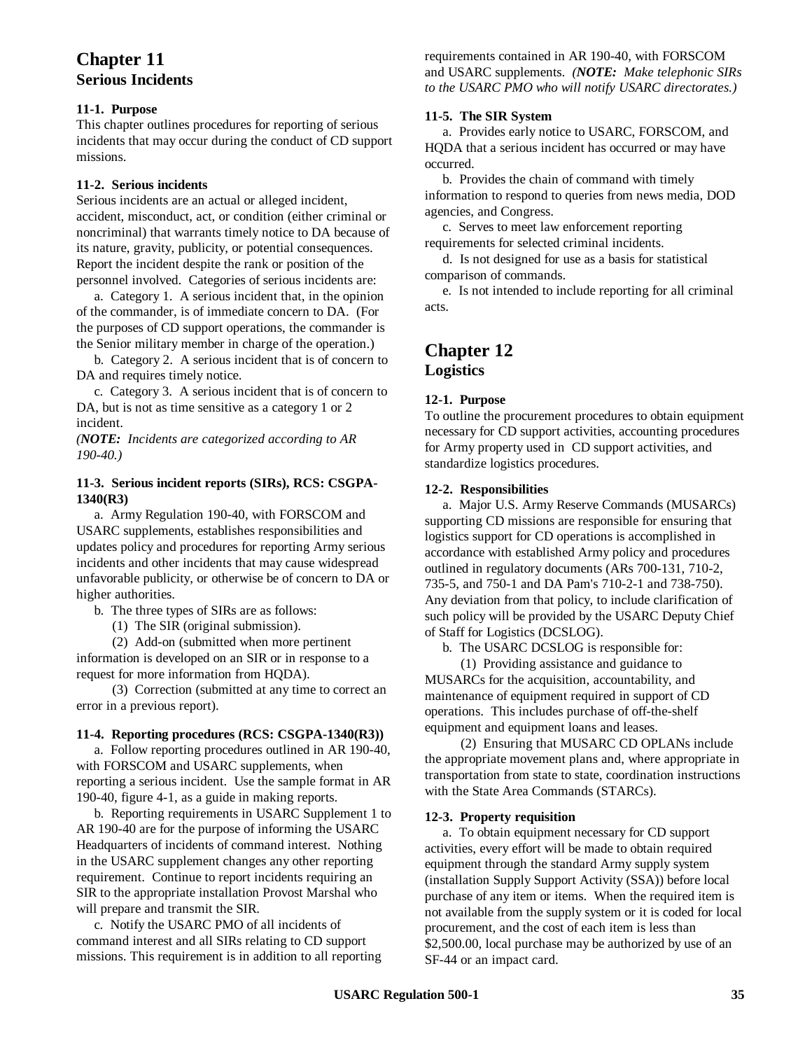# Chapter 11
## Serious Incidents

**11-1. Purpose**
This chapter outlines procedures for reporting of serious incidents that may occur during the conduct of CD support missions.

**11-2. Serious incidents**
Serious incidents are an actual or alleged incident, accident, misconduct, act, or condition (either criminal or noncriminal) that warrants timely notice to DA because of its nature, gravity, publicity, or potential consequences. Report the incident despite the rank or position of the personnel involved. Categories of serious incidents are:

a. Category 1. A serious incident that, in the opinion of the commander, is of immediate concern to DA. (For the purposes of CD support operations, the commander is the Senior military member in charge of the operation.)

b. Category 2. A serious incident that is of concern to DA and requires timely notice.

c. Category 3. A serious incident that is of concern to DA, but is not as time sensitive as a category 1 or 2 incident.

*(**NOTE:** Incidents are categorized according to AR 190-40.)*

**11-3. Serious incident reports (SIRs), RCS: CSGPA-1340(R3)**

a. Army Regulation 190-40, with FORSCOM and USARC supplements, establishes responsibilities and updates policy and procedures for reporting Army serious incidents and other incidents that may cause widespread unfavorable publicity, or otherwise be of concern to DA or higher authorities.

b. The three types of SIRs are as follows:

(1) The SIR (original submission).

(2) Add-on (submitted when more pertinent information is developed on an SIR or in response to a request for more information from HQDA).

(3) Correction (submitted at any time to correct an error in a previous report).

**11-4. Reporting procedures (RCS: CSGPA-1340(R3))**

a. Follow reporting procedures outlined in AR 190-40, with FORSCOM and USARC supplements, when reporting a serious incident. Use the sample format in AR 190-40, figure 4-1, as a guide in making reports.

b. Reporting requirements in USARC Supplement 1 to AR 190-40 are for the purpose of informing the USARC Headquarters of incidents of command interest. Nothing in the USARC supplement changes any other reporting requirement. Continue to report incidents requiring an SIR to the appropriate installation Provost Marshal who will prepare and transmit the SIR.

c. Notify the USARC PMO of all incidents of command interest and all SIRs relating to CD support missions. This requirement is in addition to all reporting requirements contained in AR 190-40, with FORSCOM and USARC supplements. *(**NOTE:** Make telephonic SIRs to the USARC PMO who will notify USARC directorates.)*

**11-5. The SIR System**

a. Provides early notice to USARC, FORSCOM, and HQDA that a serious incident has occurred or may have occurred.

b. Provides the chain of command with timely information to respond to queries from news media, DOD agencies, and Congress.

c. Serves to meet law enforcement reporting requirements for selected criminal incidents.

d. Is not designed for use as a basis for statistical comparison of commands.

e. Is not intended to include reporting for all criminal acts.

# Chapter 12
## Logistics

**12-1. Purpose**
To outline the procurement procedures to obtain equipment necessary for CD support activities, accounting procedures for Army property used in CD support activities, and standardize logistics procedures.

**12-2. Responsibilities**

a. Major U.S. Army Reserve Commands (MUSARCs) supporting CD missions are responsible for ensuring that logistics support for CD operations is accomplished in accordance with established Army policy and procedures outlined in regulatory documents (ARs 700-131, 710-2, 735-5, and 750-1 and DA Pam's 710-2-1 and 738-750). Any deviation from that policy, to include clarification of such policy will be provided by the USARC Deputy Chief of Staff for Logistics (DCSLOG).

b. The USARC DCSLOG is responsible for:

(1) Providing assistance and guidance to MUSARCs for the acquisition, accountability, and maintenance of equipment required in support of CD operations. This includes purchase of off-the-shelf equipment and equipment loans and leases.

(2) Ensuring that MUSARC CD OPLANs include the appropriate movement plans and, where appropriate in transportation from state to state, coordination instructions with the State Area Commands (STARCs).

**12-3. Property requisition**

a. To obtain equipment necessary for CD support activities, every effort will be made to obtain required equipment through the standard Army supply system (installation Supply Support Activity (SSA)) before local purchase of any item or items. When the required item is not available from the supply system or it is coded for local procurement, and the cost of each item is less than $2,500.00, local purchase may be authorized by use of an SF-44 or an impact card.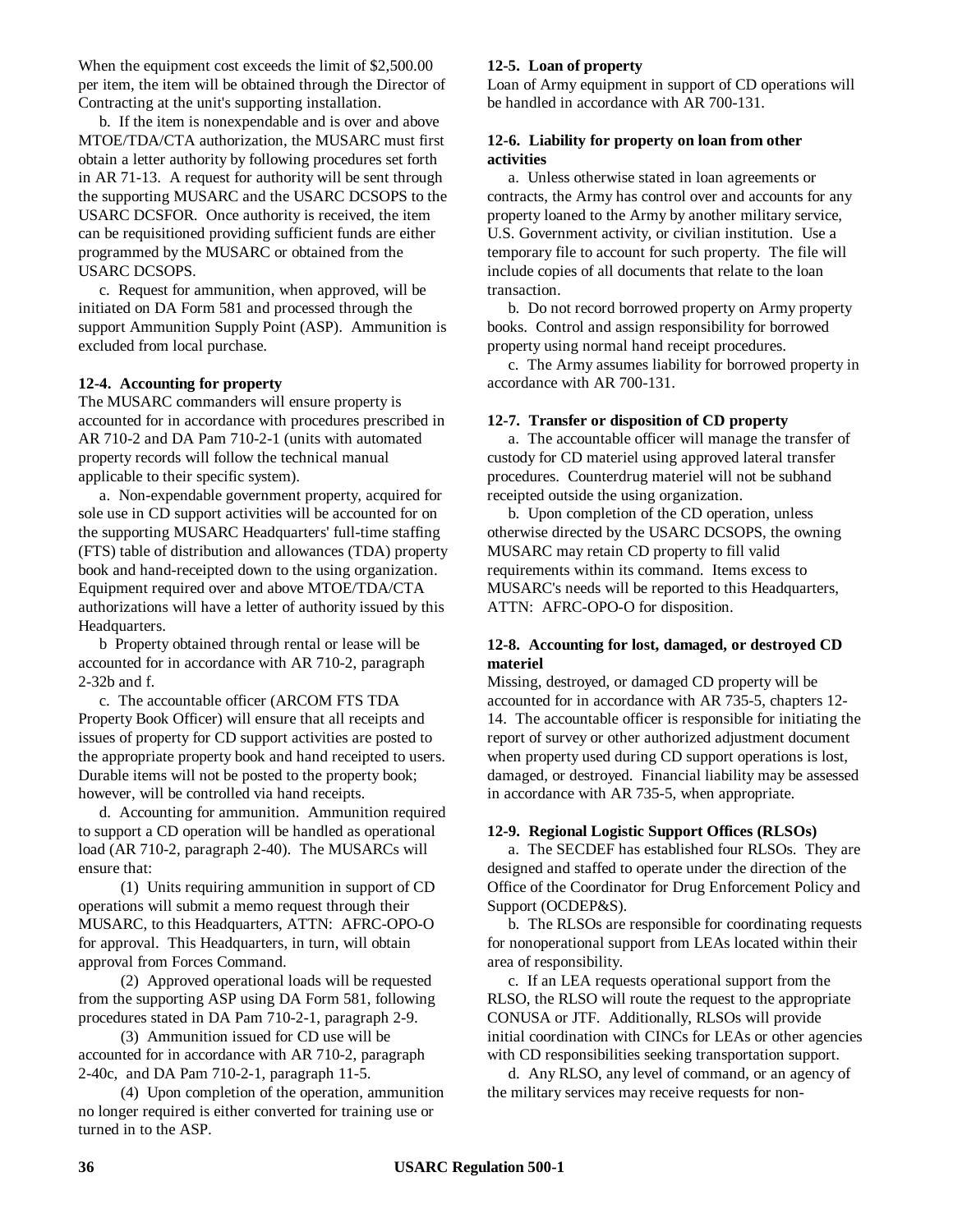When the equipment cost exceeds the limit of $2,500.00 per item, the item will be obtained through the Director of Contracting at the unit's supporting installation.

b. If the item is nonexpendable and is over and above MTOE/TDA/CTA authorization, the MUSARC must first obtain a letter authority by following procedures set forth in AR 71-13. A request for authority will be sent through the supporting MUSARC and the USARC DCSOPS to the USARC DCSFOR. Once authority is received, the item can be requisitioned providing sufficient funds are either programmed by the MUSARC or obtained from the USARC DCSOPS.

c. Request for ammunition, when approved, will be initiated on DA Form 581 and processed through the support Ammunition Supply Point (ASP). Ammunition is excluded from local purchase.

**12-4. Accounting for property**

The MUSARC commanders will ensure property is accounted for in accordance with procedures prescribed in AR 710-2 and DA Pam 710-2-1 (units with automated property records will follow the technical manual applicable to their specific system).

a. Non-expendable government property, acquired for sole use in CD support activities will be accounted for on the supporting MUSARC Headquarters' full-time staffing (FTS) table of distribution and allowances (TDA) property book and hand-receipted down to the using organization. Equipment required over and above MTOE/TDA/CTA authorizations will have a letter of authority issued by this Headquarters.

b Property obtained through rental or lease will be accounted for in accordance with AR 710-2, paragraph 2-32b and f.

c. The accountable officer (ARCOM FTS TDA Property Book Officer) will ensure that all receipts and issues of property for CD support activities are posted to the appropriate property book and hand receipted to users. Durable items will not be posted to the property book; however, will be controlled via hand receipts.

d. Accounting for ammunition. Ammunition required to support a CD operation will be handled as operational load (AR 710-2, paragraph 2-40). The MUSARCs will ensure that:

(1) Units requiring ammunition in support of CD operations will submit a memo request through their MUSARC, to this Headquarters, ATTN: AFRC-OPO-O for approval. This Headquarters, in turn, will obtain approval from Forces Command.

(2) Approved operational loads will be requested from the supporting ASP using DA Form 581, following procedures stated in DA Pam 710-2-1, paragraph 2-9.

(3) Ammunition issued for CD use will be accounted for in accordance with AR 710-2, paragraph 2-40c, and DA Pam 710-2-1, paragraph 11-5.

(4) Upon completion of the operation, ammunition no longer required is either converted for training use or turned in to the ASP.

**12-5. Loan of property**

Loan of Army equipment in support of CD operations will be handled in accordance with AR 700-131.

**12-6. Liability for property on loan from other activities**

a. Unless otherwise stated in loan agreements or contracts, the Army has control over and accounts for any property loaned to the Army by another military service, U.S. Government activity, or civilian institution. Use a temporary file to account for such property. The file will include copies of all documents that relate to the loan transaction.

b. Do not record borrowed property on Army property books. Control and assign responsibility for borrowed property using normal hand receipt procedures.

c. The Army assumes liability for borrowed property in accordance with AR 700-131.

**12-7. Transfer or disposition of CD property**

a. The accountable officer will manage the transfer of custody for CD materiel using approved lateral transfer procedures. Counterdrug materiel will not be subhand receipted outside the using organization.

b. Upon completion of the CD operation, unless otherwise directed by the USARC DCSOPS, the owning MUSARC may retain CD property to fill valid requirements within its command. Items excess to MUSARC's needs will be reported to this Headquarters, ATTN: AFRC-OPO-O for disposition.

**12-8. Accounting for lost, damaged, or destroyed CD materiel**

Missing, destroyed, or damaged CD property will be accounted for in accordance with AR 735-5, chapters 12-14. The accountable officer is responsible for initiating the report of survey or other authorized adjustment document when property used during CD support operations is lost, damaged, or destroyed. Financial liability may be assessed in accordance with AR 735-5, when appropriate.

**12-9. Regional Logistic Support Offices (RLSOs)**

a. The SECDEF has established four RLSOs. They are designed and staffed to operate under the direction of the Office of the Coordinator for Drug Enforcement Policy and Support (OCDEP&S).

b. The RLSOs are responsible for coordinating requests for nonoperational support from LEAs located within their area of responsibility.

c. If an LEA requests operational support from the RLSO, the RLSO will route the request to the appropriate CONUSA or JTF. Additionally, RLSOs will provide initial coordination with CINCs for LEAs or other agencies with CD responsibilities seeking transportation support.

d. Any RLSO, any level of command, or an agency of the military services may receive requests for non-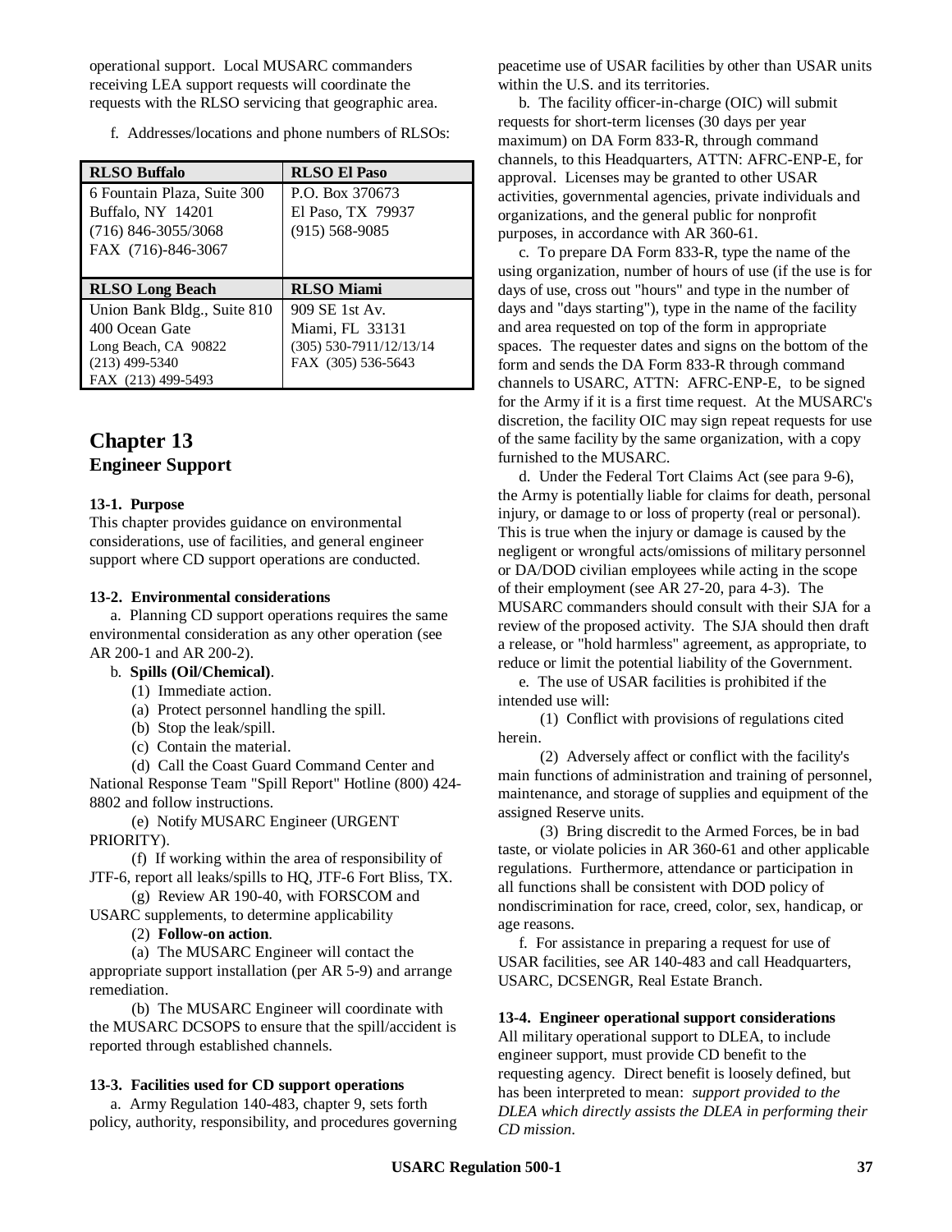operational support. Local MUSARC commanders receiving LEA support requests will coordinate the requests with the RLSO servicing that geographic area.

f. Addresses/locations and phone numbers of RLSOs:

| RLSO Buffalo | RLSO El Paso |
|---|---|
| 6 Fountain Plaza, Suite 300<br>Buffalo, NY 14201<br>(716) 846-3055/3068<br>FAX (716)-846-3067 | P.O. Box 370673<br>El Paso, TX 79937<br>(915) 568-9085 |
| **RLSO Long Beach** | **RLSO Miami** |
| Union Bank Bldg., Suite 810<br>400 Ocean Gate<br>Long Beach, CA 90822<br>(213) 499-5340<br>FAX (213) 499-5493 | 909 SE 1st Av.<br>Miami, FL 33131<br>(305) 530-7911/12/13/14<br>FAX (305) 536-5643 |

# Chapter 13
## Engineer Support

**13-1. Purpose**
This chapter provides guidance on environmental considerations, use of facilities, and general engineer support where CD support operations are conducted.

**13-2. Environmental considerations**

a. Planning CD support operations requires the same environmental consideration as any other operation (see AR 200-1 and AR 200-2).

b. **Spills (Oil/Chemical)**.

(1) Immediate action.

(a) Protect personnel handling the spill.

(b) Stop the leak/spill.

(c) Contain the material.

(d) Call the Coast Guard Command Center and National Response Team "Spill Report" Hotline (800) 424-8802 and follow instructions.

(e) Notify MUSARC Engineer (URGENT PRIORITY).

(f) If working within the area of responsibility of JTF-6, report all leaks/spills to HQ, JTF-6 Fort Bliss, TX.

(g) Review AR 190-40, with FORSCOM and USARC supplements, to determine applicability

(2) **Follow-on action**.

(a) The MUSARC Engineer will contact the appropriate support installation (per AR 5-9) and arrange remediation.

(b) The MUSARC Engineer will coordinate with the MUSARC DCSOPS to ensure that the spill/accident is reported through established channels.

**13-3. Facilities used for CD support operations**

a. Army Regulation 140-483, chapter 9, sets forth policy, authority, responsibility, and procedures governing peacetime use of USAR facilities by other than USAR units within the U.S. and its territories.

b. The facility officer-in-charge (OIC) will submit requests for short-term licenses (30 days per year maximum) on DA Form 833-R, through command channels, to this Headquarters, ATTN: AFRC-ENP-E, for approval. Licenses may be granted to other USAR activities, governmental agencies, private individuals and organizations, and the general public for nonprofit purposes, in accordance with AR 360-61.

c. To prepare DA Form 833-R, type the name of the using organization, number of hours of use (if the use is for days of use, cross out "hours" and type in the number of days and "days starting"), type in the name of the facility and area requested on top of the form in appropriate spaces. The requester dates and signs on the bottom of the form and sends the DA Form 833-R through command channels to USARC, ATTN: AFRC-ENP-E, to be signed for the Army if it is a first time request. At the MUSARC's discretion, the facility OIC may sign repeat requests for use of the same facility by the same organization, with a copy furnished to the MUSARC.

d. Under the Federal Tort Claims Act (see para 9-6), the Army is potentially liable for claims for death, personal injury, or damage to or loss of property (real or personal). This is true when the injury or damage is caused by the negligent or wrongful acts/omissions of military personnel or DA/DOD civilian employees while acting in the scope of their employment (see AR 27-20, para 4-3). The MUSARC commanders should consult with their SJA for a review of the proposed activity. The SJA should then draft a release, or "hold harmless" agreement, as appropriate, to reduce or limit the potential liability of the Government.

e. The use of USAR facilities is prohibited if the intended use will:

(1) Conflict with provisions of regulations cited herein.

(2) Adversely affect or conflict with the facility's main functions of administration and training of personnel, maintenance, and storage of supplies and equipment of the assigned Reserve units.

(3) Bring discredit to the Armed Forces, be in bad taste, or violate policies in AR 360-61 and other applicable regulations. Furthermore, attendance or participation in all functions shall be consistent with DOD policy of nondiscrimination for race, creed, color, sex, handicap, or age reasons.

f. For assistance in preparing a request for use of USAR facilities, see AR 140-483 and call Headquarters, USARC, DCSENGR, Real Estate Branch.

**13-4. Engineer operational support considerations**
All military operational support to DLEA, to include engineer support, must provide CD benefit to the requesting agency. Direct benefit is loosely defined, but has been interpreted to mean: *support provided to the DLEA which directly assists the DLEA in performing their CD mission.*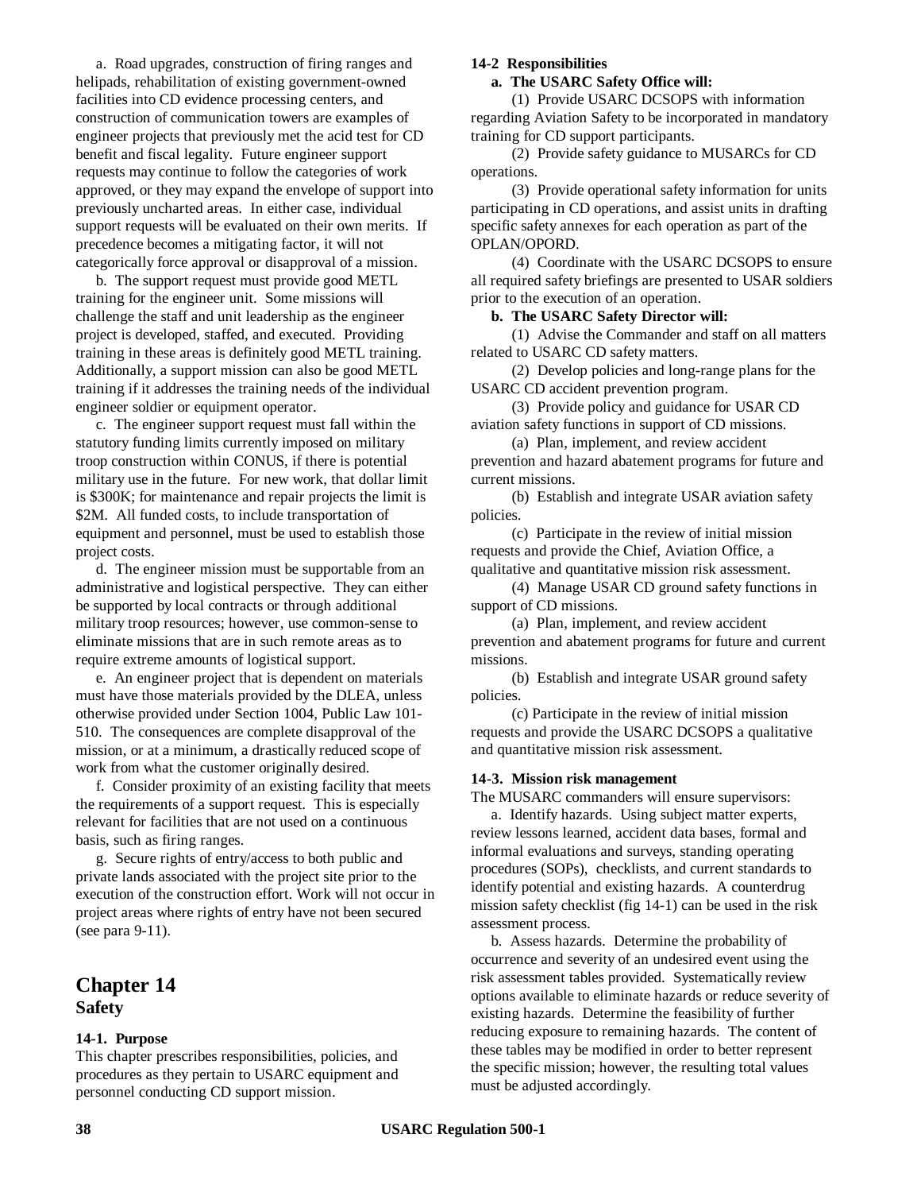a. Road upgrades, construction of firing ranges and helipads, rehabilitation of existing government-owned facilities into CD evidence processing centers, and construction of communication towers are examples of engineer projects that previously met the acid test for CD benefit and fiscal legality. Future engineer support requests may continue to follow the categories of work approved, or they may expand the envelope of support into previously uncharted areas. In either case, individual support requests will be evaluated on their own merits. If precedence becomes a mitigating factor, it will not categorically force approval or disapproval of a mission.

b. The support request must provide good METL training for the engineer unit. Some missions will challenge the staff and unit leadership as the engineer project is developed, staffed, and executed. Providing training in these areas is definitely good METL training. Additionally, a support mission can also be good METL training if it addresses the training needs of the individual engineer soldier or equipment operator.

c. The engineer support request must fall within the statutory funding limits currently imposed on military troop construction within CONUS, if there is potential military use in the future. For new work, that dollar limit is $300K; for maintenance and repair projects the limit is $2M. All funded costs, to include transportation of equipment and personnel, must be used to establish those project costs.

d. The engineer mission must be supportable from an administrative and logistical perspective. They can either be supported by local contracts or through additional military troop resources; however, use common-sense to eliminate missions that are in such remote areas as to require extreme amounts of logistical support.

e. An engineer project that is dependent on materials must have those materials provided by the DLEA, unless otherwise provided under Section 1004, Public Law 101-510. The consequences are complete disapproval of the mission, or at a minimum, a drastically reduced scope of work from what the customer originally desired.

f. Consider proximity of an existing facility that meets the requirements of a support request. This is especially relevant for facilities that are not used on a continuous basis, such as firing ranges.

g. Secure rights of entry/access to both public and private lands associated with the project site prior to the execution of the construction effort. Work will not occur in project areas where rights of entry have not been secured (see para 9-11).

# Chapter 14
## Safety

### 14-1. Purpose

This chapter prescribes responsibilities, policies, and procedures as they pertain to USARC equipment and personnel conducting CD support mission.

### 14-2 Responsibilities

**a. The USARC Safety Office will:**

(1) Provide USARC DCSOPS with information regarding Aviation Safety to be incorporated in mandatory training for CD support participants.

(2) Provide safety guidance to MUSARCs for CD operations.

(3) Provide operational safety information for units participating in CD operations, and assist units in drafting specific safety annexes for each operation as part of the OPLAN/OPORD.

(4) Coordinate with the USARC DCSOPS to ensure all required safety briefings are presented to USAR soldiers prior to the execution of an operation.

**b. The USARC Safety Director will:**

(1) Advise the Commander and staff on all matters related to USARC CD safety matters.

(2) Develop policies and long-range plans for the USARC CD accident prevention program.

(3) Provide policy and guidance for USAR CD aviation safety functions in support of CD missions.

(a) Plan, implement, and review accident prevention and hazard abatement programs for future and current missions.

(b) Establish and integrate USAR aviation safety policies.

(c) Participate in the review of initial mission requests and provide the Chief, Aviation Office, a qualitative and quantitative mission risk assessment.

(4) Manage USAR CD ground safety functions in support of CD missions.

(a) Plan, implement, and review accident prevention and abatement programs for future and current missions.

(b) Establish and integrate USAR ground safety policies.

(c) Participate in the review of initial mission requests and provide the USARC DCSOPS a qualitative and quantitative mission risk assessment.

### 14-3. Mission risk management

The MUSARC commanders will ensure supervisors:

a. Identify hazards. Using subject matter experts, review lessons learned, accident data bases, formal and informal evaluations and surveys, standing operating procedures (SOPs), checklists, and current standards to identify potential and existing hazards. A counterdrug mission safety checklist (fig 14-1) can be used in the risk assessment process.

b. Assess hazards. Determine the probability of occurrence and severity of an undesired event using the risk assessment tables provided. Systematically review options available to eliminate hazards or reduce severity of existing hazards. Determine the feasibility of further reducing exposure to remaining hazards. The content of these tables may be modified in order to better represent the specific mission; however, the resulting total values must be adjusted accordingly.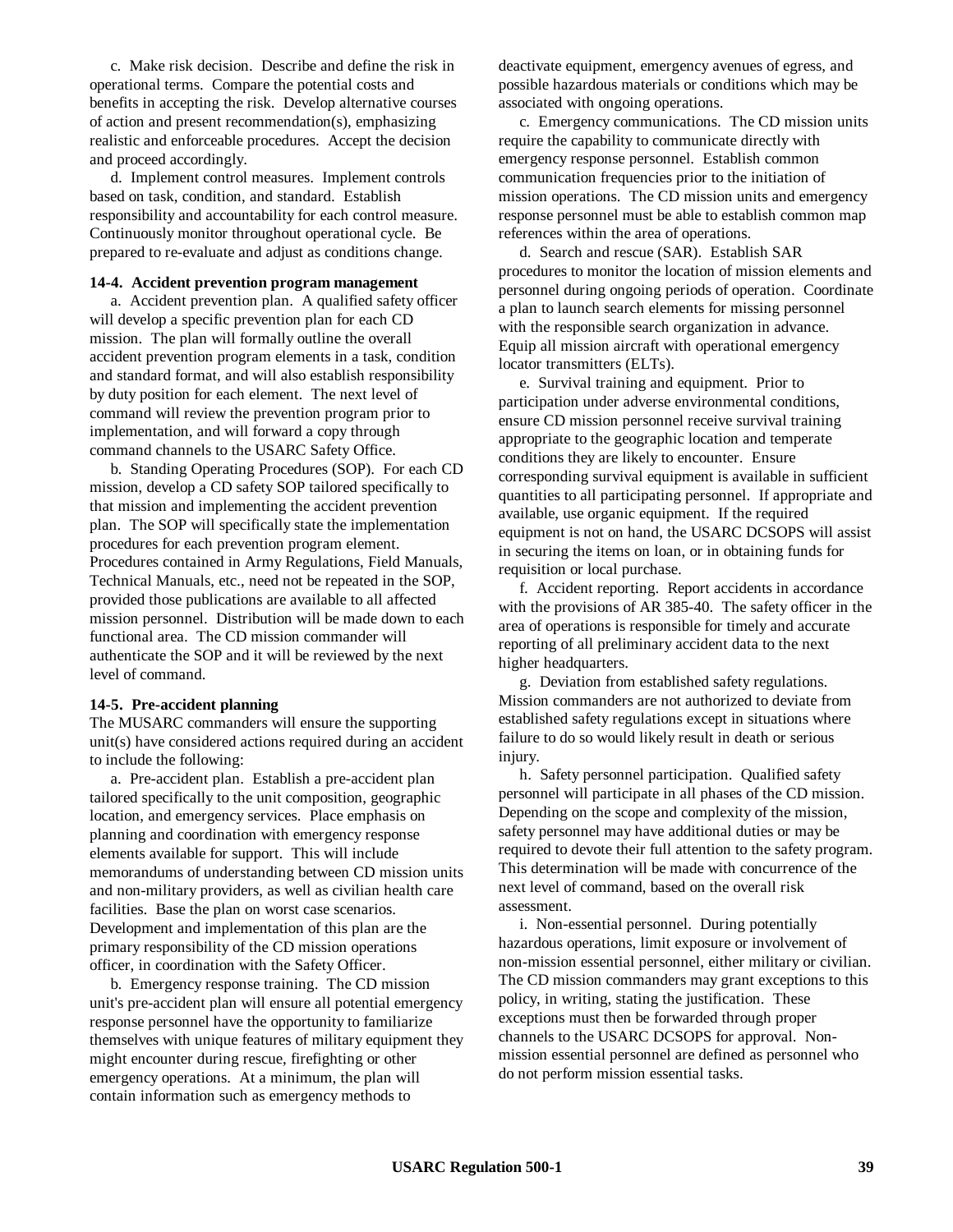c. Make risk decision. Describe and define the risk in operational terms. Compare the potential costs and benefits in accepting the risk. Develop alternative courses of action and present recommendation(s), emphasizing realistic and enforceable procedures. Accept the decision and proceed accordingly.

d. Implement control measures. Implement controls based on task, condition, and standard. Establish responsibility and accountability for each control measure. Continuously monitor throughout operational cycle. Be prepared to re-evaluate and adjust as conditions change.

**14-4. Accident prevention program management**

a. Accident prevention plan. A qualified safety officer will develop a specific prevention plan for each CD mission. The plan will formally outline the overall accident prevention program elements in a task, condition and standard format, and will also establish responsibility by duty position for each element. The next level of command will review the prevention program prior to implementation, and will forward a copy through command channels to the USARC Safety Office.

b. Standing Operating Procedures (SOP). For each CD mission, develop a CD safety SOP tailored specifically to that mission and implementing the accident prevention plan. The SOP will specifically state the implementation procedures for each prevention program element. Procedures contained in Army Regulations, Field Manuals, Technical Manuals, etc., need not be repeated in the SOP, provided those publications are available to all affected mission personnel. Distribution will be made down to each functional area. The CD mission commander will authenticate the SOP and it will be reviewed by the next level of command.

**14-5. Pre-accident planning**

The MUSARC commanders will ensure the supporting unit(s) have considered actions required during an accident to include the following:

a. Pre-accident plan. Establish a pre-accident plan tailored specifically to the unit composition, geographic location, and emergency services. Place emphasis on planning and coordination with emergency response elements available for support. This will include memorandums of understanding between CD mission units and non-military providers, as well as civilian health care facilities. Base the plan on worst case scenarios. Development and implementation of this plan are the primary responsibility of the CD mission operations officer, in coordination with the Safety Officer.

b. Emergency response training. The CD mission unit's pre-accident plan will ensure all potential emergency response personnel have the opportunity to familiarize themselves with unique features of military equipment they might encounter during rescue, firefighting or other emergency operations. At a minimum, the plan will contain information such as emergency methods to deactivate equipment, emergency avenues of egress, and possible hazardous materials or conditions which may be associated with ongoing operations.

c. Emergency communications. The CD mission units require the capability to communicate directly with emergency response personnel. Establish common communication frequencies prior to the initiation of mission operations. The CD mission units and emergency response personnel must be able to establish common map references within the area of operations.

d. Search and rescue (SAR). Establish SAR procedures to monitor the location of mission elements and personnel during ongoing periods of operation. Coordinate a plan to launch search elements for missing personnel with the responsible search organization in advance. Equip all mission aircraft with operational emergency locator transmitters (ELTs).

e. Survival training and equipment. Prior to participation under adverse environmental conditions, ensure CD mission personnel receive survival training appropriate to the geographic location and temperate conditions they are likely to encounter. Ensure corresponding survival equipment is available in sufficient quantities to all participating personnel. If appropriate and available, use organic equipment. If the required equipment is not on hand, the USARC DCSOPS will assist in securing the items on loan, or in obtaining funds for requisition or local purchase.

f. Accident reporting. Report accidents in accordance with the provisions of AR 385-40. The safety officer in the area of operations is responsible for timely and accurate reporting of all preliminary accident data to the next higher headquarters.

g. Deviation from established safety regulations. Mission commanders are not authorized to deviate from established safety regulations except in situations where failure to do so would likely result in death or serious injury.

h. Safety personnel participation. Qualified safety personnel will participate in all phases of the CD mission. Depending on the scope and complexity of the mission, safety personnel may have additional duties or may be required to devote their full attention to the safety program. This determination will be made with concurrence of the next level of command, based on the overall risk assessment.

i. Non-essential personnel. During potentially hazardous operations, limit exposure or involvement of non-mission essential personnel, either military or civilian. The CD mission commanders may grant exceptions to this policy, in writing, stating the justification. These exceptions must then be forwarded through proper channels to the USARC DCSOPS for approval. Non-mission essential personnel are defined as personnel who do not perform mission essential tasks.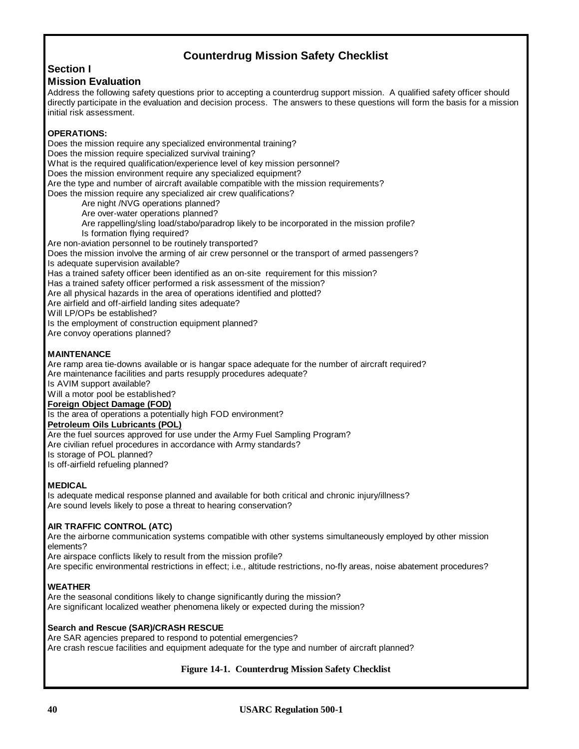# Counterdrug Mission Safety Checklist

## Section I
## Mission Evaluation

Address the following safety questions prior to accepting a counterdrug support mission. A qualified safety officer should directly participate in the evaluation and decision process. The answers to these questions will form the basis for a mission initial risk assessment.

**OPERATIONS:**

Does the mission require any specialized environmental training?
Does the mission require specialized survival training?
What is the required qualification/experience level of key mission personnel?
Does the mission environment require any specialized equipment?
Are the type and number of aircraft available compatible with the mission requirements?
Does the mission require any specialized air crew qualifications?

- Are night /NVG operations planned?
- Are over-water operations planned?
- Are rappelling/sling load/stabo/paradrop likely to be incorporated in the mission profile?
- Is formation flying required?

Are non-aviation personnel to be routinely transported?
Does the mission involve the arming of air crew personnel or the transport of armed passengers?
Is adequate supervision available?
Has a trained safety officer been identified as an on-site requirement for this mission?
Has a trained safety officer performed a risk assessment of the mission?
Are all physical hazards in the area of operations identified and plotted?
Are airfield and off-airfield landing sites adequate?
Will LP/OPs be established?
Is the employment of construction equipment planned?
Are convoy operations planned?

**MAINTENANCE**

Are ramp area tie-downs available or is hangar space adequate for the number of aircraft required?
Are maintenance facilities and parts resupply procedures adequate?
Is AVIM support available?
Will a motor pool be established?

**Foreign Object Damage (FOD)**

Is the area of operations a potentially high FOD environment?

**Petroleum Oils Lubricants (POL)**

Are the fuel sources approved for use under the Army Fuel Sampling Program?
Are civilian refuel procedures in accordance with Army standards?
Is storage of POL planned?
Is off-airfield refueling planned?

**MEDICAL**

Is adequate medical response planned and available for both critical and chronic injury/illness?
Are sound levels likely to pose a threat to hearing conservation?

**AIR TRAFFIC CONTROL (ATC)**

Are the airborne communication systems compatible with other systems simultaneously employed by other mission elements?
Are airspace conflicts likely to result from the mission profile?
Are specific environmental restrictions in effect; i.e., altitude restrictions, no-fly areas, noise abatement procedures?

**WEATHER**

Are the seasonal conditions likely to change significantly during the mission?
Are significant localized weather phenomena likely or expected during the mission?

**Search and Rescue (SAR)/CRASH RESCUE**

Are SAR agencies prepared to respond to potential emergencies?
Are crash rescue facilities and equipment adequate for the type and number of aircraft planned?

**Figure 14-1. Counterdrug Mission Safety Checklist**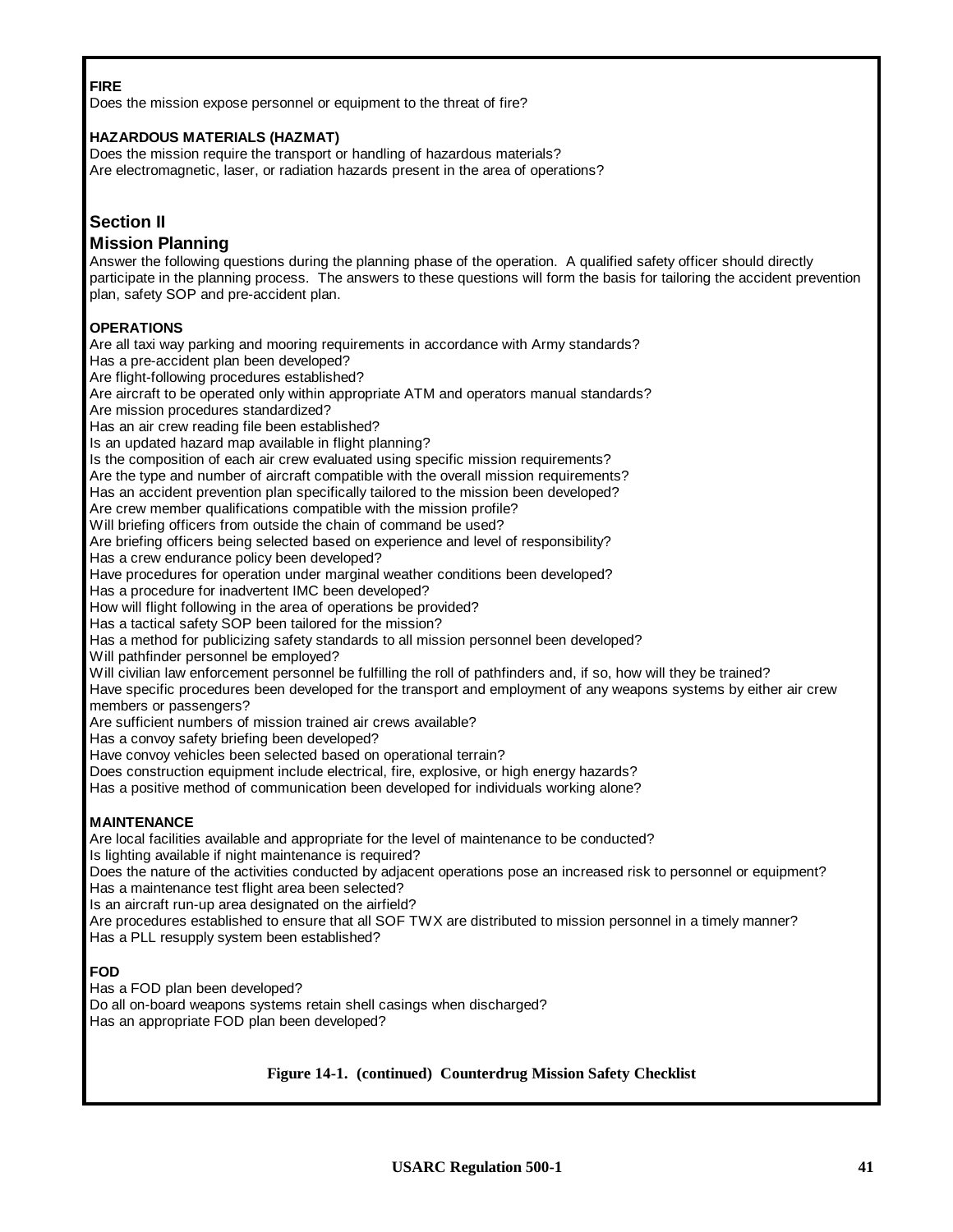**FIRE**

Does the mission expose personnel or equipment to the threat of fire?

**HAZARDOUS MATERIALS (HAZMAT)**

Does the mission require the transport or handling of hazardous materials?
Are electromagnetic, laser, or radiation hazards present in the area of operations?

## Section II
## Mission Planning

Answer the following questions during the planning phase of the operation. A qualified safety officer should directly participate in the planning process. The answers to these questions will form the basis for tailoring the accident prevention plan, safety SOP and pre-accident plan.

**OPERATIONS**

Are all taxi way parking and mooring requirements in accordance with Army standards?
Has a pre-accident plan been developed?
Are flight-following procedures established?
Are aircraft to be operated only within appropriate ATM and operators manual standards?
Are mission procedures standardized?
Has an air crew reading file been established?
Is an updated hazard map available in flight planning?
Is the composition of each air crew evaluated using specific mission requirements?
Are the type and number of aircraft compatible with the overall mission requirements?
Has an accident prevention plan specifically tailored to the mission been developed?
Are crew member qualifications compatible with the mission profile?
Will briefing officers from outside the chain of command be used?
Are briefing officers being selected based on experience and level of responsibility?
Has a crew endurance policy been developed?
Have procedures for operation under marginal weather conditions been developed?
Has a procedure for inadvertent IMC been developed?
How will flight following in the area of operations be provided?
Has a tactical safety SOP been tailored for the mission?
Has a method for publicizing safety standards to all mission personnel been developed?
Will pathfinder personnel be employed?
Will civilian law enforcement personnel be fulfilling the roll of pathfinders and, if so, how will they be trained?
Have specific procedures been developed for the transport and employment of any weapons systems by either air crew members or passengers?
Are sufficient numbers of mission trained air crews available?
Has a convoy safety briefing been developed?
Have convoy vehicles been selected based on operational terrain?
Does construction equipment include electrical, fire, explosive, or high energy hazards?
Has a positive method of communication been developed for individuals working alone?

**MAINTENANCE**

Are local facilities available and appropriate for the level of maintenance to be conducted?
Is lighting available if night maintenance is required?
Does the nature of the activities conducted by adjacent operations pose an increased risk to personnel or equipment?
Has a maintenance test flight area been selected?
Is an aircraft run-up area designated on the airfield?
Are procedures established to ensure that all SOF TWX are distributed to mission personnel in a timely manner?
Has a PLL resupply system been established?

**FOD**

Has a FOD plan been developed?
Do all on-board weapons systems retain shell casings when discharged?
Has an appropriate FOD plan been developed?

**Figure 14-1. (continued) Counterdrug Mission Safety Checklist**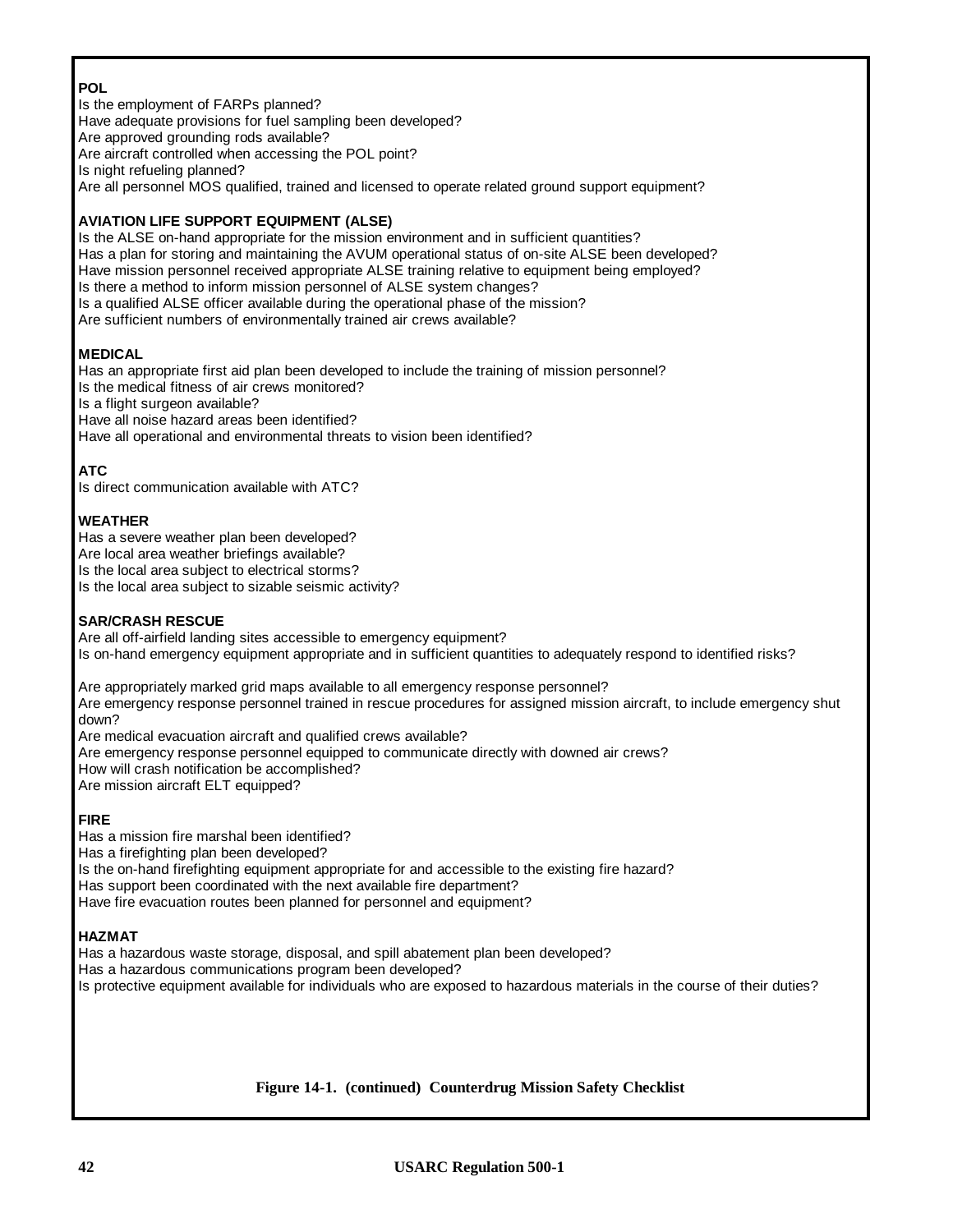**POL**

Is the employment of FARPs planned?
Have adequate provisions for fuel sampling been developed?
Are approved grounding rods available?
Are aircraft controlled when accessing the POL point?
Is night refueling planned?
Are all personnel MOS qualified, trained and licensed to operate related ground support equipment?

**AVIATION LIFE SUPPORT EQUIPMENT (ALSE)**

Is the ALSE on-hand appropriate for the mission environment and in sufficient quantities?
Has a plan for storing and maintaining the AVUM operational status of on-site ALSE been developed?
Have mission personnel received appropriate ALSE training relative to equipment being employed?
Is there a method to inform mission personnel of ALSE system changes?
Is a qualified ALSE officer available during the operational phase of the mission?
Are sufficient numbers of environmentally trained air crews available?

**MEDICAL**

Has an appropriate first aid plan been developed to include the training of mission personnel?
Is the medical fitness of air crews monitored?
Is a flight surgeon available?
Have all noise hazard areas been identified?
Have all operational and environmental threats to vision been identified?

**ATC**

Is direct communication available with ATC?

**WEATHER**

Has a severe weather plan been developed?
Are local area weather briefings available?
Is the local area subject to electrical storms?
Is the local area subject to sizable seismic activity?

**SAR/CRASH RESCUE**

Are all off-airfield landing sites accessible to emergency equipment?
Is on-hand emergency equipment appropriate and in sufficient quantities to adequately respond to identified risks?

Are appropriately marked grid maps available to all emergency response personnel?
Are emergency response personnel trained in rescue procedures for assigned mission aircraft, to include emergency shut down?
Are medical evacuation aircraft and qualified crews available?
Are emergency response personnel equipped to communicate directly with downed air crews?
How will crash notification be accomplished?
Are mission aircraft ELT equipped?

**FIRE**

Has a mission fire marshal been identified?
Has a firefighting plan been developed?
Is the on-hand firefighting equipment appropriate for and accessible to the existing fire hazard?
Has support been coordinated with the next available fire department?
Have fire evacuation routes been planned for personnel and equipment?

**HAZMAT**

Has a hazardous waste storage, disposal, and spill abatement plan been developed?
Has a hazardous communications program been developed?
Is protective equipment available for individuals who are exposed to hazardous materials in the course of their duties?

**Figure 14-1. (continued) Counterdrug Mission Safety Checklist**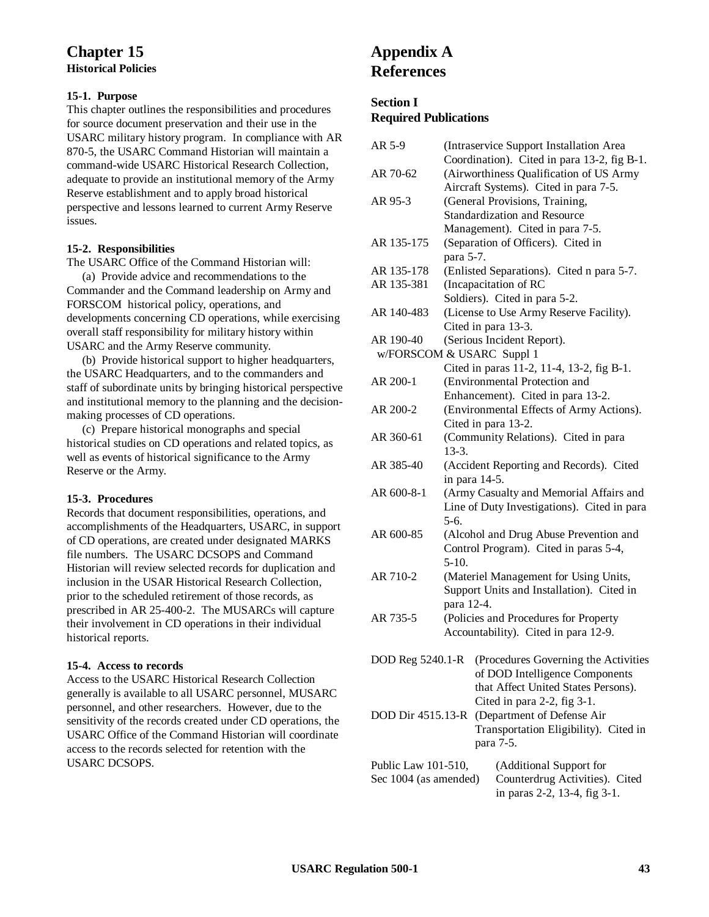# Chapter 15
**Historical Policies**

**15-1. Purpose**
This chapter outlines the responsibilities and procedures for source document preservation and their use in the USARC military history program. In compliance with AR 870-5, the USARC Command Historian will maintain a command-wide USARC Historical Research Collection, adequate to provide an institutional memory of the Army Reserve establishment and to apply broad historical perspective and lessons learned to current Army Reserve issues.

**15-2. Responsibilities**
The USARC Office of the Command Historian will:

(a) Provide advice and recommendations to the Commander and the Command leadership on Army and FORSCOM historical policy, operations, and developments concerning CD operations, while exercising overall staff responsibility for military history within USARC and the Army Reserve community.

(b) Provide historical support to higher headquarters, the USARC Headquarters, and to the commanders and staff of subordinate units by bringing historical perspective and institutional memory to the planning and the decision-making processes of CD operations.

(c) Prepare historical monographs and special historical studies on CD operations and related topics, as well as events of historical significance to the Army Reserve or the Army.

**15-3. Procedures**
Records that document responsibilities, operations, and accomplishments of the Headquarters, USARC, in support of CD operations, are created under designated MARKS file numbers. The USARC DCSOPS and Command Historian will review selected records for duplication and inclusion in the USAR Historical Research Collection, prior to the scheduled retirement of those records, as prescribed in AR 25-400-2. The MUSARCs will capture their involvement in CD operations in their individual historical reports.

**15-4. Access to records**
Access to the USARC Historical Research Collection generally is available to all USARC personnel, MUSARC personnel, and other researchers. However, due to the sensitivity of the records created under CD operations, the USARC Office of the Command Historian will coordinate access to the records selected for retention with the USARC DCSOPS.

# Appendix A
# References

## Section I
## Required Publications

AR 5-9 (Intraservice Support Installation Area Coordination). Cited in para 13-2, fig B-1.

AR 70-62 (Airworthiness Qualification of US Army Aircraft Systems). Cited in para 7-5.

AR 95-3 (General Provisions, Training, Standardization and Resource Management). Cited in para 7-5.

AR 135-175 (Separation of Officers). Cited in para 5-7.

AR 135-178 (Enlisted Separations). Cited n para 5-7.

AR 135-381 (Incapacitation of RC Soldiers). Cited in para 5-2.

AR 140-483 (License to Use Army Reserve Facility). Cited in para 13-3.

AR 190-40 (Serious Incident Report). w/FORSCOM & USARC Suppl 1 Cited in paras 11-2, 11-4, 13-2, fig B-1.

AR 200-1 (Environmental Protection and Enhancement). Cited in para 13-2.

AR 200-2 (Environmental Effects of Army Actions). Cited in para 13-2.

AR 360-61 (Community Relations). Cited in para 13-3.

AR 385-40 (Accident Reporting and Records). Cited in para 14-5.

AR 600-8-1 (Army Casualty and Memorial Affairs and Line of Duty Investigations). Cited in para 5-6.

AR 600-85 (Alcohol and Drug Abuse Prevention and Control Program). Cited in paras 5-4, 5-10.

AR 710-2 (Materiel Management for Using Units, Support Units and Installation). Cited in para 12-4.

AR 735-5 (Policies and Procedures for Property Accountability). Cited in para 12-9.

DOD Reg 5240.1-R (Procedures Governing the Activities of DOD Intelligence Components that Affect United States Persons). Cited in para 2-2, fig 3-1.

DOD Dir 4515.13-R (Department of Defense Air Transportation Eligibility). Cited in para 7-5.

Public Law 101-510, Sec 1004 (as amended) (Additional Support for Counterdrug Activities). Cited in paras 2-2, 13-4, fig 3-1.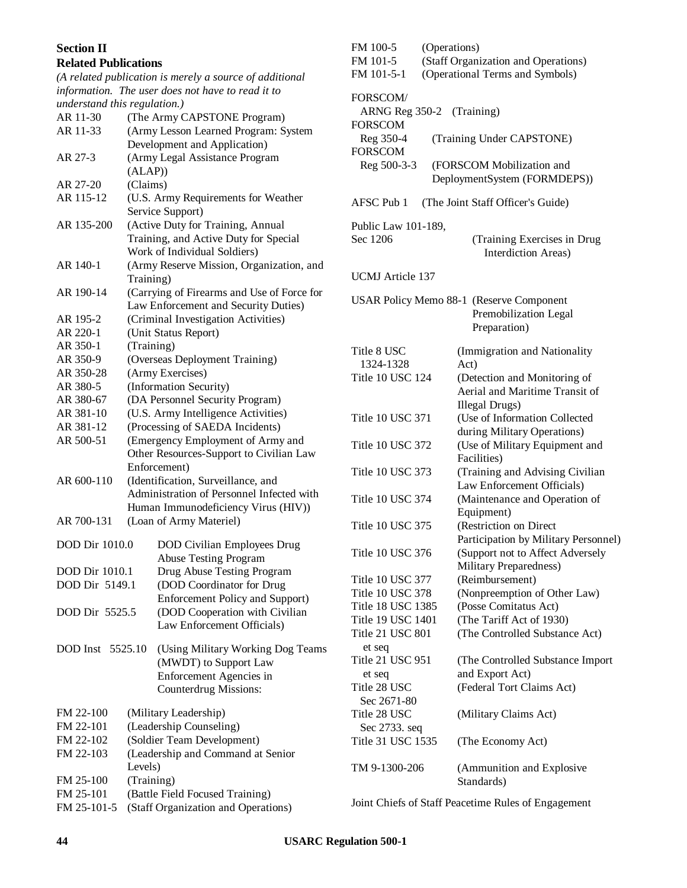## Section II
## Related Publications

*(A related publication is merely a source of additional information. The user does not have to read it to understand this regulation.)*

| | |
|---|---|
| AR 11-30 | (The Army CAPSTONE Program) |
| AR 11-33 | (Army Lesson Learned Program: System Development and Application) |
| AR 27-3 | (Army Legal Assistance Program (ALAP)) |
| AR 27-20 | (Claims) |
| AR 115-12 | (U.S. Army Requirements for Weather Service Support) |
| AR 135-200 | (Active Duty for Training, Annual Training, and Active Duty for Special Work of Individual Soldiers) |
| AR 140-1 | (Army Reserve Mission, Organization, and Training) |
| AR 190-14 | (Carrying of Firearms and Use of Force for Law Enforcement and Security Duties) |
| AR 195-2 | (Criminal Investigation Activities) |
| AR 220-1 | (Unit Status Report) |
| AR 350-1 | (Training) |
| AR 350-9 | (Overseas Deployment Training) |
| AR 350-28 | (Army Exercises) |
| AR 380-5 | (Information Security) |
| AR 380-67 | (DA Personnel Security Program) |
| AR 381-10 | (U.S. Army Intelligence Activities) |
| AR 381-12 | (Processing of SAEDA Incidents) |
| AR 500-51 | (Emergency Employment of Army and Other Resources-Support to Civilian Law Enforcement) |
| AR 600-110 | (Identification, Surveillance, and Administration of Personnel Infected with Human Immunodeficiency Virus (HIV)) |
| AR 700-131 | (Loan of Army Materiel) |

| | |
|---|---|
| DOD Dir 1010.0 | DOD Civilian Employees Drug Abuse Testing Program |
| DOD Dir 1010.1 | Drug Abuse Testing Program |
| DOD Dir 5149.1 | (DOD Coordinator for Drug Enforcement Policy and Support) |
| DOD Dir 5525.5 | (DOD Cooperation with Civilian Law Enforcement Officials) |
| DOD Inst 5525.10 | (Using Military Working Dog Teams (MWDT) to Support Law Enforcement Agencies in Counterdrug Missions: |

| | |
|---|---|
| FM 22-100 | (Military Leadership) |
| FM 22-101 | (Leadership Counseling) |
| FM 22-102 | (Soldier Team Development) |
| FM 22-103 | (Leadership and Command at Senior Levels) |
| FM 25-100 | (Training) |
| FM 25-101 | (Battle Field Focused Training) |
| FM 25-101-5 | (Staff Organization and Operations) |
| FM 100-5 | (Operations) |
| FM 101-5 | (Staff Organization and Operations) |
| FM 101-5-1 | (Operational Terms and Symbols) |

| | |
|---|---|
| FORSCOM/ ARNG Reg 350-2 | (Training) |
| FORSCOM Reg 350-4 | (Training Under CAPSTONE) |
| FORSCOM Reg 500-3-3 | (FORSCOM Mobilization and DeploymentSystem (FORMDEPS)) |

| | |
|---|---|
| AFSC Pub 1 | (The Joint Staff Officer's Guide) |

| | |
|---|---|
| Public Law 101-189, Sec 1206 | (Training Exercises in Drug Interdiction Areas) |

UCMJ Article 137

| | |
|---|---|
| USAR Policy Memo 88-1 | (Reserve Component Premobilization Legal Preparation) |

| | |
|---|---|
| Title 8 USC 1324-1328 | (Immigration and Nationality Act) |
| Title 10 USC 124 | (Detection and Monitoring of Aerial and Maritime Transit of Illegal Drugs) |
| Title 10 USC 371 | (Use of Information Collected during Military Operations) |
| Title 10 USC 372 | (Use of Military Equipment and Facilities) |
| Title 10 USC 373 | (Training and Advising Civilian Law Enforcement Officials) |
| Title 10 USC 374 | (Maintenance and Operation of Equipment) |
| Title 10 USC 375 | (Restriction on Direct Participation by Military Personnel) |
| Title 10 USC 376 | (Support not to Affect Adversely Military Preparedness) |
| Title 10 USC 377 | (Reimbursement) |
| Title 10 USC 378 | (Nonpreemption of Other Law) |
| Title 18 USC 1385 | (Posse Comitatus Act) |
| Title 19 USC 1401 | (The Tariff Act of 1930) |
| Title 21 USC 801 et seq | (The Controlled Substance Act) |
| Title 21 USC 951 et seq | (The Controlled Substance Import and Export Act) |
| Title 28 USC Sec 2671-80 | (Federal Tort Claims Act) |
| Title 28 USC Sec 2733. seq | (Military Claims Act) |
| Title 31 USC 1535 | (The Economy Act) |

| | |
|---|---|
| TM 9-1300-206 | (Ammunition and Explosive Standards) |

Joint Chiefs of Staff Peacetime Rules of Engagement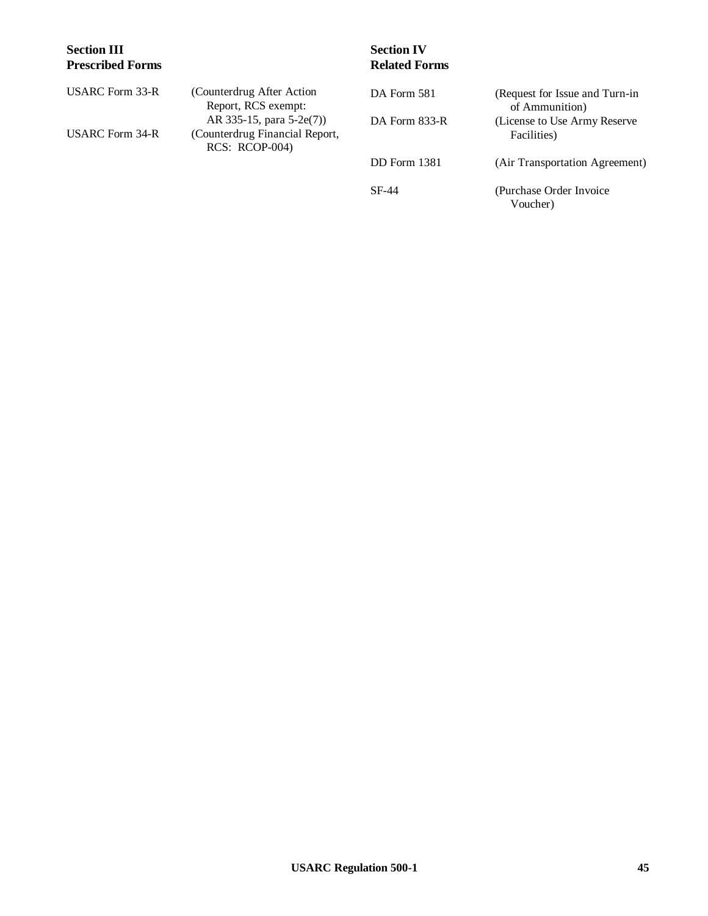## Section III
## Prescribed Forms

USARC Form 33-R (Counterdrug After Action Report, RCS exempt: AR 335-15, para 5-2e(7))

USARC Form 34-R (Counterdrug Financial Report, RCS: RCOP-004)

## Section IV
## Related Forms

DA Form 581 (Request for Issue and Turn-in of Ammunition)

DA Form 833-R (License to Use Army Reserve Facilities)

DD Form 1381 (Air Transportation Agreement)

SF-44 (Purchase Order Invoice Voucher)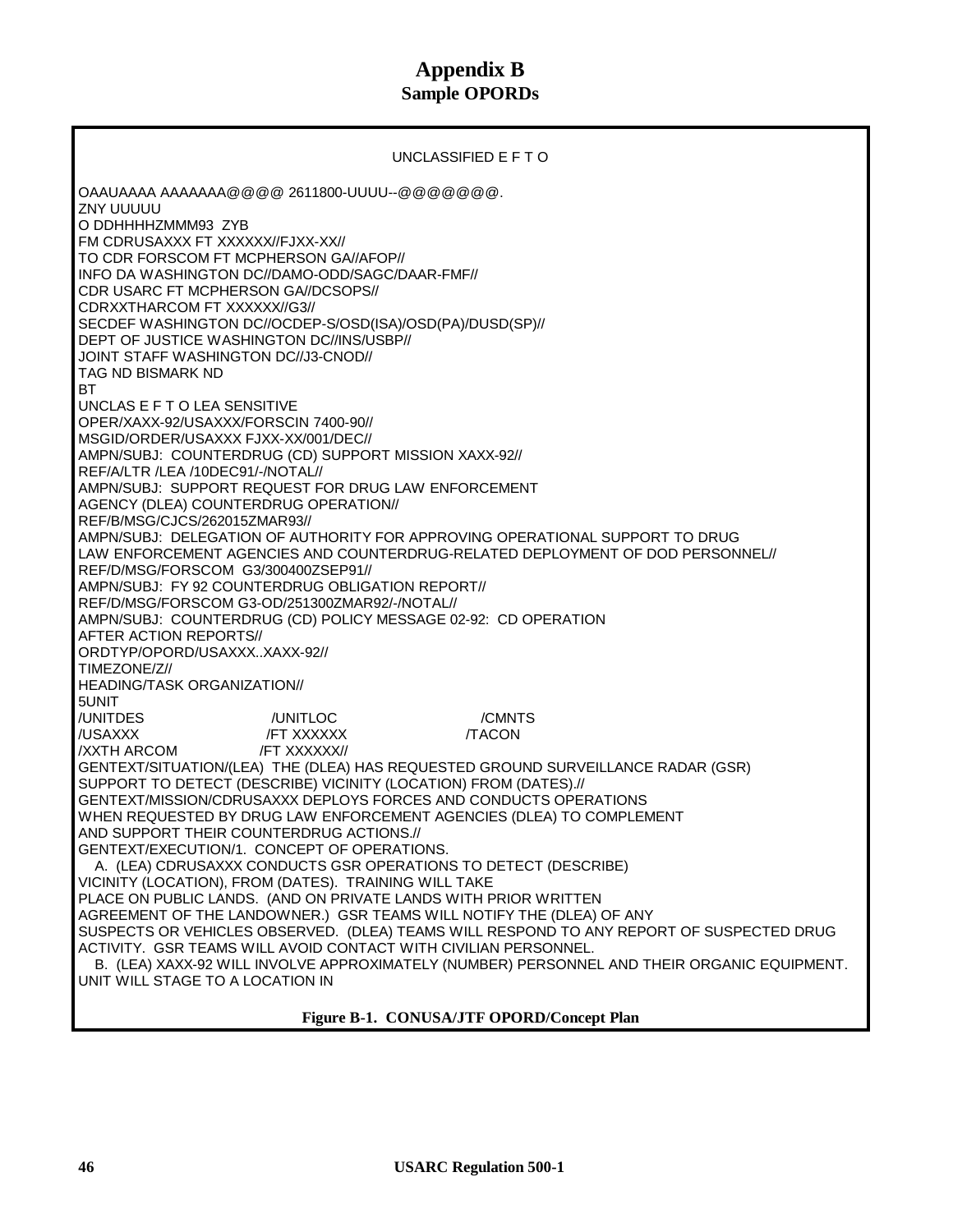# Appendix B
## Sample OPORDs

```
UNCLASSIFIED E F T O

OAAUAAAA AAAAAAA@@@@ 2611800-UUUU--@@@@@@@.
ZNY UUUUU
O DDHHHHZMMM93 ZYB
FM CDRUSAXXX FT XXXXXX//FJXX-XX//
TO CDR FORSCOM FT MCPHERSON GA//AFOP//
INFO DA WASHINGTON DC//DAMO-ODD/SAGC/DAAR-FMF//
CDR USARC FT MCPHERSON GA//DCSOPS//
CDRXXTHARCOM FT XXXXXX//G3//
SECDEF WASHINGTON DC//OCDEP-S/OSD(ISA)/OSD(PA)/DUSD(SP)//
DEPT OF JUSTICE WASHINGTON DC//INS/USBP//
JOINT STAFF WASHINGTON DC//J3-CNOD//
TAG ND BISMARK ND
BT
UNCLAS E F T O LEA SENSITIVE
OPER/XAXX-92/USAXXX/FORSCIN 7400-90//
MSGID/ORDER/USAXXX FJXX-XX/001/DEC//
AMPN/SUBJ: COUNTERDRUG (CD) SUPPORT MISSION XAXX-92//
REF/A/LTR /LEA /10DEC91/-/NOTAL//
AMPN/SUBJ: SUPPORT REQUEST FOR DRUG LAW ENFORCEMENT
AGENCY (DLEA) COUNTERDRUG OPERATION//
REF/B/MSG/CJCS/262015ZMAR93//
AMPN/SUBJ: DELEGATION OF AUTHORITY FOR APPROVING OPERATIONAL SUPPORT TO DRUG
LAW ENFORCEMENT AGENCIES AND COUNTERDRUG-RELATED DEPLOYMENT OF DOD PERSONNEL//
REF/D/MSG/FORSCOM G3/300400ZSEP91//
AMPN/SUBJ: FY 92 COUNTERDRUG OBLIGATION REPORT//
REF/D/MSG/FORSCOM G3-OD/251300ZMAR92/-/NOTAL//
AMPN/SUBJ: COUNTERDRUG (CD) POLICY MESSAGE 02-92: CD OPERATION
AFTER ACTION REPORTS//
ORDTYP/OPORD/USAXXX..XAXX-92//
TIMEZONE/Z//
HEADING/TASK ORGANIZATION//
5UNIT
/UNITDES            /UNITLOC            /CMNTS
/USAXXX             /FT XXXXXX          /TACON
/XXTH ARCOM         /FT XXXXXX//
GENTEXT/SITUATION/(LEA) THE (DLEA) HAS REQUESTED GROUND SURVEILLANCE RADAR (GSR)
SUPPORT TO DETECT (DESCRIBE) VICINITY (LOCATION) FROM (DATES).//
GENTEXT/MISSION/CDRUSAXXX DEPLOYS FORCES AND CONDUCTS OPERATIONS
WHEN REQUESTED BY DRUG LAW ENFORCEMENT AGENCIES (DLEA) TO COMPLEMENT
AND SUPPORT THEIR COUNTERDRUG ACTIONS.//
GENTEXT/EXECUTION/1. CONCEPT OF OPERATIONS.
   A. (LEA) CDRUSAXXX CONDUCTS GSR OPERATIONS TO DETECT (DESCRIBE)
VICINITY (LOCATION), FROM (DATES). TRAINING WILL TAKE
PLACE ON PUBLIC LANDS. (AND ON PRIVATE LANDS WITH PRIOR WRITTEN
AGREEMENT OF THE LANDOWNER.) GSR TEAMS WILL NOTIFY THE (DLEA) OF ANY
SUSPECTS OR VEHICLES OBSERVED. (DLEA) TEAMS WILL RESPOND TO ANY REPORT OF SUSPECTED DRUG
ACTIVITY. GSR TEAMS WILL AVOID CONTACT WITH CIVILIAN PERSONNEL.
   B. (LEA) XAXX-92 WILL INVOLVE APPROXIMATELY (NUMBER) PERSONNEL AND THEIR ORGANIC EQUIPMENT.
UNIT WILL STAGE TO A LOCATION IN
```

**Figure B-1. CONUSA/JTF OPORD/Concept Plan**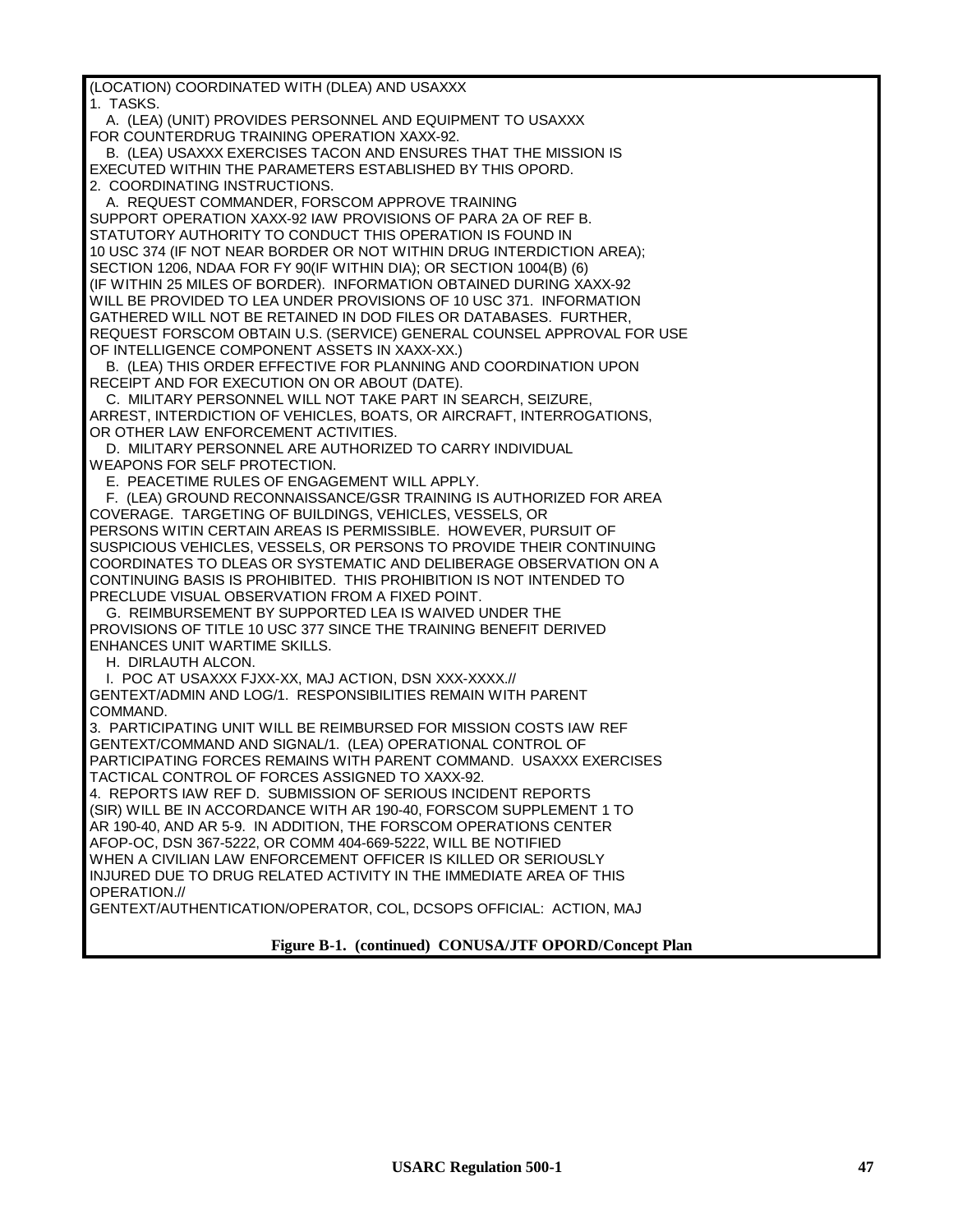(LOCATION) COORDINATED WITH (DLEA) AND USAXXX
1. TASKS.
   A. (LEA) (UNIT) PROVIDES PERSONNEL AND EQUIPMENT TO USAXXX FOR COUNTERDRUG TRAINING OPERATION XAXX-92.
   B. (LEA) USAXXX EXERCISES TACON AND ENSURES THAT THE MISSION IS EXECUTED WITHIN THE PARAMETERS ESTABLISHED BY THIS OPORD.
2. COORDINATING INSTRUCTIONS.
   A. REQUEST COMMANDER, FORSCOM APPROVE TRAINING SUPPORT OPERATION XAXX-92 IAW PROVISIONS OF PARA 2A OF REF B. STATUTORY AUTHORITY TO CONDUCT THIS OPERATION IS FOUND IN 10 USC 374 (IF NOT NEAR BORDER OR NOT WITHIN DRUG INTERDICTION AREA); SECTION 1206, NDAA FOR FY 90(IF WITHIN DIA); OR SECTION 1004(B) (6) (IF WITHIN 25 MILES OF BORDER). INFORMATION OBTAINED DURING XAXX-92 WILL BE PROVIDED TO LEA UNDER PROVISIONS OF 10 USC 371. INFORMATION GATHERED WILL NOT BE RETAINED IN DOD FILES OR DATABASES. FURTHER, REQUEST FORSCOM OBTAIN U.S. (SERVICE) GENERAL COUNSEL APPROVAL FOR USE OF INTELLIGENCE COMPONENT ASSETS IN XAXX-XX.)
   B. (LEA) THIS ORDER EFFECTIVE FOR PLANNING AND COORDINATION UPON RECEIPT AND FOR EXECUTION ON OR ABOUT (DATE).
   C. MILITARY PERSONNEL WILL NOT TAKE PART IN SEARCH, SEIZURE, ARREST, INTERDICTION OF VEHICLES, BOATS, OR AIRCRAFT, INTERROGATIONS, OR OTHER LAW ENFORCEMENT ACTIVITIES.
   D. MILITARY PERSONNEL ARE AUTHORIZED TO CARRY INDIVIDUAL WEAPONS FOR SELF PROTECTION.
   E. PEACETIME RULES OF ENGAGEMENT WILL APPLY.
   F. (LEA) GROUND RECONNAISSANCE/GSR TRAINING IS AUTHORIZED FOR AREA COVERAGE. TARGETING OF BUILDINGS, VEHICLES, VESSELS, OR PERSONS WITIN CERTAIN AREAS IS PERMISSIBLE. HOWEVER, PURSUIT OF SUSPICIOUS VEHICLES, VESSELS, OR PERSONS TO PROVIDE THEIR CONTINUING COORDINATES TO DLEAS OR SYSTEMATIC AND DELIBERAGE OBSERVATION ON A CONTINUING BASIS IS PROHIBITED. THIS PROHIBITION IS NOT INTENDED TO PRECLUDE VISUAL OBSERVATION FROM A FIXED POINT.
   G. REIMBURSEMENT BY SUPPORTED LEA IS WAIVED UNDER THE PROVISIONS OF TITLE 10 USC 377 SINCE THE TRAINING BENEFIT DERIVED ENHANCES UNIT WARTIME SKILLS.
   H. DIRLAUTH ALCON.
   I. POC AT USAXXX FJXX-XX, MAJ ACTION, DSN XXX-XXXX.//
GENTEXT/ADMIN AND LOG/1. RESPONSIBILITIES REMAIN WITH PARENT COMMAND.
3. PARTICIPATING UNIT WILL BE REIMBURSED FOR MISSION COSTS IAW REF
GENTEXT/COMMAND AND SIGNAL/1. (LEA) OPERATIONAL CONTROL OF PARTICIPATING FORCES REMAINS WITH PARENT COMMAND. USAXXX EXERCISES TACTICAL CONTROL OF FORCES ASSIGNED TO XAXX-92.
4. REPORTS IAW REF D. SUBMISSION OF SERIOUS INCIDENT REPORTS (SIR) WILL BE IN ACCORDANCE WITH AR 190-40, FORSCOM SUPPLEMENT 1 TO AR 190-40, AND AR 5-9. IN ADDITION, THE FORSCOM OPERATIONS CENTER AFOP-OC, DSN 367-5222, OR COMM 404-669-5222, WILL BE NOTIFIED WHEN A CIVILIAN LAW ENFORCEMENT OFFICER IS KILLED OR SERIOUSLY INJURED DUE TO DRUG RELATED ACTIVITY IN THE IMMEDIATE AREA OF THIS OPERATION.//
GENTEXT/AUTHENTICATION/OPERATOR, COL, DCSOPS OFFICIAL: ACTION, MAJ

**Figure B-1. (continued) CONUSA/JTF OPORD/Concept Plan**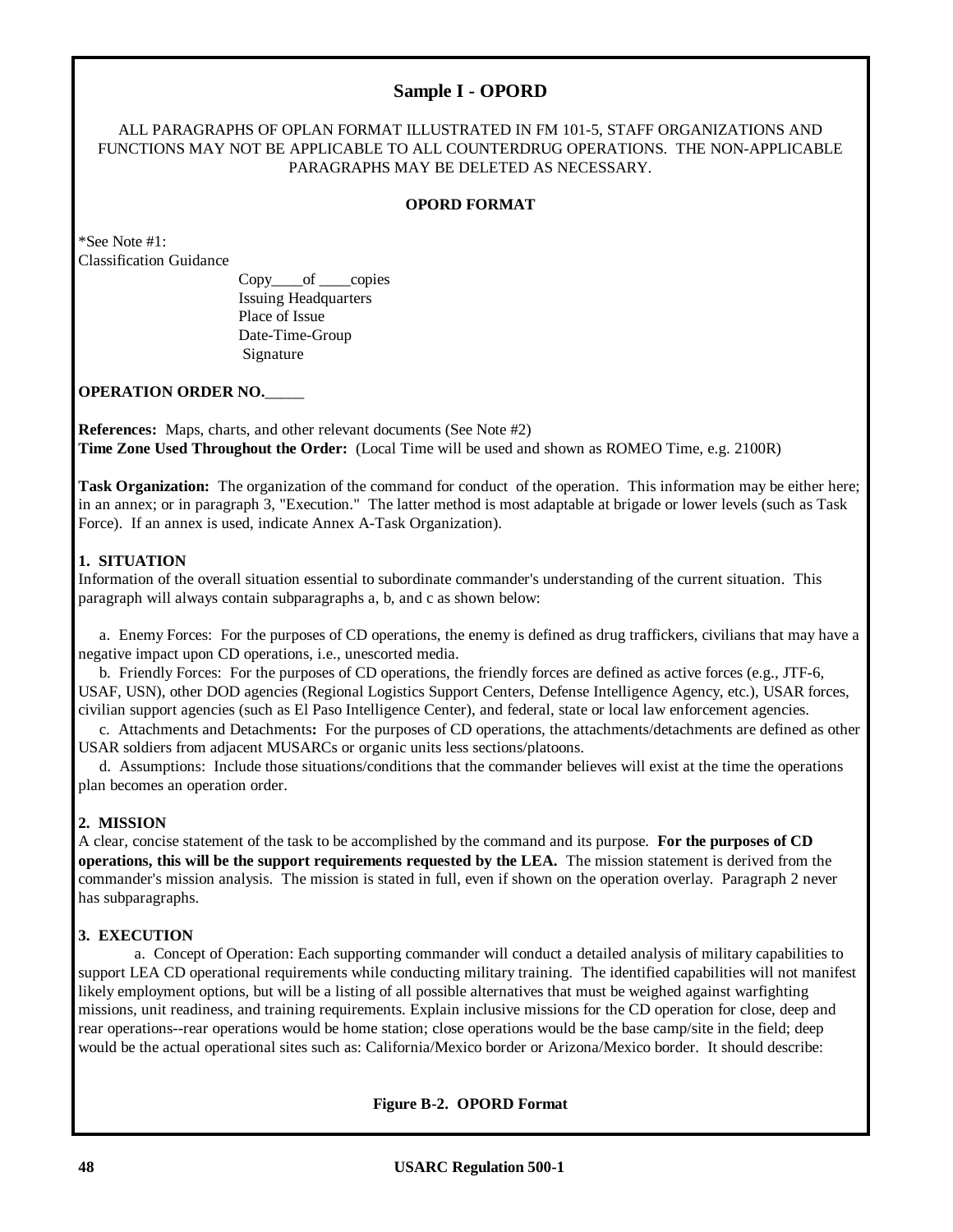## Sample I - OPORD

ALL PARAGRAPHS OF OPLAN FORMAT ILLUSTRATED IN FM 101-5, STAFF ORGANIZATIONS AND FUNCTIONS MAY NOT BE APPLICABLE TO ALL COUNTERDRUG OPERATIONS. THE NON-APPLICABLE PARAGRAPHS MAY BE DELETED AS NECESSARY.

**OPORD FORMAT**

*See Note #1:
Classification Guidance

Copy____of ____copies
Issuing Headquarters
Place of Issue
Date-Time-Group
Signature

**OPERATION ORDER NO.**_____

**References:** Maps, charts, and other relevant documents (See Note #2)
**Time Zone Used Throughout the Order:** (Local Time will be used and shown as ROMEO Time, e.g. 2100R)

**Task Organization:** The organization of the command for conduct of the operation. This information may be either here; in an annex; or in paragraph 3, "Execution." The latter method is most adaptable at brigade or lower levels (such as Task Force). If an annex is used, indicate Annex A-Task Organization).

**1. SITUATION**
Information of the overall situation essential to subordinate commander's understanding of the current situation. This paragraph will always contain subparagraphs a, b, and c as shown below:

a. Enemy Forces: For the purposes of CD operations, the enemy is defined as drug traffickers, civilians that may have a negative impact upon CD operations, i.e., unescorted media.

b. Friendly Forces: For the purposes of CD operations, the friendly forces are defined as active forces (e.g., JTF-6, USAF, USN), other DOD agencies (Regional Logistics Support Centers, Defense Intelligence Agency, etc.), USAR forces, civilian support agencies (such as El Paso Intelligence Center), and federal, state or local law enforcement agencies.

c. Attachments and Detachments**:** For the purposes of CD operations, the attachments/detachments are defined as other USAR soldiers from adjacent MUSARCs or organic units less sections/platoons.

d. Assumptions: Include those situations/conditions that the commander believes will exist at the time the operations plan becomes an operation order.

**2. MISSION**
A clear, concise statement of the task to be accomplished by the command and its purpose. **For the purposes of CD operations, this will be the support requirements requested by the LEA.** The mission statement is derived from the commander's mission analysis. The mission is stated in full, even if shown on the operation overlay. Paragraph 2 never has subparagraphs.

**3. EXECUTION**
a. Concept of Operation: Each supporting commander will conduct a detailed analysis of military capabilities to support LEA CD operational requirements while conducting military training. The identified capabilities will not manifest likely employment options, but will be a listing of all possible alternatives that must be weighed against warfighting missions, unit readiness, and training requirements. Explain inclusive missions for the CD operation for close, deep and rear operations--rear operations would be home station; close operations would be the base camp/site in the field; deep would be the actual operational sites such as: California/Mexico border or Arizona/Mexico border. It should describe:

**Figure B-2. OPORD Format**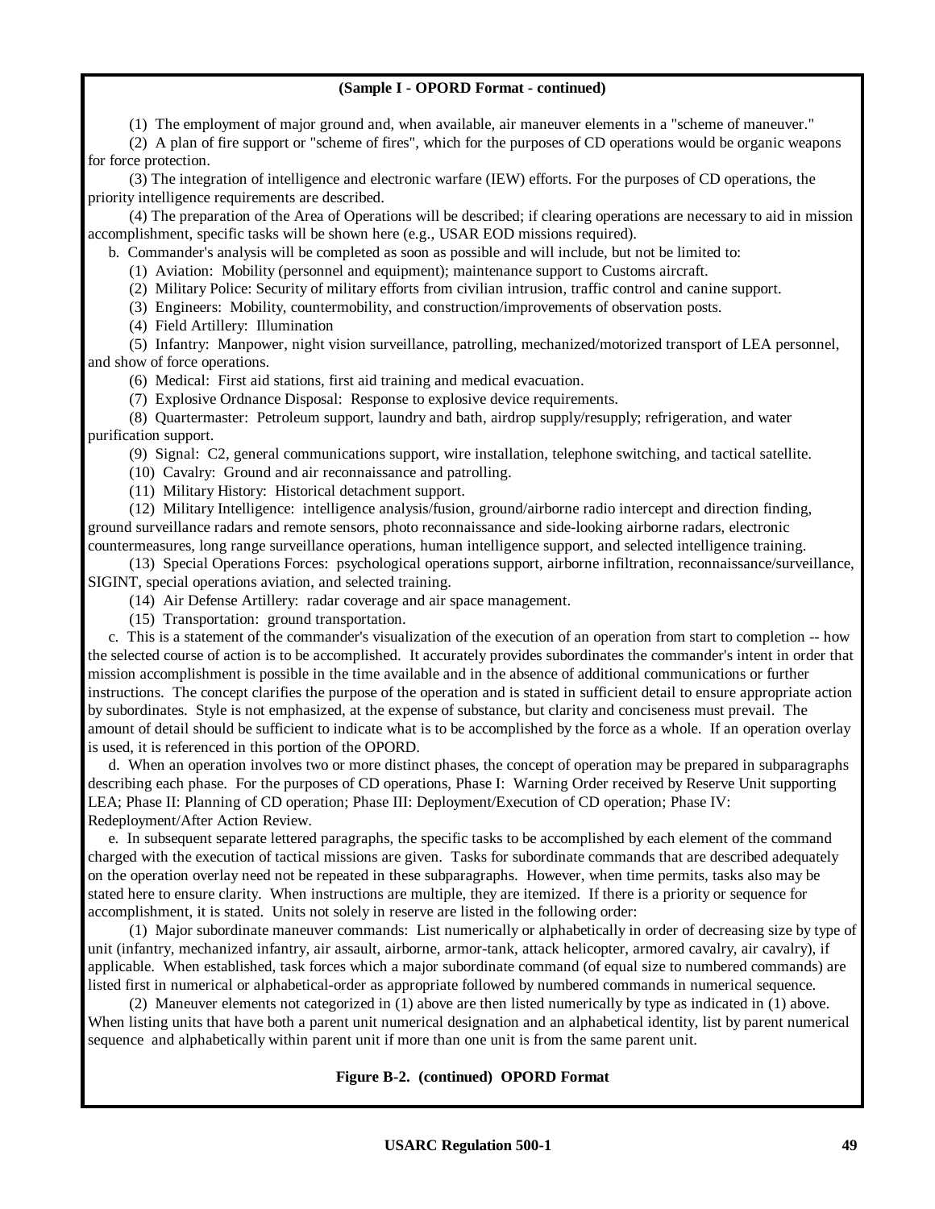**(Sample I - OPORD Format - continued)**

(1) The employment of major ground and, when available, air maneuver elements in a "scheme of maneuver."

(2) A plan of fire support or "scheme of fires", which for the purposes of CD operations would be organic weapons for force protection.

(3) The integration of intelligence and electronic warfare (IEW) efforts. For the purposes of CD operations, the priority intelligence requirements are described.

(4) The preparation of the Area of Operations will be described; if clearing operations are necessary to aid in mission accomplishment, specific tasks will be shown here (e.g., USAR EOD missions required).

b. Commander's analysis will be completed as soon as possible and will include, but not be limited to:

(1) Aviation: Mobility (personnel and equipment); maintenance support to Customs aircraft.

(2) Military Police: Security of military efforts from civilian intrusion, traffic control and canine support.

(3) Engineers: Mobility, countermobility, and construction/improvements of observation posts.

(4) Field Artillery: Illumination

(5) Infantry: Manpower, night vision surveillance, patrolling, mechanized/motorized transport of LEA personnel, and show of force operations.

(6) Medical: First aid stations, first aid training and medical evacuation.

(7) Explosive Ordnance Disposal: Response to explosive device requirements.

(8) Quartermaster: Petroleum support, laundry and bath, airdrop supply/resupply; refrigeration, and water purification support.

(9) Signal: C2, general communications support, wire installation, telephone switching, and tactical satellite.

(10) Cavalry: Ground and air reconnaissance and patrolling.

(11) Military History: Historical detachment support.

(12) Military Intelligence: intelligence analysis/fusion, ground/airborne radio intercept and direction finding, ground surveillance radars and remote sensors, photo reconnaissance and side-looking airborne radars, electronic countermeasures, long range surveillance operations, human intelligence support, and selected intelligence training.

(13) Special Operations Forces: psychological operations support, airborne infiltration, reconnaissance/surveillance, SIGINT, special operations aviation, and selected training.

(14) Air Defense Artillery: radar coverage and air space management.

(15) Transportation: ground transportation.

c. This is a statement of the commander's visualization of the execution of an operation from start to completion -- how the selected course of action is to be accomplished. It accurately provides subordinates the commander's intent in order that mission accomplishment is possible in the time available and in the absence of additional communications or further instructions. The concept clarifies the purpose of the operation and is stated in sufficient detail to ensure appropriate action by subordinates. Style is not emphasized, at the expense of substance, but clarity and conciseness must prevail. The amount of detail should be sufficient to indicate what is to be accomplished by the force as a whole. If an operation overlay is used, it is referenced in this portion of the OPORD.

d. When an operation involves two or more distinct phases, the concept of operation may be prepared in subparagraphs describing each phase. For the purposes of CD operations, Phase I: Warning Order received by Reserve Unit supporting LEA; Phase II: Planning of CD operation; Phase III: Deployment/Execution of CD operation; Phase IV: Redeployment/After Action Review.

e. In subsequent separate lettered paragraphs, the specific tasks to be accomplished by each element of the command charged with the execution of tactical missions are given. Tasks for subordinate commands that are described adequately on the operation overlay need not be repeated in these subparagraphs. However, when time permits, tasks also may be stated here to ensure clarity. When instructions are multiple, they are itemized. If there is a priority or sequence for accomplishment, it is stated. Units not solely in reserve are listed in the following order:

(1) Major subordinate maneuver commands: List numerically or alphabetically in order of decreasing size by type of unit (infantry, mechanized infantry, air assault, airborne, armor-tank, attack helicopter, armored cavalry, air cavalry), if applicable. When established, task forces which a major subordinate command (of equal size to numbered commands) are listed first in numerical or alphabetical-order as appropriate followed by numbered commands in numerical sequence.

(2) Maneuver elements not categorized in (1) above are then listed numerically by type as indicated in (1) above. When listing units that have both a parent unit numerical designation and an alphabetical identity, list by parent numerical sequence and alphabetically within parent unit if more than one unit is from the same parent unit.

**Figure B-2. (continued) OPORD Format**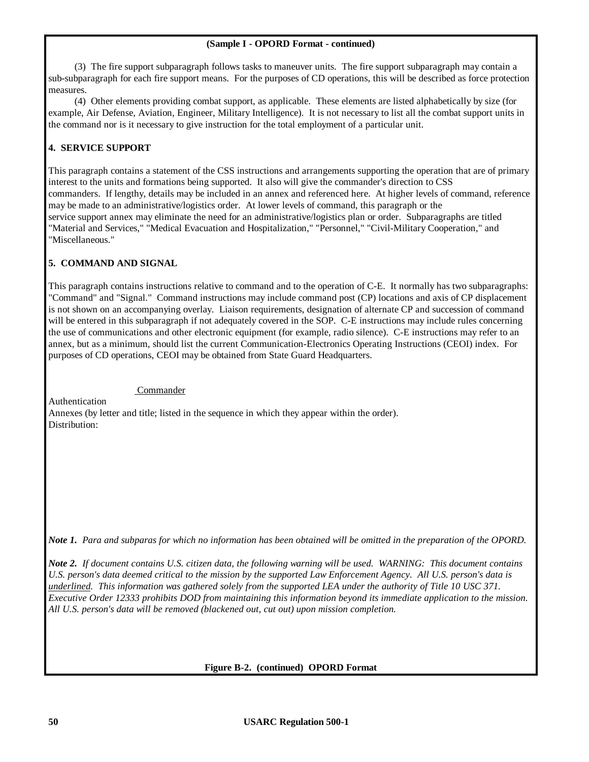**(Sample I - OPORD Format - continued)**

(3) The fire support subparagraph follows tasks to maneuver units. The fire support subparagraph may contain a sub-subparagraph for each fire support means. For the purposes of CD operations, this will be described as force protection measures.

(4) Other elements providing combat support, as applicable. These elements are listed alphabetically by size (for example, Air Defense, Aviation, Engineer, Military Intelligence). It is not necessary to list all the combat support units in the command nor is it necessary to give instruction for the total employment of a particular unit.

**4. SERVICE SUPPORT**

This paragraph contains a statement of the CSS instructions and arrangements supporting the operation that are of primary interest to the units and formations being supported. It also will give the commander's direction to CSS commanders. If lengthy, details may be included in an annex and referenced here. At higher levels of command, reference may be made to an administrative/logistics order. At lower levels of command, this paragraph or the service support annex may eliminate the need for an administrative/logistics plan or order. Subparagraphs are titled "Material and Services," "Medical Evacuation and Hospitalization," "Personnel," "Civil-Military Cooperation," and "Miscellaneous."

**5. COMMAND AND SIGNAL**

This paragraph contains instructions relative to command and to the operation of C-E. It normally has two subparagraphs: "Command" and "Signal." Command instructions may include command post (CP) locations and axis of CP displacement is not shown on an accompanying overlay. Liaison requirements, designation of alternate CP and succession of command will be entered in this subparagraph if not adequately covered in the SOP. C-E instructions may include rules concerning the use of communications and other electronic equipment (for example, radio silence). C-E instructions may refer to an annex, but as a minimum, should list the current Communication-Electronics Operating Instructions (CEOI) index. For purposes of CD operations, CEOI may be obtained from State Guard Headquarters.

Commander

Authentication

Annexes (by letter and title; listed in the sequence in which they appear within the order).

Distribution:

***Note 1.*** *Para and subparas for which no information has been obtained will be omitted in the preparation of the OPORD.*

***Note 2.*** *If document contains U.S. citizen data, the following warning will be used. WARNING: This document contains U.S. person's data deemed critical to the mission by the supported Law Enforcement Agency. All U.S. person's data is <u>underlined</u>. This information was gathered solely from the supported LEA under the authority of Title 10 USC 371. Executive Order 12333 prohibits DOD from maintaining this information beyond its immediate application to the mission. All U.S. person's data will be removed (blackened out, cut out) upon mission completion.*

**Figure B-2. (continued) OPORD Format**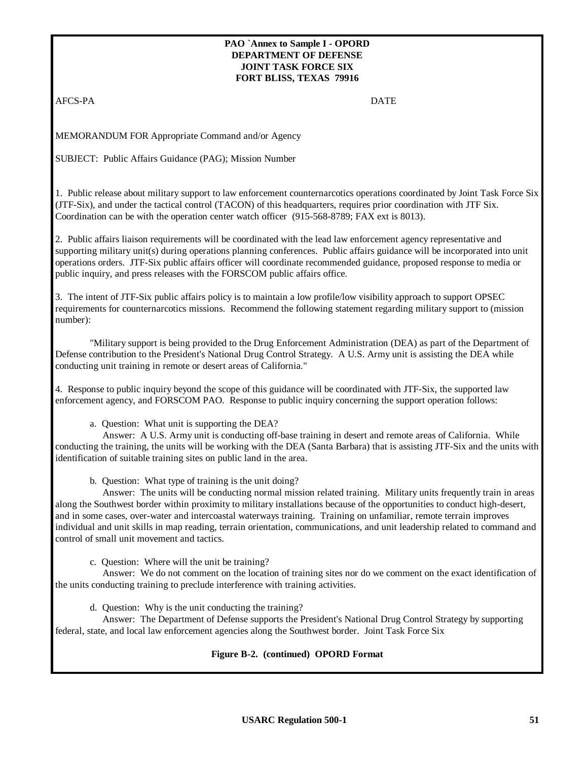**PAO `Annex to Sample I - OPORD**
**DEPARTMENT OF DEFENSE**
**JOINT TASK FORCE SIX**
**FORT BLISS, TEXAS 79916**

AFCS-PA DATE

MEMORANDUM FOR Appropriate Command and/or Agency

SUBJECT: Public Affairs Guidance (PAG); Mission Number

1. Public release about military support to law enforcement counternarcotics operations coordinated by Joint Task Force Six (JTF-Six), and under the tactical control (TACON) of this headquarters, requires prior coordination with JTF Six. Coordination can be with the operation center watch officer (915-568-8789; FAX ext is 8013).

2. Public affairs liaison requirements will be coordinated with the lead law enforcement agency representative and supporting military unit(s) during operations planning conferences. Public affairs guidance will be incorporated into unit operations orders. JTF-Six public affairs officer will coordinate recommended guidance, proposed response to media or public inquiry, and press releases with the FORSCOM public affairs office.

3. The intent of JTF-Six public affairs policy is to maintain a low profile/low visibility approach to support OPSEC requirements for counternarcotics missions. Recommend the following statement regarding military support to (mission number):

"Military support is being provided to the Drug Enforcement Administration (DEA) as part of the Department of Defense contribution to the President's National Drug Control Strategy. A U.S. Army unit is assisting the DEA while conducting unit training in remote or desert areas of California."

4. Response to public inquiry beyond the scope of this guidance will be coordinated with JTF-Six, the supported law enforcement agency, and FORSCOM PAO. Response to public inquiry concerning the support operation follows:

a. Question: What unit is supporting the DEA?
Answer: A U.S. Army unit is conducting off-base training in desert and remote areas of California. While conducting the training, the units will be working with the DEA (Santa Barbara) that is assisting JTF-Six and the units with identification of suitable training sites on public land in the area.

b. Question: What type of training is the unit doing?
Answer: The units will be conducting normal mission related training. Military units frequently train in areas along the Southwest border within proximity to military installations because of the opportunities to conduct high-desert, and in some cases, over-water and intercoastal waterways training. Training on unfamiliar, remote terrain improves individual and unit skills in map reading, terrain orientation, communications, and unit leadership related to command and control of small unit movement and tactics.

c. Question: Where will the unit be training?
Answer: We do not comment on the location of training sites nor do we comment on the exact identification of the units conducting training to preclude interference with training activities.

d. Question: Why is the unit conducting the training?
Answer: The Department of Defense supports the President's National Drug Control Strategy by supporting federal, state, and local law enforcement agencies along the Southwest border. Joint Task Force Six

**Figure B-2. (continued) OPORD Format**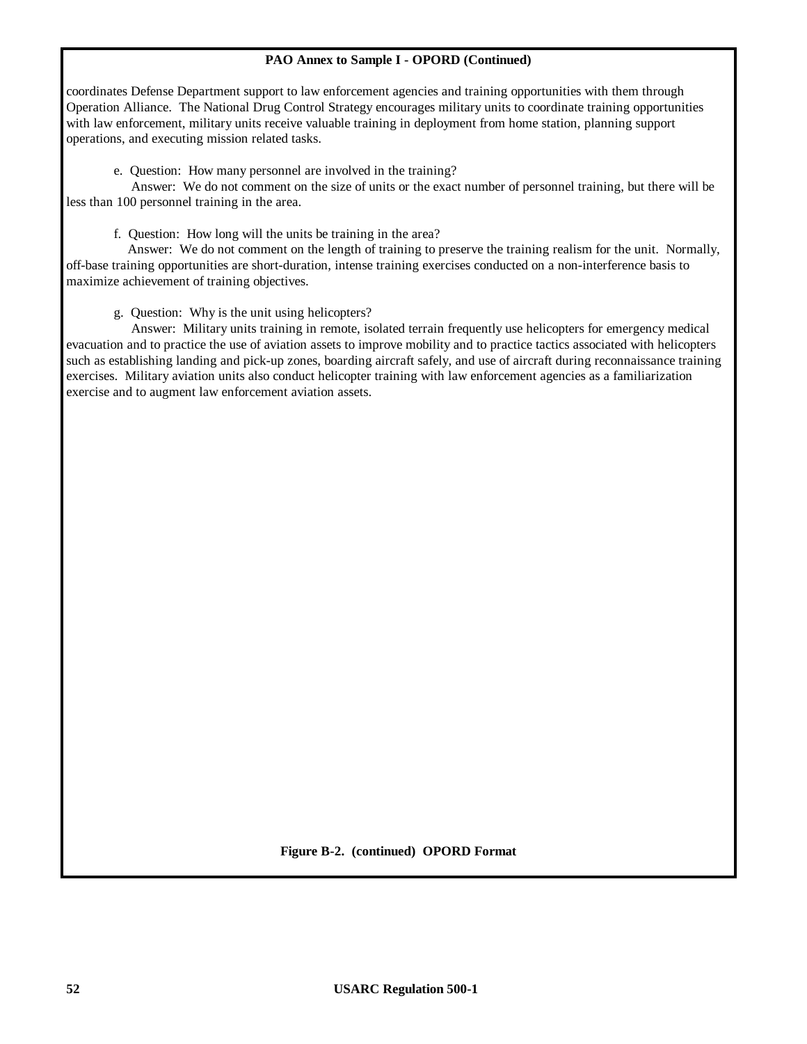**PAO Annex to Sample I - OPORD (Continued)**

coordinates Defense Department support to law enforcement agencies and training opportunities with them through Operation Alliance. The National Drug Control Strategy encourages military units to coordinate training opportunities with law enforcement, military units receive valuable training in deployment from home station, planning support operations, and executing mission related tasks.

e. Question: How many personnel are involved in the training?
Answer: We do not comment on the size of units or the exact number of personnel training, but there will be less than 100 personnel training in the area.

f. Question: How long will the units be training in the area?
Answer: We do not comment on the length of training to preserve the training realism for the unit. Normally, off-base training opportunities are short-duration, intense training exercises conducted on a non-interference basis to maximize achievement of training objectives.

g. Question: Why is the unit using helicopters?
Answer: Military units training in remote, isolated terrain frequently use helicopters for emergency medical evacuation and to practice the use of aviation assets to improve mobility and to practice tactics associated with helicopters such as establishing landing and pick-up zones, boarding aircraft safely, and use of aircraft during reconnaissance training exercises. Military aviation units also conduct helicopter training with law enforcement agencies as a familiarization exercise and to augment law enforcement aviation assets.

**Figure B-2. (continued) OPORD Format**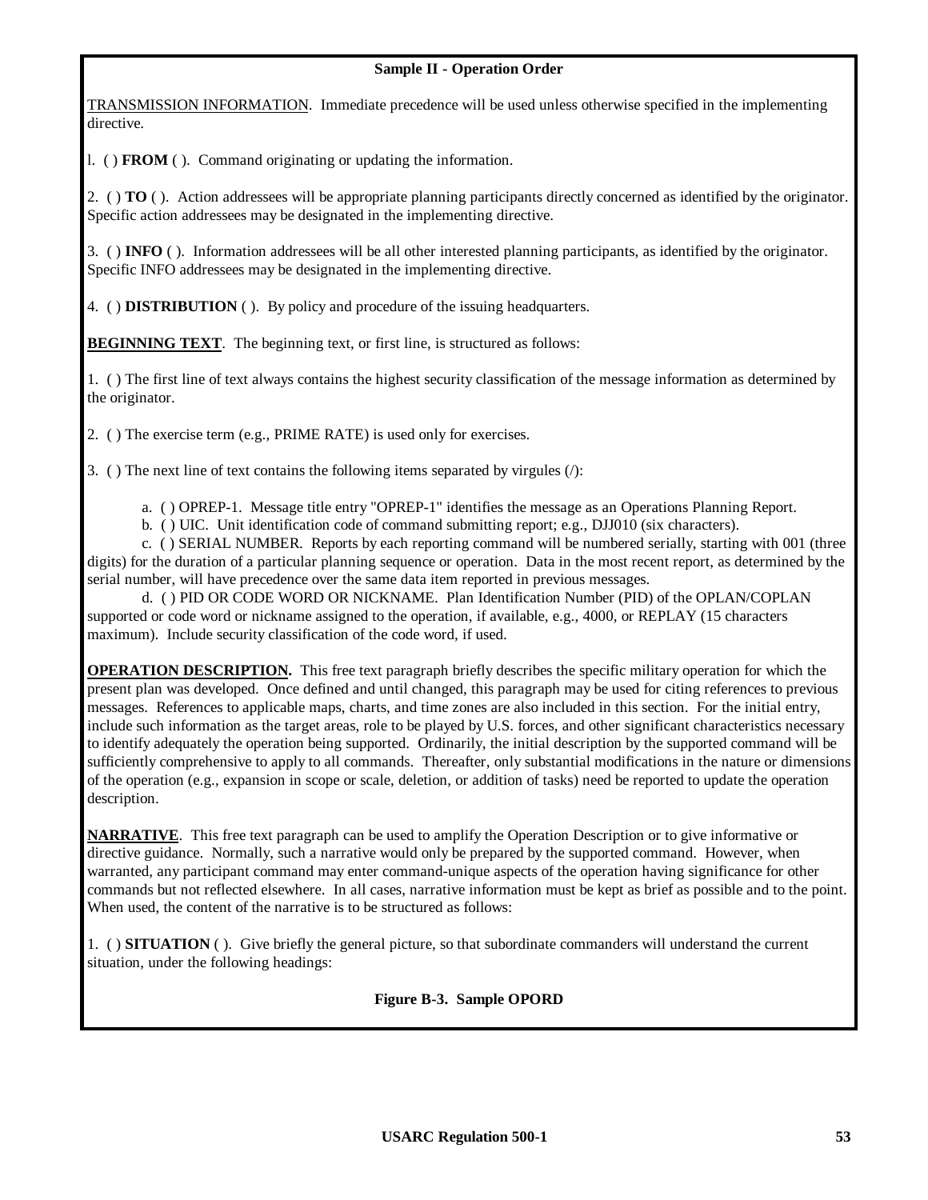**Sample II - Operation Order**

TRANSMISSION INFORMATION. Immediate precedence will be used unless otherwise specified in the implementing directive.

l. ( ) **FROM** ( ). Command originating or updating the information.

2. ( ) **TO** ( ). Action addressees will be appropriate planning participants directly concerned as identified by the originator. Specific action addressees may be designated in the implementing directive.

3. ( ) **INFO** ( ). Information addressees will be all other interested planning participants, as identified by the originator. Specific INFO addressees may be designated in the implementing directive.

4. ( ) **DISTRIBUTION** ( ). By policy and procedure of the issuing headquarters.

**BEGINNING TEXT**. The beginning text, or first line, is structured as follows:

1. ( ) The first line of text always contains the highest security classification of the message information as determined by the originator.

2. ( ) The exercise term (e.g., PRIME RATE) is used only for exercises.

3. ( ) The next line of text contains the following items separated by virgules (/):

a. ( ) OPREP-1. Message title entry "OPREP-1" identifies the message as an Operations Planning Report.

b. ( ) UIC. Unit identification code of command submitting report; e.g., DJJ010 (six characters).

c. ( ) SERIAL NUMBER. Reports by each reporting command will be numbered serially, starting with 001 (three digits) for the duration of a particular planning sequence or operation. Data in the most recent report, as determined by the serial number, will have precedence over the same data item reported in previous messages.

d. ( ) PID OR CODE WORD OR NICKNAME. Plan Identification Number (PID) of the OPLAN/COPLAN supported or code word or nickname assigned to the operation, if available, e.g., 4000, or REPLAY (15 characters maximum). Include security classification of the code word, if used.

**OPERATION DESCRIPTION.** This free text paragraph briefly describes the specific military operation for which the present plan was developed. Once defined and until changed, this paragraph may be used for citing references to previous messages. References to applicable maps, charts, and time zones are also included in this section. For the initial entry, include such information as the target areas, role to be played by U.S. forces, and other significant characteristics necessary to identify adequately the operation being supported. Ordinarily, the initial description by the supported command will be sufficiently comprehensive to apply to all commands. Thereafter, only substantial modifications in the nature or dimensions of the operation (e.g., expansion in scope or scale, deletion, or addition of tasks) need be reported to update the operation description.

**NARRATIVE**. This free text paragraph can be used to amplify the Operation Description or to give informative or directive guidance. Normally, such a narrative would only be prepared by the supported command. However, when warranted, any participant command may enter command-unique aspects of the operation having significance for other commands but not reflected elsewhere. In all cases, narrative information must be kept as brief as possible and to the point. When used, the content of the narrative is to be structured as follows:

1. ( ) **SITUATION** ( ). Give briefly the general picture, so that subordinate commanders will understand the current situation, under the following headings:

**Figure B-3. Sample OPORD**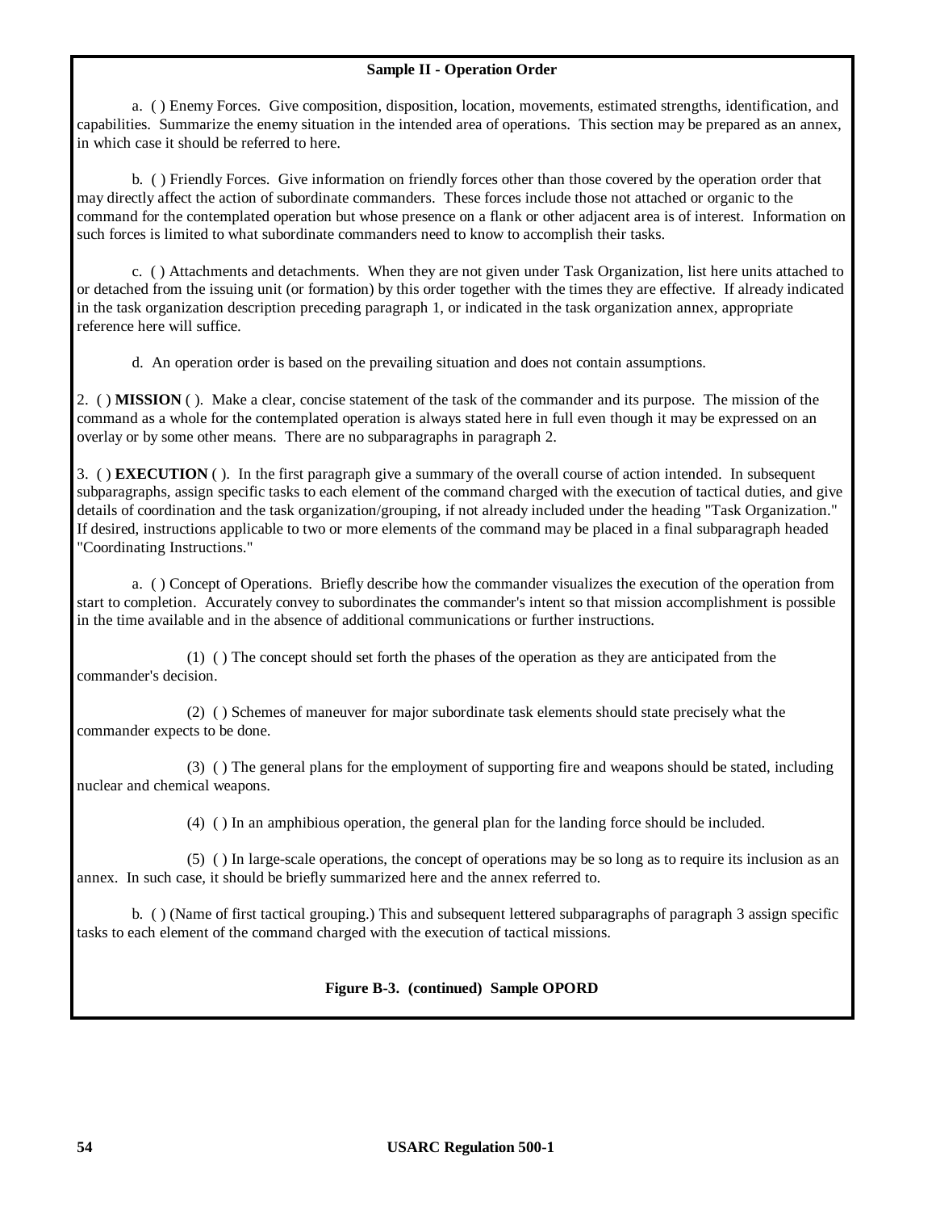**Sample II - Operation Order**

a. ( ) Enemy Forces. Give composition, disposition, location, movements, estimated strengths, identification, and capabilities. Summarize the enemy situation in the intended area of operations. This section may be prepared as an annex, in which case it should be referred to here.

b. ( ) Friendly Forces. Give information on friendly forces other than those covered by the operation order that may directly affect the action of subordinate commanders. These forces include those not attached or organic to the command for the contemplated operation but whose presence on a flank or other adjacent area is of interest. Information on such forces is limited to what subordinate commanders need to know to accomplish their tasks.

c. ( ) Attachments and detachments. When they are not given under Task Organization, list here units attached to or detached from the issuing unit (or formation) by this order together with the times they are effective. If already indicated in the task organization description preceding paragraph 1, or indicated in the task organization annex, appropriate reference here will suffice.

d. An operation order is based on the prevailing situation and does not contain assumptions.

2. ( ) **MISSION** ( ). Make a clear, concise statement of the task of the commander and its purpose. The mission of the command as a whole for the contemplated operation is always stated here in full even though it may be expressed on an overlay or by some other means. There are no subparagraphs in paragraph 2.

3. ( ) **EXECUTION** ( ). In the first paragraph give a summary of the overall course of action intended. In subsequent subparagraphs, assign specific tasks to each element of the command charged with the execution of tactical duties, and give details of coordination and the task organization/grouping, if not already included under the heading "Task Organization." If desired, instructions applicable to two or more elements of the command may be placed in a final subparagraph headed "Coordinating Instructions."

a. ( ) Concept of Operations. Briefly describe how the commander visualizes the execution of the operation from start to completion. Accurately convey to subordinates the commander's intent so that mission accomplishment is possible in the time available and in the absence of additional communications or further instructions.

(1) ( ) The concept should set forth the phases of the operation as they are anticipated from the commander's decision.

(2) ( ) Schemes of maneuver for major subordinate task elements should state precisely what the commander expects to be done.

(3) ( ) The general plans for the employment of supporting fire and weapons should be stated, including nuclear and chemical weapons.

(4) ( ) In an amphibious operation, the general plan for the landing force should be included.

(5) ( ) In large-scale operations, the concept of operations may be so long as to require its inclusion as an annex. In such case, it should be briefly summarized here and the annex referred to.

b. ( ) (Name of first tactical grouping.) This and subsequent lettered subparagraphs of paragraph 3 assign specific tasks to each element of the command charged with the execution of tactical missions.

**Figure B-3. (continued) Sample OPORD**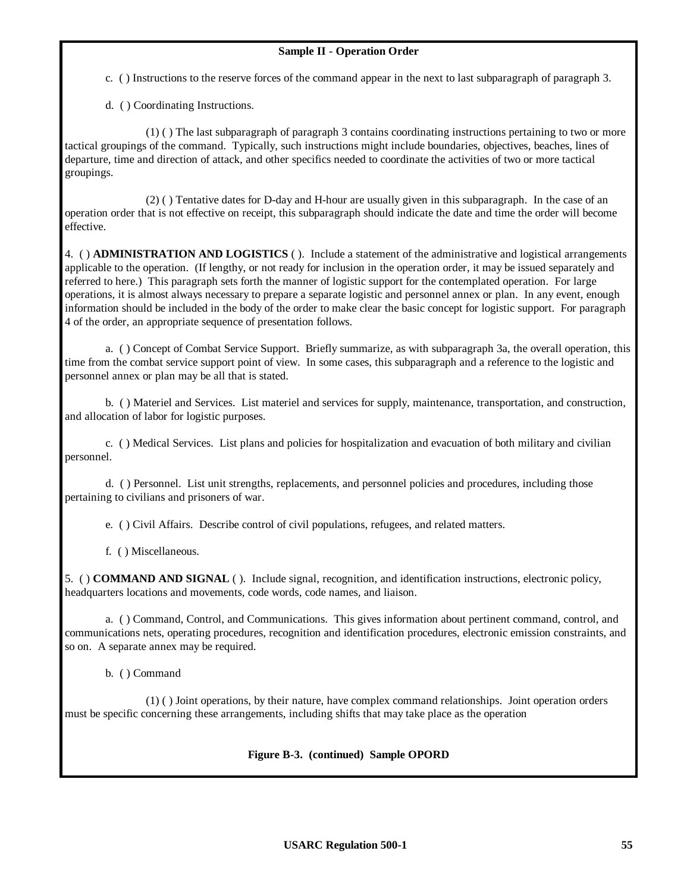**Sample II - Operation Order**

c. ( ) Instructions to the reserve forces of the command appear in the next to last subparagraph of paragraph 3.

d. ( ) Coordinating Instructions.

(1) ( ) The last subparagraph of paragraph 3 contains coordinating instructions pertaining to two or more tactical groupings of the command. Typically, such instructions might include boundaries, objectives, beaches, lines of departure, time and direction of attack, and other specifics needed to coordinate the activities of two or more tactical groupings.

(2) ( ) Tentative dates for D-day and H-hour are usually given in this subparagraph. In the case of an operation order that is not effective on receipt, this subparagraph should indicate the date and time the order will become effective.

4. ( ) **ADMINISTRATION AND LOGISTICS** ( ). Include a statement of the administrative and logistical arrangements applicable to the operation. (If lengthy, or not ready for inclusion in the operation order, it may be issued separately and referred to here.) This paragraph sets forth the manner of logistic support for the contemplated operation. For large operations, it is almost always necessary to prepare a separate logistic and personnel annex or plan. In any event, enough information should be included in the body of the order to make clear the basic concept for logistic support. For paragraph 4 of the order, an appropriate sequence of presentation follows.

a. ( ) Concept of Combat Service Support. Briefly summarize, as with subparagraph 3a, the overall operation, this time from the combat service support point of view. In some cases, this subparagraph and a reference to the logistic and personnel annex or plan may be all that is stated.

b. ( ) Materiel and Services. List materiel and services for supply, maintenance, transportation, and construction, and allocation of labor for logistic purposes.

c. ( ) Medical Services. List plans and policies for hospitalization and evacuation of both military and civilian personnel.

d. ( ) Personnel. List unit strengths, replacements, and personnel policies and procedures, including those pertaining to civilians and prisoners of war.

e. ( ) Civil Affairs. Describe control of civil populations, refugees, and related matters.

f. ( ) Miscellaneous.

5. ( ) **COMMAND AND SIGNAL** ( ). Include signal, recognition, and identification instructions, electronic policy, headquarters locations and movements, code words, code names, and liaison.

a. ( ) Command, Control, and Communications. This gives information about pertinent command, control, and communications nets, operating procedures, recognition and identification procedures, electronic emission constraints, and so on. A separate annex may be required.

b. ( ) Command

(1) ( ) Joint operations, by their nature, have complex command relationships. Joint operation orders must be specific concerning these arrangements, including shifts that may take place as the operation

**Figure B-3. (continued) Sample OPORD**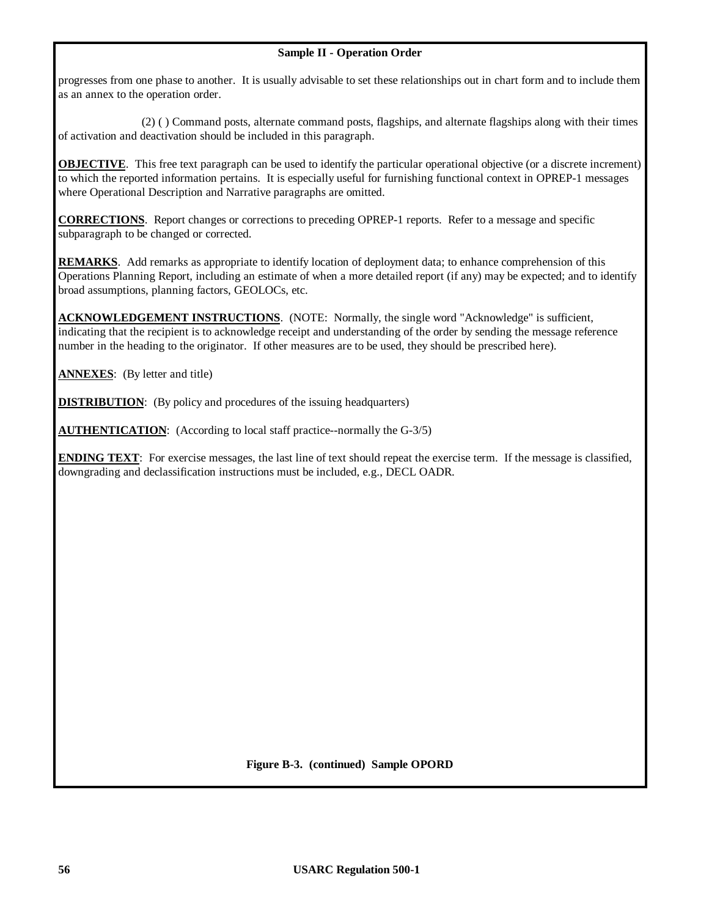**Sample II - Operation Order**

progresses from one phase to another. It is usually advisable to set these relationships out in chart form and to include them as an annex to the operation order.

(2) ( ) Command posts, alternate command posts, flagships, and alternate flagships along with their times of activation and deactivation should be included in this paragraph.

**OBJECTIVE**. This free text paragraph can be used to identify the particular operational objective (or a discrete increment) to which the reported information pertains. It is especially useful for furnishing functional context in OPREP-1 messages where Operational Description and Narrative paragraphs are omitted.

**CORRECTIONS**. Report changes or corrections to preceding OPREP-1 reports. Refer to a message and specific subparagraph to be changed or corrected.

**REMARKS**. Add remarks as appropriate to identify location of deployment data; to enhance comprehension of this Operations Planning Report, including an estimate of when a more detailed report (if any) may be expected; and to identify broad assumptions, planning factors, GEOLOCs, etc.

**ACKNOWLEDGEMENT INSTRUCTIONS**. (NOTE: Normally, the single word "Acknowledge" is sufficient, indicating that the recipient is to acknowledge receipt and understanding of the order by sending the message reference number in the heading to the originator. If other measures are to be used, they should be prescribed here).

**ANNEXES**: (By letter and title)

**DISTRIBUTION**: (By policy and procedures of the issuing headquarters)

**AUTHENTICATION**: (According to local staff practice--normally the G-3/5)

**ENDING TEXT**: For exercise messages, the last line of text should repeat the exercise term. If the message is classified, downgrading and declassification instructions must be included, e.g., DECL OADR.

**Figure B-3. (continued) Sample OPORD**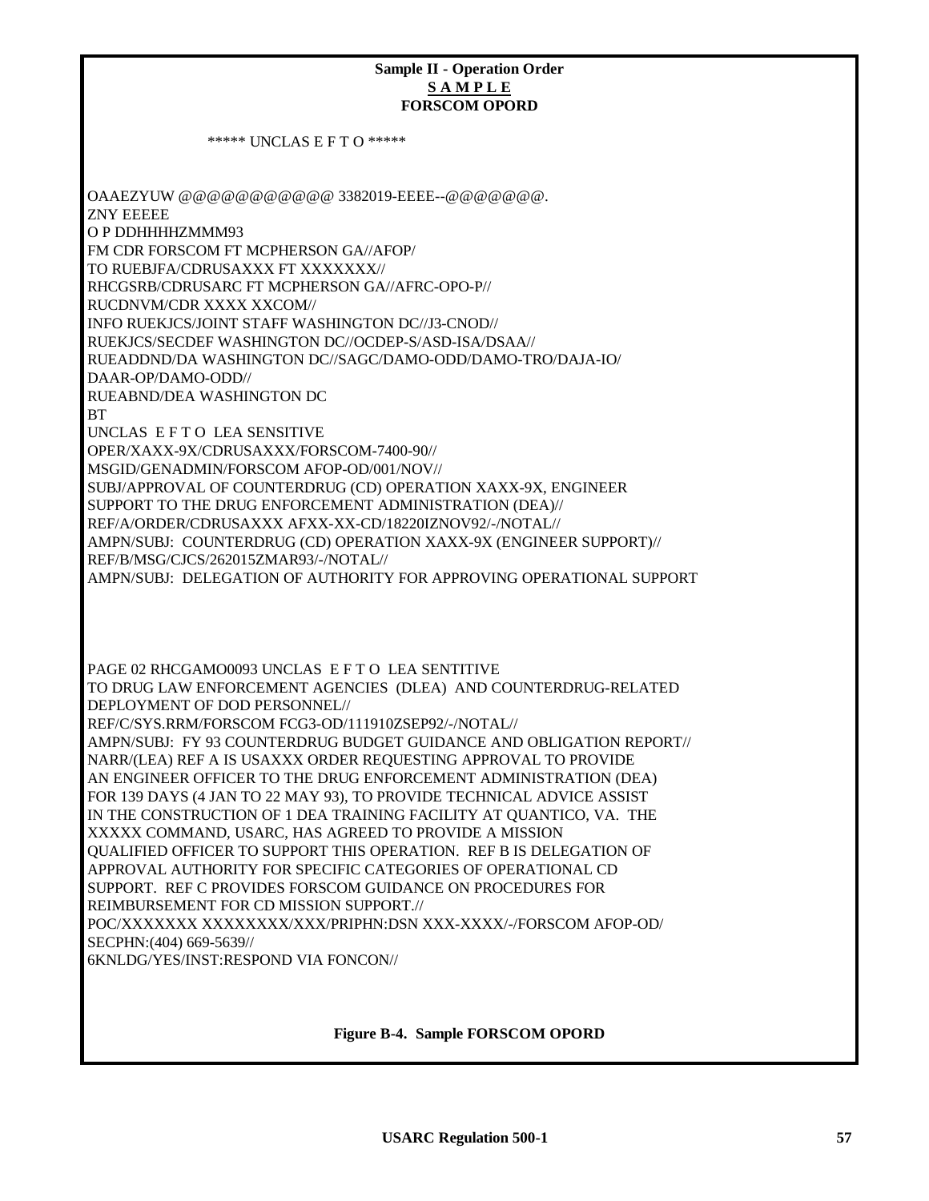**Sample II - Operation Order**
**S A M P L E**
**FORSCOM OPORD**

***** UNCLAS E F T O *****

```
OAAEZYUW @@@@@@@@@@@ 3382019-EEEE--@@@@@@@.
ZNY EEEEE
O P DDHHHHZMMM93
FM CDR FORSCOM FT MCPHERSON GA//AFOP/
TO RUEBJFA/CDRUSAXXX FT XXXXXXX//
RHCGSRB/CDRUSARC FT MCPHERSON GA//AFRC-OPO-P//
RUCDNVM/CDR XXXX XXCOM//
INFO RUEKJCS/JOINT STAFF WASHINGTON DC//J3-CNOD//
RUEKJCS/SECDEF WASHINGTON DC//OCDEP-S/ASD-ISA/DSAA//
RUEADDND/DA WASHINGTON DC//SAGC/DAMO-ODD/DAMO-TRO/DAJA-IO/
DAAR-OP/DAMO-ODD//
RUEABND/DEA WASHINGTON DC
BT
UNCLAS  E F T O  LEA SENSITIVE
OPER/XAXX-9X/CDRUSAXXX/FORSCOM-7400-90//
MSGID/GENADMIN/FORSCOM AFOP-OD/001/NOV//
SUBJ/APPROVAL OF COUNTERDRUG (CD) OPERATION XAXX-9X, ENGINEER
SUPPORT TO THE DRUG ENFORCEMENT ADMINISTRATION (DEA)//
REF/A/ORDER/CDRUSAXXX AFXX-XX-CD/18220IZNOV92/-/NOTAL//
AMPN/SUBJ:  COUNTERDRUG (CD) OPERATION XAXX-9X (ENGINEER SUPPORT)//
REF/B/MSG/CJCS/262015ZMAR93/-/NOTAL//
AMPN/SUBJ:  DELEGATION OF AUTHORITY FOR APPROVING OPERATIONAL SUPPORT



PAGE 02 RHCGAMO0093 UNCLAS  E F T O  LEA SENTITIVE
TO DRUG LAW ENFORCEMENT AGENCIES  (DLEA)  AND COUNTERDRUG-RELATED
DEPLOYMENT OF DOD PERSONNEL//
REF/C/SYS.RRM/FORSCOM FCG3-OD/111910ZSEP92/-/NOTAL//
AMPN/SUBJ:  FY 93 COUNTERDRUG BUDGET GUIDANCE AND OBLIGATION REPORT//
NARR/(LEA) REF A IS USAXXX ORDER REQUESTING APPROVAL TO PROVIDE
AN ENGINEER OFFICER TO THE DRUG ENFORCEMENT ADMINISTRATION (DEA)
FOR 139 DAYS (4 JAN TO 22 MAY 93), TO PROVIDE TECHNICAL ADVICE ASSIST
IN THE CONSTRUCTION OF 1 DEA TRAINING FACILITY AT QUANTICO, VA.  THE
XXXXX COMMAND, USARC, HAS AGREED TO PROVIDE A MISSION
QUALIFIED OFFICER TO SUPPORT THIS OPERATION.  REF B IS DELEGATION OF
APPROVAL AUTHORITY FOR SPECIFIC CATEGORIES OF OPERATIONAL CD
SUPPORT.  REF C PROVIDES FORSCOM GUIDANCE ON PROCEDURES FOR
REIMBURSEMENT FOR CD MISSION SUPPORT.//
POC/XXXXXXX XXXXXXXX/XXX/PRIPHN:DSN XXX-XXXX/-/FORSCOM AFOP-OD/
SECPHN:(404) 669-5639//
6KNLDG/YES/INST:RESPOND VIA FONCON//
```

**Figure B-4.  Sample FORSCOM OPORD**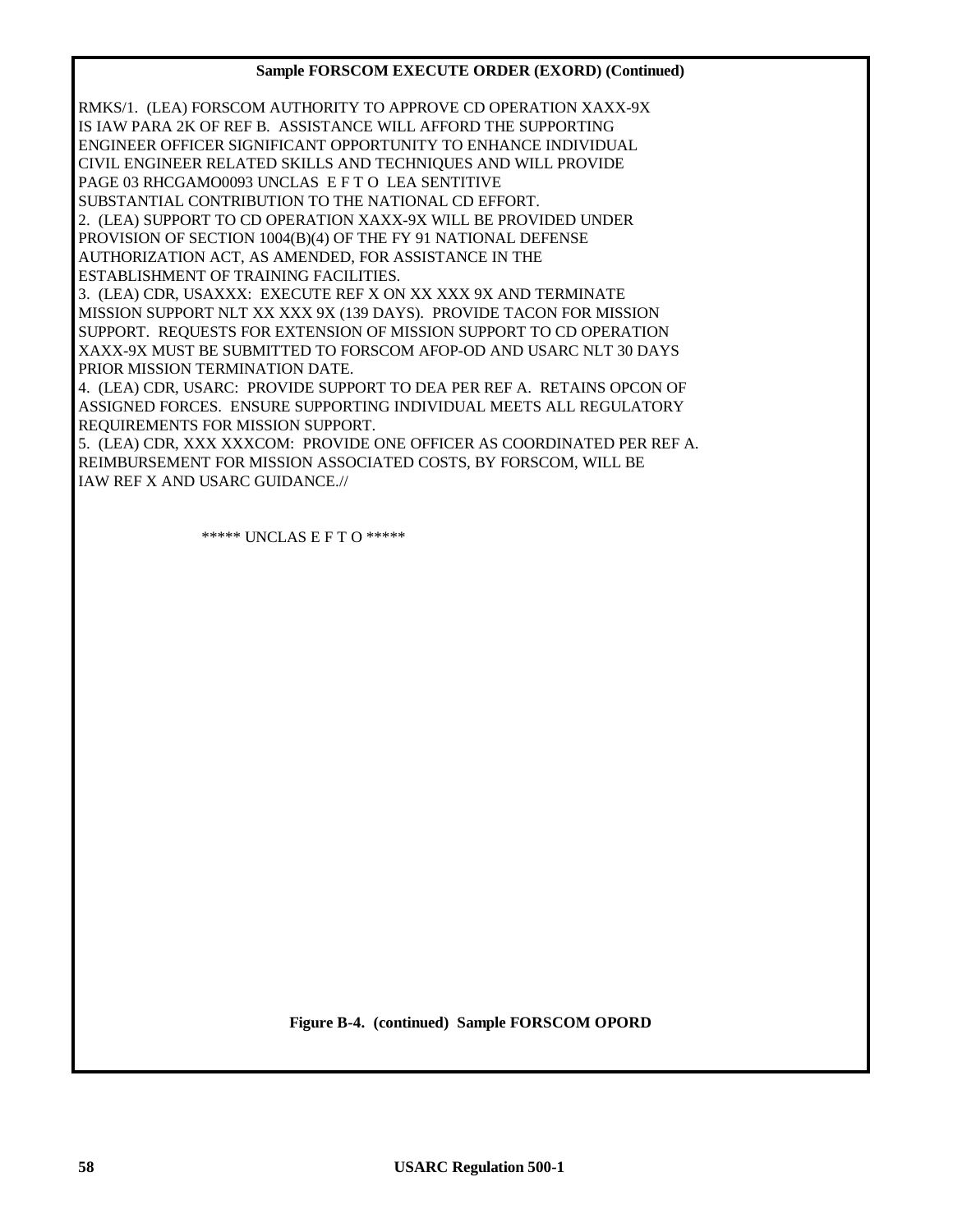**Sample FORSCOM EXECUTE ORDER (EXORD) (Continued)**

RMKS/1. (LEA) FORSCOM AUTHORITY TO APPROVE CD OPERATION XAXX-9X
IS IAW PARA 2K OF REF B. ASSISTANCE WILL AFFORD THE SUPPORTING
ENGINEER OFFICER SIGNIFICANT OPPORTUNITY TO ENHANCE INDIVIDUAL
CIVIL ENGINEER RELATED SKILLS AND TECHNIQUES AND WILL PROVIDE
PAGE 03 RHCGAMO0093 UNCLAS E F T O LEA SENTITIVE
SUBSTANTIAL CONTRIBUTION TO THE NATIONAL CD EFFORT.
2. (LEA) SUPPORT TO CD OPERATION XAXX-9X WILL BE PROVIDED UNDER
PROVISION OF SECTION 1004(B)(4) OF THE FY 91 NATIONAL DEFENSE
AUTHORIZATION ACT, AS AMENDED, FOR ASSISTANCE IN THE
ESTABLISHMENT OF TRAINING FACILITIES.
3. (LEA) CDR, USAXXX: EXECUTE REF X ON XX XXX 9X AND TERMINATE
MISSION SUPPORT NLT XX XXX 9X (139 DAYS). PROVIDE TACON FOR MISSION
SUPPORT. REQUESTS FOR EXTENSION OF MISSION SUPPORT TO CD OPERATION
XAXX-9X MUST BE SUBMITTED TO FORSCOM AFOP-OD AND USARC NLT 30 DAYS
PRIOR MISSION TERMINATION DATE.
4. (LEA) CDR, USARC: PROVIDE SUPPORT TO DEA PER REF A. RETAINS OPCON OF
ASSIGNED FORCES. ENSURE SUPPORTING INDIVIDUAL MEETS ALL REGULATORY
REQUIREMENTS FOR MISSION SUPPORT.
5. (LEA) CDR, XXX XXXCOM: PROVIDE ONE OFFICER AS COORDINATED PER REF A.
REIMBURSEMENT FOR MISSION ASSOCIATED COSTS, BY FORSCOM, WILL BE
IAW REF X AND USARC GUIDANCE.//

***** UNCLAS E F T O *****

**Figure B-4. (continued) Sample FORSCOM OPORD**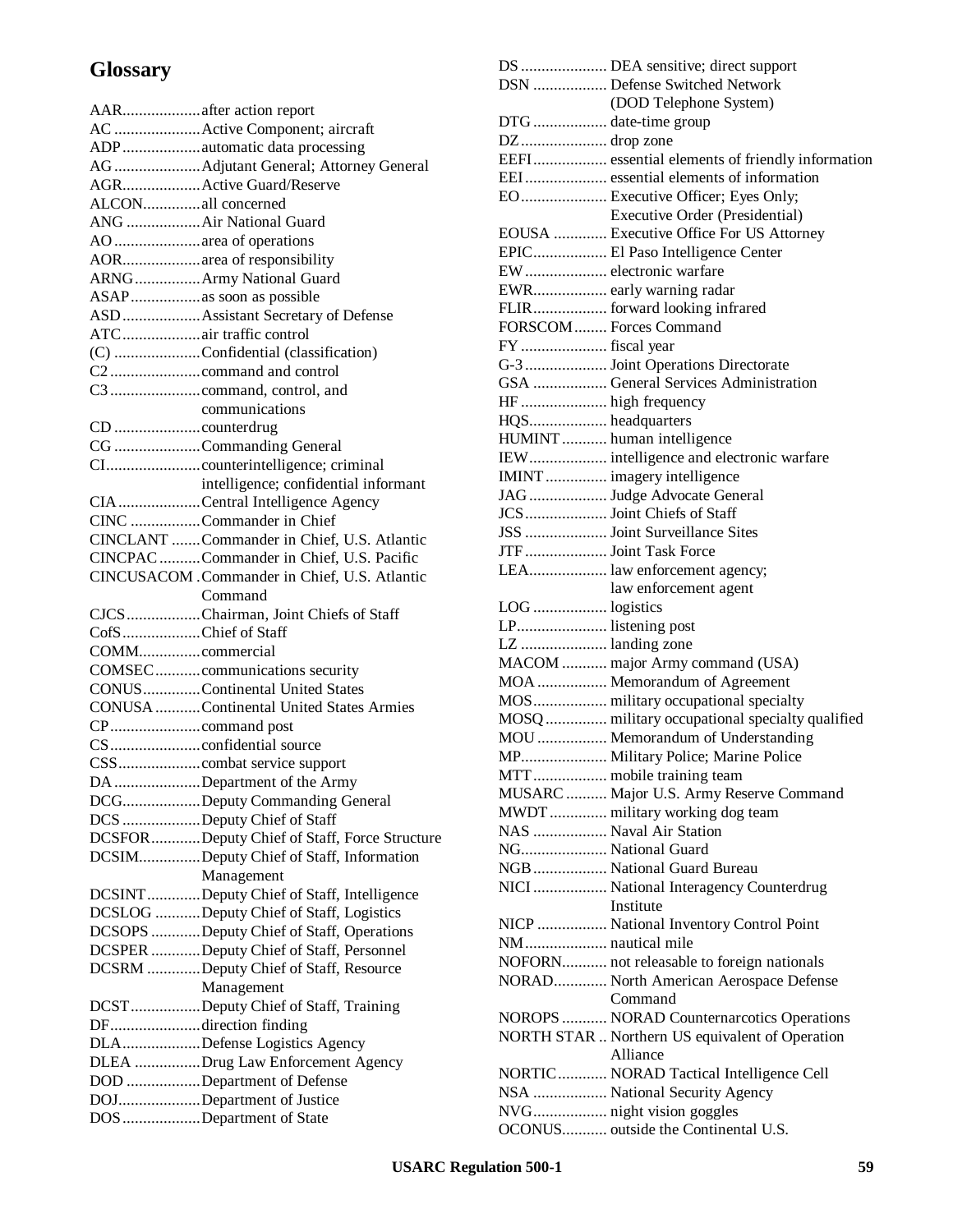# Glossary

| Abbreviation | Definition |
|---|---|
| AAR | after action report |
| AC | Active Component; aircraft |
| ADP | automatic data processing |
| AG | Adjutant General; Attorney General |
| AGR | Active Guard/Reserve |
| ALCON | all concerned |
| ANG | Air National Guard |
| AO | area of operations |
| AOR | area of responsibility |
| ARNG | Army National Guard |
| ASAP | as soon as possible |
| ASD | Assistant Secretary of Defense |
| ATC | air traffic control |
| (C) | Confidential (classification) |
| C2 | command and control |
| C3 | command, control, and communications |
| CD | counterdrug |
| CG | Commanding General |
| CI | counterintelligence; criminal intelligence; confidential informant |
| CIA | Central Intelligence Agency |
| CINC | Commander in Chief |
| CINCLANT | Commander in Chief, U.S. Atlantic |
| CINCPAC | Commander in Chief, U.S. Pacific |
| CINCUSACOM | Commander in Chief, U.S. Atlantic Command |
| CJCS | Chairman, Joint Chiefs of Staff |
| CofS | Chief of Staff |
| COMM | commercial |
| COMSEC | communications security |
| CONUS | Continental United States |
| CONUSA | Continental United States Armies |
| CP | command post |
| CS | confidential source |
| CSS | combat service support |
| DA | Department of the Army |
| DCG | Deputy Commanding General |
| DCS | Deputy Chief of Staff |
| DCSFOR | Deputy Chief of Staff, Force Structure |
| DCSIM | Deputy Chief of Staff, Information Management |
| DCSINT | Deputy Chief of Staff, Intelligence |
| DCSLOG | Deputy Chief of Staff, Logistics |
| DCSOPS | Deputy Chief of Staff, Operations |
| DCSPER | Deputy Chief of Staff, Personnel |
| DCSRM | Deputy Chief of Staff, Resource Management |
| DCST | Deputy Chief of Staff, Training |
| DF | direction finding |
| DLA | Defense Logistics Agency |
| DLEA | Drug Law Enforcement Agency |
| DOD | Department of Defense |
| DOJ | Department of Justice |
| DOS | Department of State |
| DS | DEA sensitive; direct support |
| DSN | Defense Switched Network (DOD Telephone System) |
| DTG | date-time group |
| DZ | drop zone |
| EEFI | essential elements of friendly information |
| EEI | essential elements of information |
| EO | Executive Officer; Eyes Only; Executive Order (Presidential) |
| EOUSA | Executive Office For US Attorney |
| EPIC | El Paso Intelligence Center |
| EW | electronic warfare |
| EWR | early warning radar |
| FLIR | forward looking infrared |
| FORSCOM | Forces Command |
| FY | fiscal year |
| G-3 | Joint Operations Directorate |
| GSA | General Services Administration |
| HF | high frequency |
| HQS | headquarters |
| HUMINT | human intelligence |
| IEW | intelligence and electronic warfare |
| IMINT | imagery intelligence |
| JAG | Judge Advocate General |
| JCS | Joint Chiefs of Staff |
| JSS | Joint Surveillance Sites |
| JTF | Joint Task Force |
| LEA | law enforcement agency; law enforcement agent |
| LOG | logistics |
| LP | listening post |
| LZ | landing zone |
| MACOM | major Army command (USA) |
| MOA | Memorandum of Agreement |
| MOS | military occupational specialty |
| MOSQ | military occupational specialty qualified |
| MOU | Memorandum of Understanding |
| MP | Military Police; Marine Police |
| MTT | mobile training team |
| MUSARC | Major U.S. Army Reserve Command |
| MWDT | military working dog team |
| NAS | Naval Air Station |
| NG | National Guard |
| NGB | National Guard Bureau |
| NICI | National Interagency Counterdrug Institute |
| NICP | National Inventory Control Point |
| NM | nautical mile |
| NOFORN | not releasable to foreign nationals |
| NORAD | North American Aerospace Defense Command |
| NOROPS | NORAD Counternarcotics Operations |
| NORTH STAR | Northern US equivalent of Operation Alliance |
| NORTIC | NORAD Tactical Intelligence Cell |
| NSA | National Security Agency |
| NVG | night vision goggles |
| OCONUS | outside the Continental U.S. |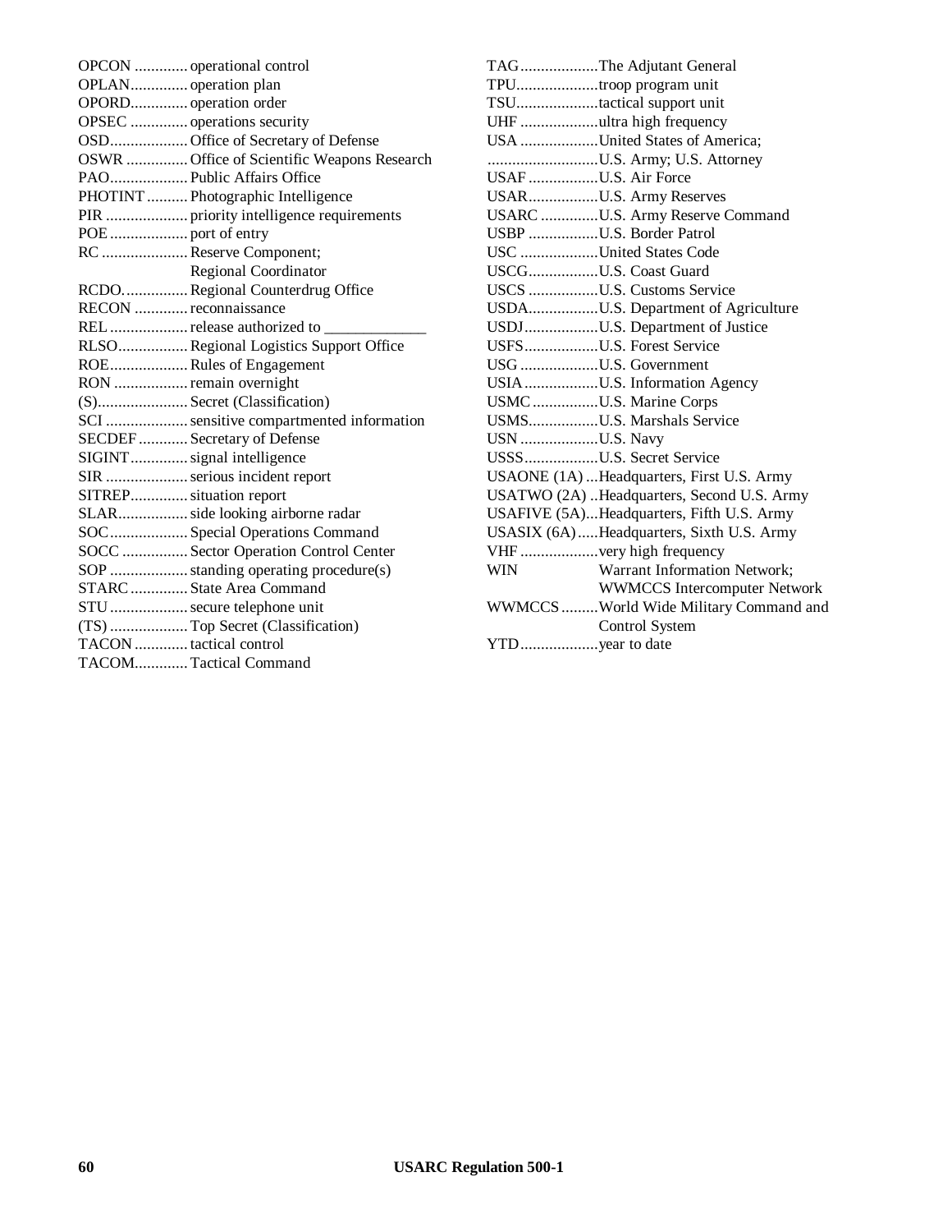OPCON ............. operational control
OPLAN............. operation plan
OPORD............. operation order
OPSEC ............. operations security
OSD................... Office of Secretary of Defense
OSWR ............... Office of Scientific Weapons Research
PAO................... Public Affairs Office
PHOTINT .......... Photographic Intelligence
PIR .................... priority intelligence requirements
POE ................... port of entry
RC ..................... Reserve Component;
Regional Coordinator
RCDO................ Regional Counterdrug Office
RECON ............. reconnaissance
REL ................... release authorized to _____________
RLSO................. Regional Logistics Support Office
ROE................... Rules of Engagement
RON .................. remain overnight
(S)...................... Secret (Classification)
SCI .................... sensitive compartmented information
SECDEF ............ Secretary of Defense
SIGINT.............. signal intelligence
SIR .................... serious incident report
SITREP.............. situation report
SLAR................. side looking airborne radar
SOC................... Special Operations Command
SOCC ................ Sector Operation Control Center
SOP ................... standing operating procedure(s)
STARC.............. State Area Command
STU ................... secure telephone unit
(TS) ................... Top Secret (Classification)
TACON ............. tactical control
TACOM............. Tactical Command
TAG................... The Adjutant General
TPU.................... troop program unit
TSU.................... tactical support unit
UHF ................... ultra high frequency
USA ................... United States of America;
........................... U.S. Army; U.S. Attorney
USAF ................. U.S. Air Force
USAR................. U.S. Army Reserves
USARC .............. U.S. Army Reserve Command
USBP ................. U.S. Border Patrol
USC ................... United States Code
USCG................. U.S. Coast Guard
USCS ................. U.S. Customs Service
USDA................. U.S. Department of Agriculture
USDJ.................. U.S. Department of Justice
USFS.................. U.S. Forest Service
USG ................... U.S. Government
USIA .................. U.S. Information Agency
USMC ................ U.S. Marine Corps
USMS................. U.S. Marshals Service
USN ................... U.S. Navy
USSS.................. U.S. Secret Service
USAONE (1A) ... Headquarters, First U.S. Army
USATWO (2A) .. Headquarters, Second U.S. Army
USAFIVE (5A)... Headquarters, Fifth U.S. Army
USASIX (6A)..... Headquarters, Sixth U.S. Army
VHF ................... very high frequency
WIN Warrant Information Network;
WWMCCS Intercomputer Network
WWMCCS ......... World Wide Military Command and
Control System
YTD................... year to date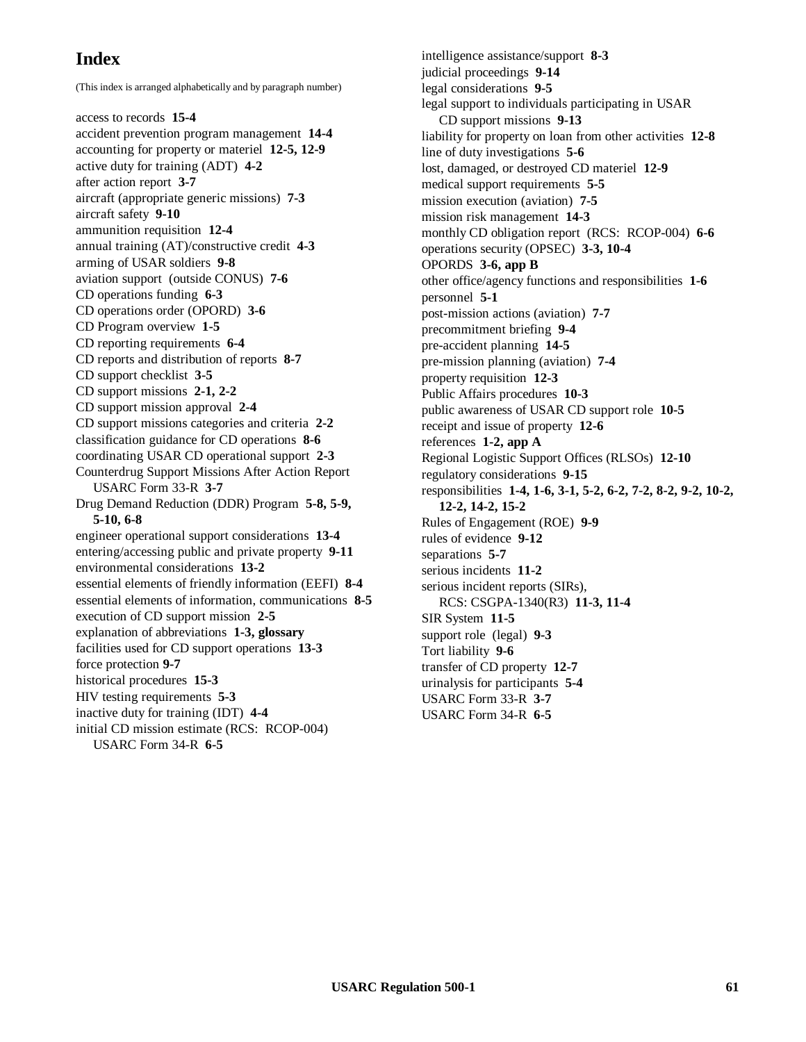# Index

(This index is arranged alphabetically and by paragraph number)

access to records **15-4**
accident prevention program management **14-4**
accounting for property or materiel **12-5, 12-9**
active duty for training (ADT) **4-2**
after action report **3-7**
aircraft (appropriate generic missions) **7-3**
aircraft safety **9-10**
ammunition requisition **12-4**
annual training (AT)/constructive credit **4-3**
arming of USAR soldiers **9-8**
aviation support (outside CONUS) **7-6**
CD operations funding **6-3**
CD operations order (OPORD) **3-6**
CD Program overview **1-5**
CD reporting requirements **6-4**
CD reports and distribution of reports **8-7**
CD support checklist **3-5**
CD support missions **2-1, 2-2**
CD support mission approval **2-4**
CD support missions categories and criteria **2-2**
classification guidance for CD operations **8-6**
coordinating USAR CD operational support **2-3**
Counterdrug Support Missions After Action Report USARC Form 33-R **3-7**
Drug Demand Reduction (DDR) Program **5-8, 5-9, 5-10, 6-8**
engineer operational support considerations **13-4**
entering/accessing public and private property **9-11**
environmental considerations **13-2**
essential elements of friendly information (EEFI) **8-4**
essential elements of information, communications **8-5**
execution of CD support mission **2-5**
explanation of abbreviations **1-3, glossary**
facilities used for CD support operations **13-3**
force protection **9-7**
historical procedures **15-3**
HIV testing requirements **5-3**
inactive duty for training (IDT) **4-4**
initial CD mission estimate (RCS: RCOP-004) USARC Form 34-R **6-5**
intelligence assistance/support **8-3**
judicial proceedings **9-14**
legal considerations **9-5**
legal support to individuals participating in USAR CD support missions **9-13**
liability for property on loan from other activities **12-8**
line of duty investigations **5-6**
lost, damaged, or destroyed CD materiel **12-9**
medical support requirements **5-5**
mission execution (aviation) **7-5**
mission risk management **14-3**
monthly CD obligation report (RCS: RCOP-004) **6-6**
operations security (OPSEC) **3-3, 10-4**
OPORDS **3-6, app B**
other office/agency functions and responsibilities **1-6**
personnel **5-1**
post-mission actions (aviation) **7-7**
precommitment briefing **9-4**
pre-accident planning **14-5**
pre-mission planning (aviation) **7-4**
property requisition **12-3**
Public Affairs procedures **10-3**
public awareness of USAR CD support role **10-5**
receipt and issue of property **12-6**
references **1-2, app A**
Regional Logistic Support Offices (RLSOs) **12-10**
regulatory considerations **9-15**
responsibilities **1-4, 1-6, 3-1, 5-2, 6-2, 7-2, 8-2, 9-2, 10-2, 12-2, 14-2, 15-2**
Rules of Engagement (ROE) **9-9**
rules of evidence **9-12**
separations **5-7**
serious incidents **11-2**
serious incident reports (SIRs), RCS: CSGPA-1340(R3) **11-3, 11-4**
SIR System **11-5**
support role (legal) **9-3**
Tort liability **9-6**
transfer of CD property **12-7**
urinalysis for participants **5-4**
USARC Form 33-R **3-7**
USARC Form 34-R **6-5**